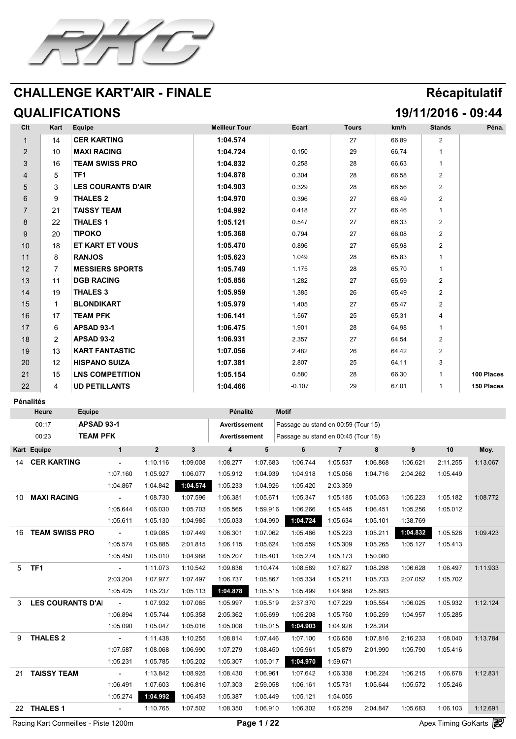# CHALLENGE KART'AIR - FINALE

## Récapitulatif

## QUALIFICATIONS

## 19/11/2016 - 09:44

| Clt | Kart | Equipe | Meilleur Tour | Ecart | Tours | km/h | Stands | Péna. |
|---|---|---|---|---|---|---|---|---|
| 1 | 14 | CER KARTING | 1:04.574 | | 27 | 66,89 | 2 | |
| 2 | 10 | MAXI RACING | 1:04.724 | 0.150 | 29 | 66,74 | 1 | |
| 3 | 16 | TEAM SWISS PRO | 1:04.832 | 0.258 | 28 | 66,63 | 1 | |
| 4 | 5 | TF1 | 1:04.878 | 0.304 | 28 | 66,58 | 2 | |
| 5 | 3 | LES COURANTS D'AIR | 1:04.903 | 0.329 | 28 | 66,56 | 2 | |
| 6 | 9 | THALES 2 | 1:04.970 | 0.396 | 27 | 66,49 | 2 | |
| 7 | 21 | TAISSY TEAM | 1:04.992 | 0.418 | 27 | 66,46 | 1 | |
| 8 | 22 | THALES 1 | 1:05.121 | 0.547 | 27 | 66,33 | 2 | |
| 9 | 20 | TIPOKO | 1:05.368 | 0.794 | 27 | 66,08 | 2 | |
| 10 | 18 | ET KART ET VOUS | 1:05.470 | 0.896 | 27 | 65,98 | 2 | |
| 11 | 8 | RANJOS | 1:05.623 | 1.049 | 28 | 65,83 | 1 | |
| 12 | 7 | MESSIERS SPORTS | 1:05.749 | 1.175 | 28 | 65,70 | 1 | |
| 13 | 11 | DGB RACING | 1:05.856 | 1.282 | 27 | 65,59 | 2 | |
| 14 | 19 | THALES 3 | 1:05.959 | 1.385 | 26 | 65,49 | 2 | |
| 15 | 1 | BLONDIKART | 1:05.979 | 1.405 | 27 | 65,47 | 2 | |
| 16 | 17 | TEAM PFK | 1:06.141 | 1.567 | 25 | 65,31 | 4 | |
| 17 | 6 | APSAD 93-1 | 1:06.475 | 1.901 | 28 | 64,98 | 1 | |
| 18 | 2 | APSAD 93-2 | 1:06.931 | 2.357 | 27 | 64,54 | 2 | |
| 19 | 13 | KART FANTASTIC | 1:07.056 | 2.482 | 26 | 64,42 | 2 | |
| 20 | 12 | HISPANO SUIZA | 1:07.381 | 2.807 | 25 | 64,11 | 3 | |
| 21 | 15 | LNS COMPETITION | 1:05.154 | 0.580 | 28 | 66,30 | 1 | 100 Places |
| 22 | 4 | UD PETILLANTS | 1:04.466 | -0.107 | 29 | 67,01 | 1 | 150 Places |

**Pénalités**

| Heure | Equipe | Pénalité | Motif |
|---|---|---|---|
| 00:17 | APSAD 93-1 | Avertissement | Passage au stand en 00:59 (Tour 15) |
| 00:23 | TEAM PFK | Avertissement | Passage au stand en 00:45 (Tour 18) |

| Kart | Equipe | 1 | 2 | 3 | 4 | 5 | 6 | 7 | 8 | 9 | 10 | Moy. |
|---|---|---|---|---|---|---|---|---|---|---|---|---|
| 14 | CER KARTING | - | 1:10.116 | 1:09.008 | 1:08.277 | 1:07.683 | 1:06.744 | 1:05.537 | 1:06.868 | 1:06.621 | 2:11.255 | 1:13.067 |
| | | 1:07.160 | 1:05.927 | 1:06.077 | 1:05.912 | 1:04.939 | 1:04.918 | 1:05.056 | 1:04.716 | 2:04.262 | 1:05.449 | |
| | | 1:04.867 | 1:04.842 | **1:04.574** | 1:05.233 | 1:04.926 | 1:05.420 | 2:03.359 | | | | |
| 10 | MAXI RACING | - | 1:08.730 | 1:07.596 | 1:06.381 | 1:05.671 | 1:05.347 | 1:05.185 | 1:05.053 | 1:05.223 | 1:05.182 | 1:08.772 |
| | | 1:05.644 | 1:06.030 | 1:05.703 | 1:05.565 | 1:59.916 | 1:06.266 | 1:05.445 | 1:06.451 | 1:05.256 | 1:05.012 | |
| | | 1:05.611 | 1:05.130 | 1:04.985 | 1:05.033 | 1:04.990 | **1:04.724** | 1:05.634 | 1:05.101 | 1:38.769 | | |
| 16 | TEAM SWISS PRO | - | 1:09.085 | 1:07.449 | 1:06.301 | 1:07.062 | 1:05.466 | 1:05.223 | 1:05.211 | **1:04.832** | 1:05.528 | 1:09.423 |
| | | 1:05.574 | 1:05.885 | 2:01.815 | 1:06.115 | 1:05.624 | 1:05.559 | 1:05.309 | 1:05.265 | 1:05.127 | 1:05.413 | |
| | | 1:05.450 | 1:05.010 | 1:04.998 | 1:05.207 | 1:05.401 | 1:05.274 | 1:05.173 | 1:50.080 | | | |
| 5 | TF1 | - | 1:11.073 | 1:10.542 | 1:09.636 | 1:10.474 | 1:08.589 | 1:07.627 | 1:08.298 | 1:06.628 | 1:06.497 | 1:11.933 |
| | | 2:03.204 | 1:07.977 | 1:07.497 | 1:06.737 | 1:05.867 | 1:05.334 | 1:05.211 | 1:05.733 | 2:07.052 | 1:05.702 | |
| | | 1:05.425 | 1:05.237 | 1:05.113 | **1:04.878** | 1:05.515 | 1:05.499 | 1:04.988 | 1:25.883 | | | |
| 3 | LES COURANTS D'AI | - | 1:07.932 | 1:07.085 | 1:05.997 | 1:05.519 | 2:37.370 | 1:07.229 | 1:05.554 | 1:06.025 | 1:05.932 | 1:12.124 |
| | | 1:06.894 | 1:05.744 | 1:05.358 | 2:05.362 | 1:05.699 | 1:05.208 | 1:05.750 | 1:05.259 | 1:04.957 | 1:05.285 | |
| | | 1:05.090 | 1:05.047 | 1:05.016 | 1:05.008 | 1:05.015 | **1:04.903** | 1:04.926 | 1:28.204 | | | |
| 9 | THALES 2 | - | 1:11.438 | 1:10.255 | 1:08.814 | 1:07.446 | 1:07.100 | 1:06.658 | 1:07.816 | 2:16.233 | 1:08.040 | 1:13.784 |
| | | 1:07.587 | 1:08.068 | 1:06.990 | 1:07.279 | 1:08.450 | 1:05.961 | 1:05.879 | 2:01.990 | 1:05.790 | 1:05.416 | |
| | | 1:05.231 | 1:05.785 | 1:05.202 | 1:05.307 | 1:05.017 | **1:04.970** | 1:59.671 | | | | |
| 21 | TAISSY TEAM | - | 1:13.842 | 1:08.925 | 1:08.430 | 1:06.961 | 1:07.642 | 1:06.338 | 1:06.224 | 1:06.215 | 1:06.678 | 1:12.831 |
| | | 1:06.491 | 1:07.603 | 1:06.816 | 1:07.303 | 2:59.058 | 1:06.161 | 1:05.731 | 1:05.644 | 1:05.572 | 1:05.246 | |
| | | 1:05.274 | **1:04.992** | 1:06.453 | 1:05.387 | 1:05.449 | 1:05.121 | 1:54.055 | | | | |
| 22 | THALES 1 | - | 1:10.765 | 1:07.502 | 1:08.350 | 1:06.910 | 1:06.302 | 1:06.259 | 2:04.847 | 1:05.683 | 1:06.103 | 1:12.691 |

Racing Kart Cormeilles - Piste 1200m

Apex Timing GoKarts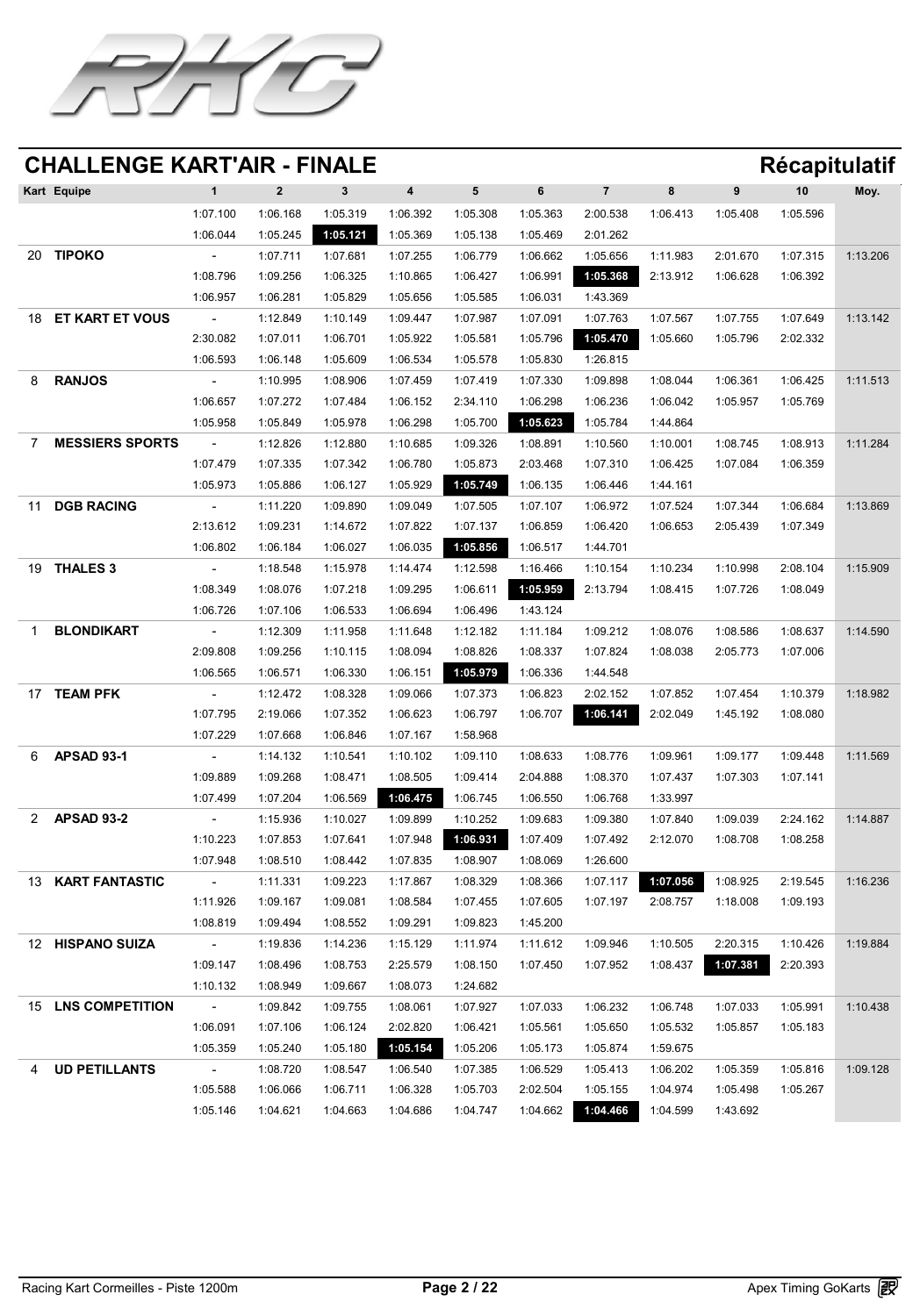## CHALLENGE KART'AIR - FINALE

**Récapitulatif**

| Kart | Equipe | 1 | 2 | 3 | 4 | 5 | 6 | 7 | 8 | 9 | 10 | Moy. |
|---|---|---|---|---|---|---|---|---|---|---|---|---|
| | | 1:07.100 | 1:06.168 | 1:05.319 | 1:06.392 | 1:05.308 | 1:05.363 | 2:00.538 | 1:06.413 | 1:05.408 | 1:05.596 | |
| | | 1:06.044 | 1:05.245 | **1:05.121** | 1:05.369 | 1:05.138 | 1:05.469 | 2:01.262 | | | | |
| 20 | **TIPOKO** | - | 1:07.711 | 1:07.681 | 1:07.255 | 1:06.779 | 1:06.662 | 1:05.656 | 1:11.983 | 2:01.670 | 1:07.315 | 1:13.206 |
| | | 1:08.796 | 1:09.256 | 1:06.325 | 1:10.865 | 1:06.427 | 1:06.991 | **1:05.368** | 2:13.912 | 1:06.628 | 1:06.392 | |
| | | 1:06.957 | 1:06.281 | 1:05.829 | 1:05.656 | 1:05.585 | 1:06.031 | 1:43.369 | | | | |
| 18 | **ET KART ET VOUS** | - | 1:12.849 | 1:10.149 | 1:09.447 | 1:07.987 | 1:07.091 | 1:07.763 | 1:07.567 | 1:07.755 | 1:07.649 | 1:13.142 |
| | | 2:30.082 | 1:07.011 | 1:06.701 | 1:05.922 | 1:05.581 | 1:05.796 | **1:05.470** | 1:05.660 | 1:05.796 | 2:02.332 | |
| | | 1:06.593 | 1:06.148 | 1:05.609 | 1:06.534 | 1:05.578 | 1:05.830 | 1:26.815 | | | | |
| 8 | **RANJOS** | - | 1:10.995 | 1:08.906 | 1:07.459 | 1:07.419 | 1:07.330 | 1:09.898 | 1:08.044 | 1:06.361 | 1:06.425 | 1:11.513 |
| | | 1:06.657 | 1:07.272 | 1:07.484 | 1:06.152 | 2:34.110 | 1:06.298 | 1:06.236 | 1:06.042 | 1:05.957 | 1:05.769 | |
| | | 1:05.958 | 1:05.849 | 1:05.978 | 1:06.298 | 1:05.700 | **1:05.623** | 1:05.784 | 1:44.864 | | | |
| 7 | **MESSIERS SPORTS** | - | 1:12.826 | 1:12.880 | 1:10.685 | 1:09.326 | 1:08.891 | 1:10.560 | 1:10.001 | 1:08.745 | 1:08.913 | 1:11.284 |
| | | 1:07.479 | 1:07.335 | 1:07.342 | 1:06.780 | 1:05.873 | 2:03.468 | 1:07.310 | 1:06.425 | 1:07.084 | 1:06.359 | |
| | | 1:05.973 | 1:05.886 | 1:06.127 | 1:05.929 | **1:05.749** | 1:06.135 | 1:06.446 | 1:44.161 | | | |
| 11 | **DGB RACING** | - | 1:11.220 | 1:09.890 | 1:09.049 | 1:07.505 | 1:07.107 | 1:06.972 | 1:07.524 | 1:07.344 | 1:06.684 | 1:13.869 |
| | | 2:13.612 | 1:09.231 | 1:14.672 | 1:07.822 | 1:07.137 | 1:06.859 | 1:06.420 | 1:06.653 | 2:05.439 | 1:07.349 | |
| | | 1:06.802 | 1:06.184 | 1:06.027 | 1:06.035 | **1:05.856** | 1:06.517 | 1:44.701 | | | | |
| 19 | **THALES 3** | - | 1:18.548 | 1:15.978 | 1:14.474 | 1:12.598 | 1:16.466 | 1:10.154 | 1:10.234 | 1:10.998 | 2:08.104 | 1:15.909 |
| | | 1:08.349 | 1:08.076 | 1:07.218 | 1:09.295 | 1:06.611 | **1:05.959** | 2:13.794 | 1:08.415 | 1:07.726 | 1:08.049 | |
| | | 1:06.726 | 1:07.106 | 1:06.533 | 1:06.694 | 1:06.496 | 1:43.124 | | | | | |
| 1 | **BLONDIKART** | - | 1:12.309 | 1:11.958 | 1:11.648 | 1:12.182 | 1:11.184 | 1:09.212 | 1:08.076 | 1:08.586 | 1:08.637 | 1:14.590 |
| | | 2:09.808 | 1:09.256 | 1:10.115 | 1:08.094 | 1:08.826 | 1:08.337 | 1:07.824 | 1:08.038 | 2:05.773 | 1:07.006 | |
| | | 1:06.565 | 1:06.571 | 1:06.330 | 1:06.151 | **1:05.979** | 1:06.336 | 1:44.548 | | | | |
| 17 | **TEAM PFK** | - | 1:12.472 | 1:08.328 | 1:09.066 | 1:07.373 | 1:06.823 | 2:02.152 | 1:07.852 | 1:07.454 | 1:10.379 | 1:18.982 |
| | | 1:07.795 | 2:19.066 | 1:07.352 | 1:06.623 | 1:06.797 | 1:06.707 | **1:06.141** | 2:02.049 | 1:45.192 | 1:08.080 | |
| | | 1:07.229 | 1:07.668 | 1:06.846 | 1:07.167 | 1:58.968 | | | | | | |
| 6 | **APSAD 93-1** | - | 1:14.132 | 1:10.541 | 1:10.102 | 1:09.110 | 1:08.633 | 1:08.776 | 1:09.961 | 1:09.177 | 1:09.448 | 1:11.569 |
| | | 1:09.889 | 1:09.268 | 1:08.471 | 1:08.505 | 1:09.414 | 2:04.888 | 1:08.370 | 1:07.437 | 1:07.303 | 1:07.141 | |
| | | 1:07.499 | 1:07.204 | 1:06.569 | **1:06.475** | 1:06.745 | 1:06.550 | 1:06.768 | 1:33.997 | | | |
| 2 | **APSAD 93-2** | - | 1:15.936 | 1:10.027 | 1:09.899 | 1:10.252 | 1:09.683 | 1:09.380 | 1:07.840 | 1:09.039 | 2:24.162 | 1:14.887 |
| | | 1:10.223 | 1:07.853 | 1:07.641 | 1:07.948 | **1:06.931** | 1:07.409 | 1:07.492 | 2:12.070 | 1:08.708 | 1:08.258 | |
| | | 1:07.948 | 1:08.510 | 1:08.442 | 1:07.835 | 1:08.907 | 1:08.069 | 1:26.600 | | | | |
| 13 | **KART FANTASTIC** | - | 1:11.331 | 1:09.223 | 1:17.867 | 1:08.329 | 1:08.366 | 1:07.117 | **1:07.056** | 1:08.925 | 2:19.545 | 1:16.236 |
| | | 1:11.926 | 1:09.167 | 1:09.081 | 1:08.584 | 1:07.455 | 1:07.605 | 1:07.197 | 2:08.757 | 1:18.008 | 1:09.193 | |
| | | 1:08.819 | 1:09.494 | 1:08.552 | 1:09.291 | 1:09.823 | 1:45.200 | | | | | |
| 12 | **HISPANO SUIZA** | - | 1:19.836 | 1:14.236 | 1:15.129 | 1:11.974 | 1:11.612 | 1:09.946 | 1:10.505 | 2:20.315 | 1:10.426 | 1:19.884 |
| | | 1:09.147 | 1:08.496 | 1:08.753 | 2:25.579 | 1:08.150 | 1:07.450 | 1:07.952 | 1:08.437 | **1:07.381** | 2:20.393 | |
| | | 1:10.132 | 1:08.949 | 1:09.667 | 1:08.073 | 1:24.682 | | | | | | |
| 15 | **LNS COMPETITION** | - | 1:09.842 | 1:09.755 | 1:08.061 | 1:07.927 | 1:07.033 | 1:06.232 | 1:06.748 | 1:07.033 | 1:05.991 | 1:10.438 |
| | | 1:06.091 | 1:07.106 | 1:06.124 | 2:02.820 | 1:06.421 | 1:05.561 | 1:05.650 | 1:05.532 | 1:05.857 | 1:05.183 | |
| | | 1:05.359 | 1:05.240 | 1:05.180 | **1:05.154** | 1:05.206 | 1:05.173 | 1:05.874 | 1:59.675 | | | |
| 4 | **UD PETILLANTS** | - | 1:08.720 | 1:08.547 | 1:06.540 | 1:07.385 | 1:06.529 | 1:05.413 | 1:06.202 | 1:05.359 | 1:05.816 | 1:09.128 |
| | | 1:05.588 | 1:06.066 | 1:06.711 | 1:06.328 | 1:05.703 | 2:02.504 | 1:05.155 | 1:04.974 | 1:05.498 | 1:05.267 | |
| | | 1:05.146 | 1:04.621 | 1:04.663 | 1:04.686 | 1:04.747 | 1:04.662 | **1:04.466** | 1:04.599 | 1:43.692 | | |

Racing Kart Cormeilles - Piste 1200m

Apex Timing GoKarts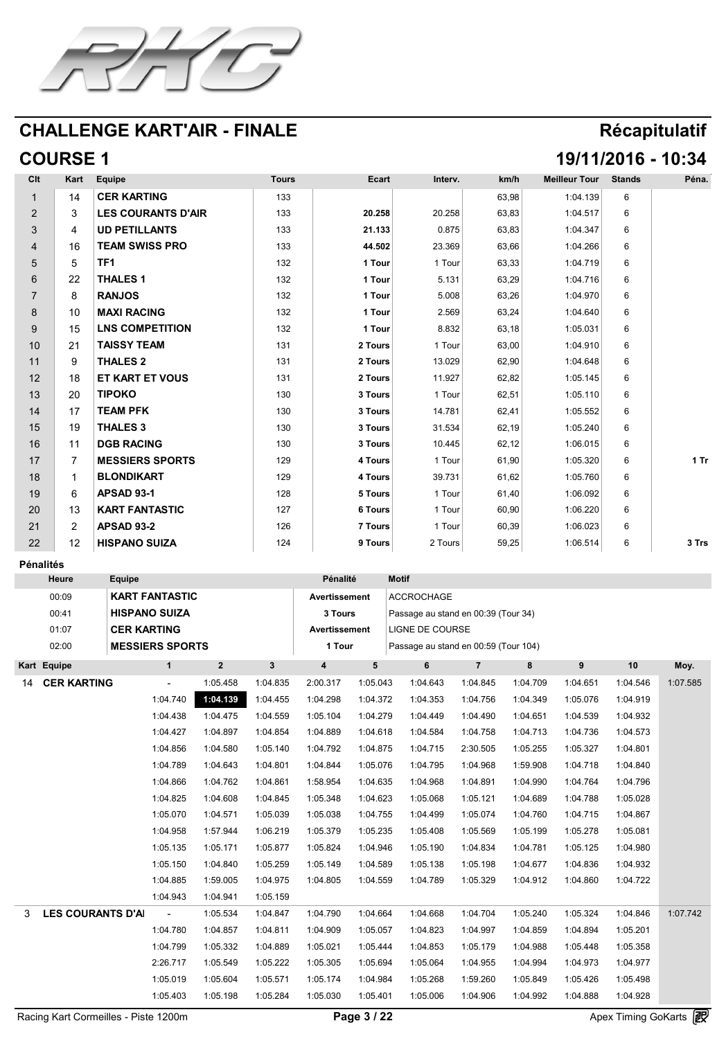# CHALLENGE KART'AIR - FINALE

**Récapitulatif**

## COURSE 1

**19/11/2016 - 10:34**

| Clt | Kart | Equipe | Tours | Ecart | Interv. | km/h | Meilleur Tour | Stands | Péna. |
|---|---|---|---|---|---|---|---|---|---|
| 1 | 14 | **CER KARTING** | 133 | | | 63,98 | 1:04.139 | 6 | |
| 2 | 3 | **LES COURANTS D'AIR** | 133 | **20.258** | 20.258 | 63,83 | 1:04.517 | 6 | |
| 3 | 4 | **UD PETILLANTS** | 133 | **21.133** | 0.875 | 63,83 | 1:04.347 | 6 | |
| 4 | 16 | **TEAM SWISS PRO** | 133 | **44.502** | 23.369 | 63,66 | 1:04.266 | 6 | |
| 5 | 5 | **TF1** | 132 | **1 Tour** | 1 Tour | 63,33 | 1:04.719 | 6 | |
| 6 | 22 | **THALES 1** | 132 | **1 Tour** | 5.131 | 63,29 | 1:04.716 | 6 | |
| 7 | 8 | **RANJOS** | 132 | **1 Tour** | 5.008 | 63,26 | 1:04.970 | 6 | |
| 8 | 10 | **MAXI RACING** | 132 | **1 Tour** | 2.569 | 63,24 | 1:04.640 | 6 | |
| 9 | 15 | **LNS COMPETITION** | 132 | **1 Tour** | 8.832 | 63,18 | 1:05.031 | 6 | |
| 10 | 21 | **TAISSY TEAM** | 131 | **2 Tours** | 1 Tour | 63,00 | 1:04.910 | 6 | |
| 11 | 9 | **THALES 2** | 131 | **2 Tours** | 13.029 | 62,90 | 1:04.648 | 6 | |
| 12 | 18 | **ET KART ET VOUS** | 131 | **2 Tours** | 11.927 | 62,82 | 1:05.145 | 6 | |
| 13 | 20 | **TIPOKO** | 130 | **3 Tours** | 1 Tour | 62,51 | 1:05.110 | 6 | |
| 14 | 17 | **TEAM PFK** | 130 | **3 Tours** | 14.781 | 62,41 | 1:05.552 | 6 | |
| 15 | 19 | **THALES 3** | 130 | **3 Tours** | 31.534 | 62,19 | 1:05.240 | 6 | |
| 16 | 11 | **DGB RACING** | 130 | **3 Tours** | 10.445 | 62,12 | 1:06.015 | 6 | |
| 17 | 7 | **MESSIERS SPORTS** | 129 | **4 Tours** | 1 Tour | 61,90 | 1:05.320 | 6 | **1 Tr** |
| 18 | 1 | **BLONDIKART** | 129 | **4 Tours** | 39.731 | 61,62 | 1:05.760 | 6 | |
| 19 | 6 | **APSAD 93-1** | 128 | **5 Tours** | 1 Tour | 61,40 | 1:06.092 | 6 | |
| 20 | 13 | **KART FANTASTIC** | 127 | **6 Tours** | 1 Tour | 60,90 | 1:06.220 | 6 | |
| 21 | 2 | **APSAD 93-2** | 126 | **7 Tours** | 1 Tour | 60,39 | 1:06.023 | 6 | |
| 22 | 12 | **HISPANO SUIZA** | 124 | **9 Tours** | 2 Tours | 59,25 | 1:06.514 | 6 | **3 Trs** |

**Pénalités**

| Heure | Equipe | Pénalité | Motif |
|---|---|---|---|
| 00:09 | **KART FANTASTIC** | **Avertissement** | ACCROCHAGE |
| 00:41 | **HISPANO SUIZA** | **3 Tours** | Passage au stand en 00:39 (Tour 34) |
| 01:07 | **CER KARTING** | **Avertissement** | LIGNE DE COURSE |
| 02:00 | **MESSIERS SPORTS** | **1 Tour** | Passage au stand en 00:59 (Tour 104) |

| Kart | Equipe | 1 | 2 | 3 | 4 | 5 | 6 | 7 | 8 | 9 | 10 | Moy. |
|---|---|---|---|---|---|---|---|---|---|---|---|---|
| 14 | **CER KARTING** | - | 1:05.458 | 1:04.835 | 2:00.317 | 1:05.043 | 1:04.643 | 1:04.845 | 1:04.709 | 1:04.651 | 1:04.546 | 1:07.585 |
| | | 1:04.740 | **1:04.139** | 1:04.455 | 1:04.298 | 1:04.372 | 1:04.353 | 1:04.756 | 1:04.349 | 1:05.076 | 1:04.919 | |
| | | 1:04.438 | 1:04.475 | 1:04.559 | 1:05.104 | 1:04.279 | 1:04.449 | 1:04.490 | 1:04.651 | 1:04.539 | 1:04.932 | |
| | | 1:04.427 | 1:04.897 | 1:04.854 | 1:04.889 | 1:04.618 | 1:04.584 | 1:04.758 | 1:04.713 | 1:04.736 | 1:04.573 | |
| | | 1:04.856 | 1:04.580 | 1:05.140 | 1:04.792 | 1:04.875 | 1:04.715 | 2:30.505 | 1:05.255 | 1:05.327 | 1:04.801 | |
| | | 1:04.789 | 1:04.643 | 1:04.801 | 1:04.844 | 1:05.076 | 1:04.795 | 1:04.968 | 1:59.908 | 1:04.718 | 1:04.840 | |
| | | 1:04.866 | 1:04.762 | 1:04.861 | 1:58.954 | 1:04.635 | 1:04.968 | 1:04.891 | 1:04.990 | 1:04.764 | 1:04.796 | |
| | | 1:04.825 | 1:04.608 | 1:04.845 | 1:05.348 | 1:04.623 | 1:05.068 | 1:05.121 | 1:04.689 | 1:04.788 | 1:05.028 | |
| | | 1:05.070 | 1:04.571 | 1:05.039 | 1:05.038 | 1:04.755 | 1:04.499 | 1:05.074 | 1:04.760 | 1:04.715 | 1:04.867 | |
| | | 1:04.958 | 1:57.944 | 1:06.219 | 1:05.379 | 1:05.235 | 1:05.408 | 1:05.569 | 1:05.199 | 1:05.278 | 1:05.081 | |
| | | 1:05.135 | 1:05.171 | 1:05.877 | 1:05.824 | 1:04.946 | 1:05.190 | 1:04.834 | 1:04.781 | 1:05.125 | 1:04.980 | |
| | | 1:05.150 | 1:04.840 | 1:05.259 | 1:05.149 | 1:04.589 | 1:05.138 | 1:05.198 | 1:04.677 | 1:04.836 | 1:04.932 | |
| | | 1:04.885 | 1:59.005 | 1:04.975 | 1:04.805 | 1:04.559 | 1:04.789 | 1:05.329 | 1:04.912 | 1:04.860 | 1:04.722 | |
| | | 1:04.943 | 1:04.941 | 1:05.159 | | | | | | | | |
| 3 | **LES COURANTS D'AI** | - | 1:05.534 | 1:04.847 | 1:04.790 | 1:04.664 | 1:04.668 | 1:04.704 | 1:05.240 | 1:05.324 | 1:04.846 | 1:07.742 |
| | | 1:04.780 | 1:04.857 | 1:04.811 | 1:04.909 | 1:05.057 | 1:04.823 | 1:04.997 | 1:04.859 | 1:04.894 | 1:05.201 | |
| | | 1:04.799 | 1:05.332 | 1:04.889 | 1:05.021 | 1:05.444 | 1:04.853 | 1:05.179 | 1:04.988 | 1:05.448 | 1:05.358 | |
| | | 2:26.717 | 1:05.549 | 1:05.222 | 1:05.305 | 1:05.694 | 1:05.064 | 1:04.955 | 1:04.994 | 1:04.973 | 1:04.977 | |
| | | 1:05.019 | 1:05.604 | 1:05.571 | 1:05.174 | 1:04.984 | 1:05.268 | 1:59.260 | 1:05.849 | 1:05.426 | 1:05.498 | |
| | | 1:05.403 | 1:05.198 | 1:05.284 | 1:05.030 | 1:05.401 | 1:05.006 | 1:04.906 | 1:04.992 | 1:04.888 | 1:04.928 | |

Racing Kart Cormeilles - Piste 1200m

Apex Timing GoKarts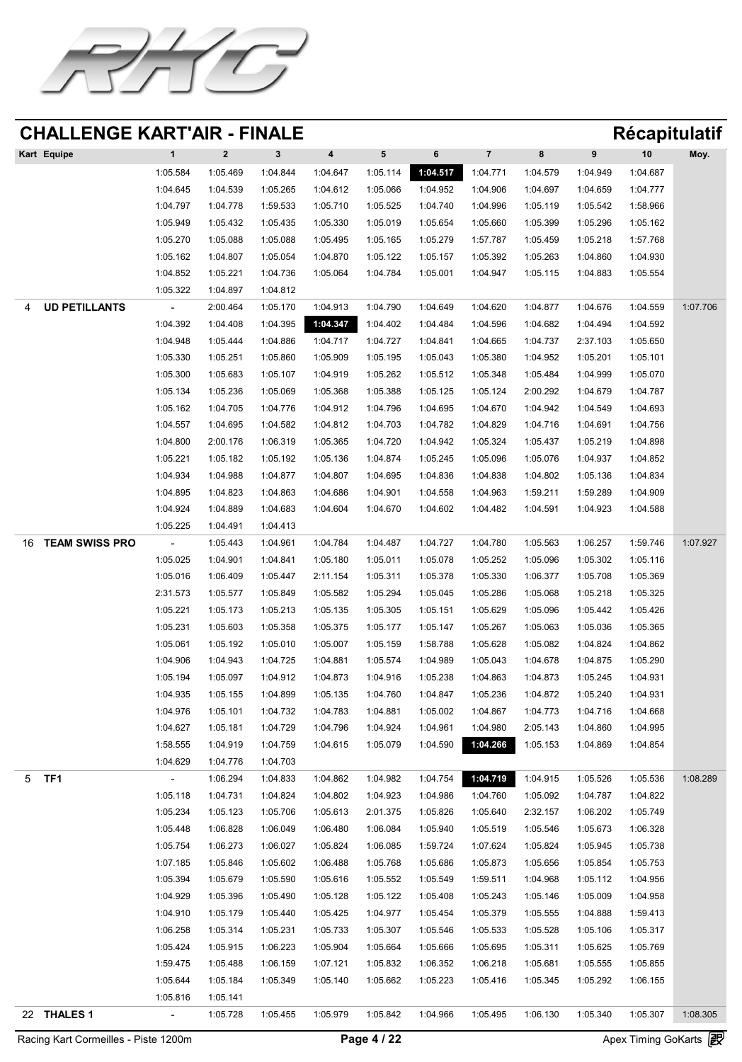## CHALLENGE KART'AIR - FINALE

**Récapitulatif**

| Kart | Equipe | 1 | 2 | 3 | 4 | 5 | 6 | 7 | 8 | 9 | 10 | Moy. |
|---|---|---|---|---|---|---|---|---|---|---|---|---|
| | | 1:05.584 | 1:05.469 | 1:04.844 | 1:04.647 | 1:05.114 | **1:04.517** | 1:04.771 | 1:04.579 | 1:04.949 | 1:04.687 | |
| | | 1:04.645 | 1:04.539 | 1:05.265 | 1:04.612 | 1:05.066 | 1:04.952 | 1:04.906 | 1:04.697 | 1:04.659 | 1:04.777 | |
| | | 1:04.797 | 1:04.778 | 1:59.533 | 1:05.710 | 1:05.525 | 1:04.740 | 1:04.996 | 1:05.119 | 1:05.542 | 1:58.966 | |
| | | 1:05.949 | 1:05.432 | 1:05.435 | 1:05.330 | 1:05.019 | 1:05.654 | 1:05.660 | 1:05.399 | 1:05.296 | 1:05.162 | |
| | | 1:05.270 | 1:05.088 | 1:05.088 | 1:05.495 | 1:05.165 | 1:05.279 | 1:57.787 | 1:05.459 | 1:05.218 | 1:57.768 | |
| | | 1:05.162 | 1:04.807 | 1:05.054 | 1:04.870 | 1:05.122 | 1:05.157 | 1:05.392 | 1:05.263 | 1:04.860 | 1:04.930 | |
| | | 1:04.852 | 1:05.221 | 1:04.736 | 1:05.064 | 1:04.784 | 1:05.001 | 1:04.947 | 1:05.115 | 1:04.883 | 1:05.554 | |
| | | 1:05.322 | 1:04.897 | 1:04.812 | | | | | | | | |
| 4 | **UD PETILLANTS** | - | 2:00.464 | 1:05.170 | 1:04.913 | 1:04.790 | 1:04.649 | 1:04.620 | 1:04.877 | 1:04.676 | 1:04.559 | 1:07.706 |
| | | 1:04.392 | 1:04.408 | 1:04.395 | **1:04.347** | 1:04.402 | 1:04.484 | 1:04.596 | 1:04.682 | 1:04.494 | 1:04.592 | |
| | | 1:04.948 | 1:05.444 | 1:04.886 | 1:04.717 | 1:04.727 | 1:04.841 | 1:04.665 | 1:04.737 | 2:37.103 | 1:05.650 | |
| | | 1:05.330 | 1:05.251 | 1:05.860 | 1:05.909 | 1:05.195 | 1:05.043 | 1:05.380 | 1:04.952 | 1:05.201 | 1:05.101 | |
| | | 1:05.300 | 1:05.683 | 1:05.107 | 1:04.919 | 1:05.262 | 1:05.512 | 1:05.348 | 1:05.484 | 1:04.999 | 1:05.070 | |
| | | 1:05.134 | 1:05.236 | 1:05.069 | 1:05.368 | 1:05.388 | 1:05.125 | 1:05.124 | 2:00.292 | 1:04.679 | 1:04.787 | |
| | | 1:05.162 | 1:04.705 | 1:04.776 | 1:04.912 | 1:04.796 | 1:04.695 | 1:04.670 | 1:04.942 | 1:04.549 | 1:04.693 | |
| | | 1:04.557 | 1:04.695 | 1:04.582 | 1:04.812 | 1:04.703 | 1:04.782 | 1:04.829 | 1:04.716 | 1:04.691 | 1:04.756 | |
| | | 1:04.800 | 2:00.176 | 1:06.319 | 1:05.365 | 1:04.720 | 1:04.942 | 1:05.324 | 1:05.437 | 1:05.219 | 1:04.898 | |
| | | 1:05.221 | 1:05.182 | 1:05.192 | 1:05.136 | 1:04.874 | 1:05.245 | 1:05.096 | 1:05.076 | 1:04.937 | 1:04.852 | |
| | | 1:04.934 | 1:04.988 | 1:04.877 | 1:04.807 | 1:04.695 | 1:04.836 | 1:04.838 | 1:04.802 | 1:05.136 | 1:04.834 | |
| | | 1:04.895 | 1:04.823 | 1:04.863 | 1:04.686 | 1:04.901 | 1:04.558 | 1:04.963 | 1:59.211 | 1:59.289 | 1:04.909 | |
| | | 1:04.924 | 1:04.889 | 1:04.683 | 1:04.604 | 1:04.670 | 1:04.602 | 1:04.482 | 1:04.591 | 1:04.923 | 1:04.588 | |
| | | 1:05.225 | 1:04.491 | 1:04.413 | | | | | | | | |
| 16 | **TEAM SWISS PRO** | - | 1:05.443 | 1:04.961 | 1:04.784 | 1:04.487 | 1:04.727 | 1:04.780 | 1:05.563 | 1:06.257 | 1:59.746 | 1:07.927 |
| | | 1:05.025 | 1:04.901 | 1:04.841 | 1:05.180 | 1:05.011 | 1:05.078 | 1:05.252 | 1:05.096 | 1:05.302 | 1:05.116 | |
| | | 1:05.016 | 1:06.409 | 1:05.447 | 2:11.154 | 1:05.311 | 1:05.378 | 1:05.330 | 1:06.377 | 1:05.708 | 1:05.369 | |
| | | 2:31.573 | 1:05.577 | 1:05.849 | 1:05.582 | 1:05.294 | 1:05.045 | 1:05.286 | 1:05.068 | 1:05.218 | 1:05.325 | |
| | | 1:05.221 | 1:05.173 | 1:05.213 | 1:05.135 | 1:05.305 | 1:05.151 | 1:05.629 | 1:05.096 | 1:05.442 | 1:05.426 | |
| | | 1:05.231 | 1:05.603 | 1:05.358 | 1:05.375 | 1:05.177 | 1:05.147 | 1:05.267 | 1:05.063 | 1:05.036 | 1:05.365 | |
| | | 1:05.061 | 1:05.192 | 1:05.010 | 1:05.007 | 1:05.159 | 1:58.788 | 1:05.628 | 1:05.082 | 1:04.824 | 1:04.862 | |
| | | 1:04.906 | 1:04.943 | 1:04.725 | 1:04.881 | 1:05.574 | 1:04.989 | 1:05.043 | 1:04.678 | 1:04.875 | 1:05.290 | |
| | | 1:05.194 | 1:05.097 | 1:04.912 | 1:04.873 | 1:04.916 | 1:05.238 | 1:04.863 | 1:04.873 | 1:05.245 | 1:04.931 | |
| | | 1:04.935 | 1:05.155 | 1:04.899 | 1:05.135 | 1:04.760 | 1:04.847 | 1:05.236 | 1:04.872 | 1:05.240 | 1:04.931 | |
| | | 1:04.976 | 1:05.101 | 1:04.732 | 1:04.783 | 1:04.881 | 1:05.002 | 1:04.867 | 1:04.773 | 1:04.716 | 1:04.668 | |
| | | 1:04.627 | 1:05.181 | 1:04.729 | 1:04.796 | 1:04.924 | 1:04.961 | 1:04.980 | 2:05.143 | 1:04.860 | 1:04.995 | |
| | | 1:58.555 | 1:04.919 | 1:04.759 | 1:04.615 | 1:05.079 | 1:04.590 | **1:04.266** | 1:05.153 | 1:04.869 | 1:04.854 | |
| | | 1:04.629 | 1:04.776 | 1:04.703 | | | | | | | | |
| 5 | **TF1** | - | 1:06.294 | 1:04.833 | 1:04.862 | 1:04.982 | 1:04.754 | **1:04.719** | 1:04.915 | 1:05.526 | 1:05.536 | 1:08.289 |
| | | 1:05.118 | 1:04.731 | 1:04.824 | 1:04.802 | 1:04.923 | 1:04.986 | 1:04.760 | 1:05.092 | 1:04.787 | 1:04.822 | |
| | | 1:05.234 | 1:05.123 | 1:05.706 | 1:05.613 | 2:01.375 | 1:05.826 | 1:05.640 | 2:32.157 | 1:06.202 | 1:05.749 | |
| | | 1:05.448 | 1:06.828 | 1:06.049 | 1:06.480 | 1:06.084 | 1:05.940 | 1:05.519 | 1:05.546 | 1:05.673 | 1:06.328 | |
| | | 1:05.754 | 1:06.273 | 1:06.027 | 1:05.824 | 1:06.085 | 1:59.724 | 1:07.624 | 1:05.824 | 1:05.945 | 1:05.738 | |
| | | 1:07.185 | 1:05.846 | 1:05.602 | 1:06.488 | 1:05.768 | 1:05.686 | 1:05.873 | 1:05.656 | 1:05.854 | 1:05.753 | |
| | | 1:05.394 | 1:05.679 | 1:05.590 | 1:05.616 | 1:05.552 | 1:05.549 | 1:59.511 | 1:04.968 | 1:05.112 | 1:04.956 | |
| | | 1:04.929 | 1:05.396 | 1:05.490 | 1:05.128 | 1:05.122 | 1:05.408 | 1:05.243 | 1:05.146 | 1:05.009 | 1:04.958 | |
| | | 1:04.910 | 1:05.179 | 1:05.440 | 1:05.425 | 1:04.977 | 1:05.454 | 1:05.379 | 1:05.555 | 1:04.888 | 1:59.413 | |
| | | 1:06.258 | 1:05.314 | 1:05.231 | 1:05.733 | 1:05.307 | 1:05.546 | 1:05.533 | 1:05.528 | 1:05.106 | 1:05.317 | |
| | | 1:05.424 | 1:05.915 | 1:06.223 | 1:05.904 | 1:05.664 | 1:05.666 | 1:05.695 | 1:05.311 | 1:05.625 | 1:05.769 | |
| | | 1:59.475 | 1:05.488 | 1:06.159 | 1:07.121 | 1:05.832 | 1:06.352 | 1:06.218 | 1:05.681 | 1:05.555 | 1:05.855 | |
| | | 1:05.644 | 1:05.184 | 1:05.349 | 1:05.140 | 1:05.662 | 1:05.223 | 1:05.416 | 1:05.345 | 1:05.292 | 1:06.155 | |
| | | 1:05.816 | 1:05.141 | | | | | | | | | |
| 22 | **THALES 1** | - | 1:05.728 | 1:05.455 | 1:05.979 | 1:05.842 | 1:04.966 | 1:05.495 | 1:06.130 | 1:05.340 | 1:05.307 | 1:08.305 |

Racing Kart Cormeilles - Piste 1200m

Apex Timing GoKarts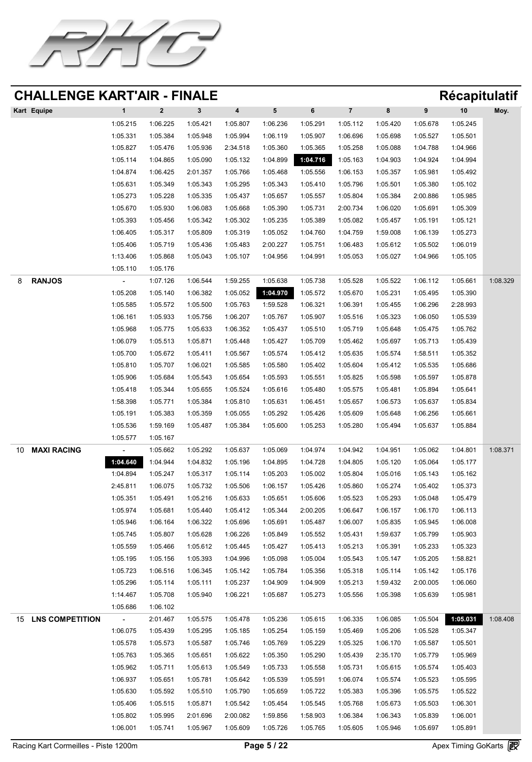## CHALLENGE KART'AIR - FINALE

**Récapitulatif**

| Kart | Equipe | 1 | 2 | 3 | 4 | 5 | 6 | 7 | 8 | 9 | 10 | Moy. |
|---|---|---|---|---|---|---|---|---|---|---|---|---|
| | | 1:05.215 | 1:06.225 | 1:05.421 | 1:05.807 | 1:06.236 | 1:05.291 | 1:05.112 | 1:05.420 | 1:05.678 | 1:05.245 | |
| | | 1:05.331 | 1:05.384 | 1:05.948 | 1:05.994 | 1:06.119 | 1:05.907 | 1:06.696 | 1:05.698 | 1:05.527 | 1:05.501 | |
| | | 1:05.827 | 1:05.476 | 1:05.936 | 2:34.518 | 1:05.360 | 1:05.365 | 1:05.258 | 1:05.088 | 1:04.788 | 1:04.966 | |
| | | 1:05.114 | 1:04.865 | 1:05.090 | 1:05.132 | 1:04.899 | **1:04.716** | 1:05.163 | 1:04.903 | 1:04.924 | 1:04.994 | |
| | | 1:04.874 | 1:06.425 | 2:01.357 | 1:05.766 | 1:05.468 | 1:05.556 | 1:06.153 | 1:05.357 | 1:05.981 | 1:05.492 | |
| | | 1:05.631 | 1:05.349 | 1:05.343 | 1:05.295 | 1:05.343 | 1:05.410 | 1:05.796 | 1:05.501 | 1:05.380 | 1:05.102 | |
| | | 1:05.273 | 1:05.228 | 1:05.335 | 1:05.437 | 1:05.657 | 1:05.557 | 1:05.804 | 1:05.384 | 2:00.886 | 1:05.985 | |
| | | 1:05.670 | 1:05.930 | 1:06.083 | 1:05.668 | 1:05.390 | 1:05.731 | 2:00.734 | 1:06.020 | 1:05.691 | 1:05.309 | |
| | | 1:05.393 | 1:05.456 | 1:05.342 | 1:05.302 | 1:05.235 | 1:05.389 | 1:05.082 | 1:05.457 | 1:05.191 | 1:05.121 | |
| | | 1:06.405 | 1:05.317 | 1:05.809 | 1:05.319 | 1:05.052 | 1:04.760 | 1:04.759 | 1:59.008 | 1:06.139 | 1:05.273 | |
| | | 1:05.406 | 1:05.719 | 1:05.436 | 1:05.483 | 2:00.227 | 1:05.751 | 1:06.483 | 1:05.612 | 1:05.502 | 1:06.019 | |
| | | 1:13.406 | 1:05.868 | 1:05.043 | 1:05.107 | 1:04.956 | 1:04.991 | 1:05.053 | 1:05.027 | 1:04.966 | 1:05.105 | |
| | | 1:05.110 | 1:05.176 | | | | | | | | | |
| 8 | **RANJOS** | - | 1:07.126 | 1:06.544 | 1:59.255 | 1:05.638 | 1:05.738 | 1:05.528 | 1:05.522 | 1:06.112 | 1:05.661 | 1:08.329 |
| | | 1:05.208 | 1:05.140 | 1:06.382 | 1:05.052 | **1:04.970** | 1:05.572 | 1:05.670 | 1:05.231 | 1:05.495 | 1:05.390 | |
| | | 1:05.585 | 1:05.572 | 1:05.500 | 1:05.763 | 1:59.528 | 1:06.321 | 1:06.391 | 1:05.455 | 1:06.296 | 2:28.993 | |
| | | 1:06.161 | 1:05.933 | 1:05.756 | 1:06.207 | 1:05.767 | 1:05.907 | 1:05.516 | 1:05.323 | 1:06.050 | 1:05.539 | |
| | | 1:05.968 | 1:05.775 | 1:05.633 | 1:06.352 | 1:05.437 | 1:05.510 | 1:05.719 | 1:05.648 | 1:05.475 | 1:05.762 | |
| | | 1:06.079 | 1:05.513 | 1:05.871 | 1:05.448 | 1:05.427 | 1:05.709 | 1:05.462 | 1:05.697 | 1:05.713 | 1:05.439 | |
| | | 1:05.700 | 1:05.672 | 1:05.411 | 1:05.567 | 1:05.574 | 1:05.412 | 1:05.635 | 1:05.574 | 1:58.511 | 1:05.352 | |
| | | 1:05.810 | 1:05.707 | 1:06.021 | 1:05.585 | 1:05.580 | 1:05.402 | 1:05.604 | 1:05.412 | 1:05.535 | 1:05.686 | |
| | | 1:05.906 | 1:05.684 | 1:05.543 | 1:05.654 | 1:05.593 | 1:05.551 | 1:05.825 | 1:05.598 | 1:05.597 | 1:05.878 | |
| | | 1:05.418 | 1:05.344 | 1:05.655 | 1:05.524 | 1:05.616 | 1:05.480 | 1:05.575 | 1:05.481 | 1:05.894 | 1:05.641 | |
| | | 1:58.398 | 1:05.771 | 1:05.384 | 1:05.810 | 1:05.631 | 1:06.451 | 1:05.657 | 1:06.573 | 1:05.637 | 1:05.834 | |
| | | 1:05.191 | 1:05.383 | 1:05.359 | 1:05.055 | 1:05.292 | 1:05.426 | 1:05.609 | 1:05.648 | 1:06.256 | 1:05.661 | |
| | | 1:05.536 | 1:59.169 | 1:05.487 | 1:05.384 | 1:05.600 | 1:05.253 | 1:05.280 | 1:05.494 | 1:05.637 | 1:05.884 | |
| | | 1:05.577 | 1:05.167 | | | | | | | | | |
| 10 | **MAXI RACING** | - | 1:05.662 | 1:05.292 | 1:05.637 | 1:05.069 | 1:04.974 | 1:04.942 | 1:04.951 | 1:05.062 | 1:04.801 | 1:08.371 |
| | | **1:04.640** | 1:04.944 | 1:04.832 | 1:05.196 | 1:04.895 | 1:04.728 | 1:04.805 | 1:05.120 | 1:05.064 | 1:05.177 | |
| | | 1:04.894 | 1:05.247 | 1:05.317 | 1:05.114 | 1:05.203 | 1:05.002 | 1:05.804 | 1:05.016 | 1:05.143 | 1:05.162 | |
| | | 2:45.811 | 1:06.075 | 1:05.732 | 1:05.506 | 1:06.157 | 1:05.426 | 1:05.860 | 1:05.274 | 1:05.402 | 1:05.373 | |
| | | 1:05.351 | 1:05.491 | 1:05.216 | 1:05.633 | 1:05.651 | 1:05.606 | 1:05.523 | 1:05.293 | 1:05.048 | 1:05.479 | |
| | | 1:05.974 | 1:05.681 | 1:05.440 | 1:05.412 | 1:05.344 | 2:00.205 | 1:06.647 | 1:06.157 | 1:06.170 | 1:06.113 | |
| | | 1:05.946 | 1:06.164 | 1:06.322 | 1:05.696 | 1:05.691 | 1:05.487 | 1:06.007 | 1:05.835 | 1:05.945 | 1:06.008 | |
| | | 1:05.745 | 1:05.807 | 1:05.628 | 1:06.226 | 1:05.849 | 1:05.552 | 1:05.431 | 1:59.637 | 1:05.799 | 1:05.903 | |
| | | 1:05.559 | 1:05.466 | 1:05.612 | 1:05.445 | 1:05.427 | 1:05.413 | 1:05.213 | 1:05.391 | 1:05.233 | 1:05.323 | |
| | | 1:05.195 | 1:05.156 | 1:05.393 | 1:04.996 | 1:05.098 | 1:05.004 | 1:05.543 | 1:05.147 | 1:05.205 | 1:58.821 | |
| | | 1:05.723 | 1:06.516 | 1:06.345 | 1:05.142 | 1:05.784 | 1:05.356 | 1:05.318 | 1:05.114 | 1:05.142 | 1:05.176 | |
| | | 1:05.296 | 1:05.114 | 1:05.111 | 1:05.237 | 1:04.909 | 1:04.909 | 1:05.213 | 1:59.432 | 2:00.005 | 1:06.060 | |
| | | 1:14.467 | 1:05.708 | 1:05.940 | 1:06.221 | 1:05.687 | 1:05.273 | 1:05.556 | 1:05.398 | 1:05.639 | 1:05.981 | |
| | | 1:05.686 | 1:06.102 | | | | | | | | | |
| 15 | **LNS COMPETITION** | - | 2:01.467 | 1:05.575 | 1:05.478 | 1:05.236 | 1:05.615 | 1:06.335 | 1:06.085 | 1:05.504 | **1:05.031** | 1:08.408 |
| | | 1:06.075 | 1:05.439 | 1:05.295 | 1:05.185 | 1:05.254 | 1:05.159 | 1:05.469 | 1:05.206 | 1:05.528 | 1:05.347 | |
| | | 1:05.578 | 1:05.573 | 1:05.587 | 1:05.746 | 1:05.769 | 1:05.229 | 1:05.325 | 1:06.170 | 1:05.587 | 1:05.501 | |
| | | 1:05.763 | 1:05.365 | 1:05.651 | 1:05.622 | 1:05.350 | 1:05.290 | 1:05.439 | 2:35.170 | 1:05.779 | 1:05.969 | |
| | | 1:05.962 | 1:05.711 | 1:05.613 | 1:05.549 | 1:05.733 | 1:05.558 | 1:05.731 | 1:05.615 | 1:05.574 | 1:05.403 | |
| | | 1:06.937 | 1:05.651 | 1:05.781 | 1:05.642 | 1:05.539 | 1:05.591 | 1:06.074 | 1:05.574 | 1:05.523 | 1:05.595 | |
| | | 1:05.630 | 1:05.592 | 1:05.510 | 1:05.790 | 1:05.659 | 1:05.722 | 1:05.383 | 1:05.396 | 1:05.575 | 1:05.522 | |
| | | 1:05.406 | 1:05.515 | 1:05.871 | 1:05.542 | 1:05.454 | 1:05.545 | 1:05.768 | 1:05.673 | 1:05.503 | 1:06.301 | |
| | | 1:05.802 | 1:05.995 | 2:01.696 | 2:00.082 | 1:59.856 | 1:58.903 | 1:06.384 | 1:06.343 | 1:05.839 | 1:06.001 | |
| | | 1:06.001 | 1:05.741 | 1:05.967 | 1:05.609 | 1:05.726 | 1:05.765 | 1:05.605 | 1:05.946 | 1:05.697 | 1:05.891 | |

Racing Kart Cormeilles - Piste 1200m

Apex Timing GoKarts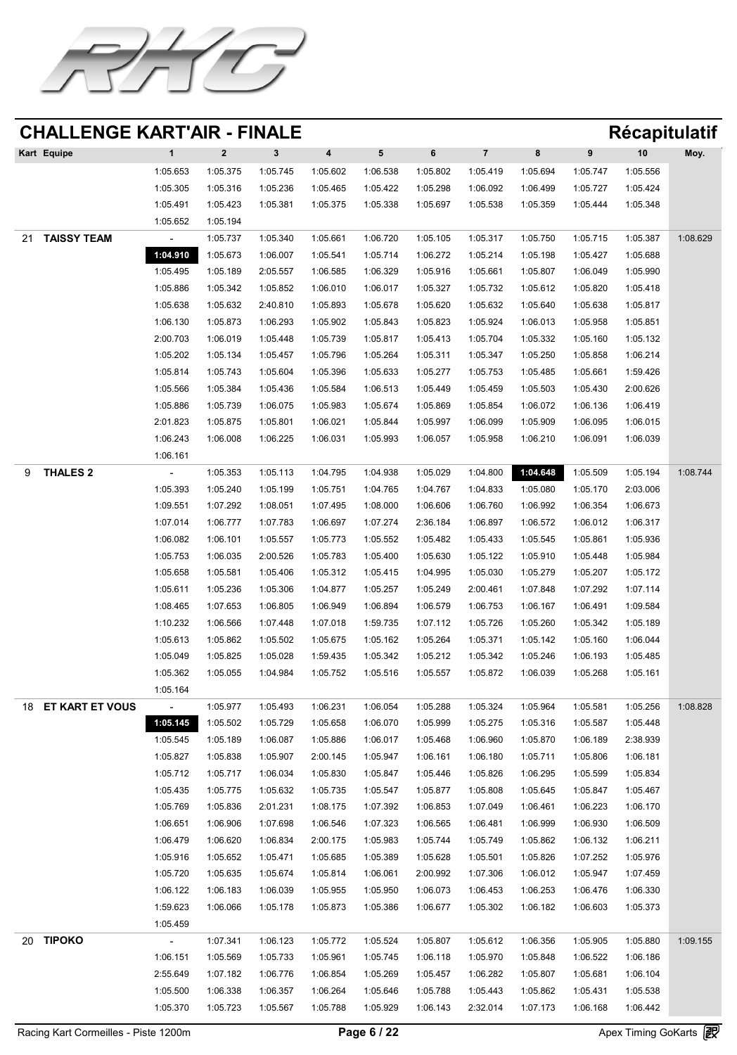## CHALLENGE KART'AIR - FINALE

**Récapitulatif**

| Kart | Equipe | 1 | 2 | 3 | 4 | 5 | 6 | 7 | 8 | 9 | 10 | Moy. |
|---|---|---|---|---|---|---|---|---|---|---|---|---|
| | | 1:05.653 | 1:05.375 | 1:05.745 | 1:05.602 | 1:06.538 | 1:05.802 | 1:05.419 | 1:05.694 | 1:05.747 | 1:05.556 | |
| | | 1:05.305 | 1:05.316 | 1:05.236 | 1:05.465 | 1:05.422 | 1:05.298 | 1:06.092 | 1:06.499 | 1:05.727 | 1:05.424 | |
| | | 1:05.491 | 1:05.423 | 1:05.381 | 1:05.375 | 1:05.338 | 1:05.697 | 1:05.538 | 1:05.359 | 1:05.444 | 1:05.348 | |
| | | 1:05.652 | 1:05.194 | | | | | | | | | |
| 21 | **TAISSY TEAM** | - | 1:05.737 | 1:05.340 | 1:05.661 | 1:06.720 | 1:05.105 | 1:05.317 | 1:05.750 | 1:05.715 | 1:05.387 | 1:08.629 |
| | | **1:04.910** | 1:05.673 | 1:06.007 | 1:05.541 | 1:05.714 | 1:06.272 | 1:05.214 | 1:05.198 | 1:05.427 | 1:05.688 | |
| | | 1:05.495 | 1:05.189 | 2:05.557 | 1:06.585 | 1:06.329 | 1:05.916 | 1:05.661 | 1:05.807 | 1:06.049 | 1:05.990 | |
| | | 1:05.886 | 1:05.342 | 1:05.852 | 1:06.010 | 1:06.017 | 1:05.327 | 1:05.732 | 1:05.612 | 1:05.820 | 1:05.418 | |
| | | 1:05.638 | 1:05.632 | 2:40.810 | 1:05.893 | 1:05.678 | 1:05.620 | 1:05.632 | 1:05.640 | 1:05.638 | 1:05.817 | |
| | | 1:06.130 | 1:05.873 | 1:06.293 | 1:05.902 | 1:05.843 | 1:05.823 | 1:05.924 | 1:06.013 | 1:05.958 | 1:05.851 | |
| | | 2:00.703 | 1:06.019 | 1:05.448 | 1:05.739 | 1:05.817 | 1:05.413 | 1:05.704 | 1:05.332 | 1:05.160 | 1:05.132 | |
| | | 1:05.202 | 1:05.134 | 1:05.457 | 1:05.796 | 1:05.264 | 1:05.311 | 1:05.347 | 1:05.250 | 1:05.858 | 1:06.214 | |
| | | 1:05.814 | 1:05.743 | 1:05.604 | 1:05.396 | 1:05.633 | 1:05.277 | 1:05.753 | 1:05.485 | 1:05.661 | 1:59.426 | |
| | | 1:05.566 | 1:05.384 | 1:05.436 | 1:05.584 | 1:06.513 | 1:05.449 | 1:05.459 | 1:05.503 | 1:05.430 | 2:00.626 | |
| | | 1:05.886 | 1:05.739 | 1:06.075 | 1:05.983 | 1:05.674 | 1:05.869 | 1:05.854 | 1:06.072 | 1:06.136 | 1:06.419 | |
| | | 2:01.823 | 1:05.875 | 1:05.801 | 1:06.021 | 1:05.844 | 1:05.997 | 1:06.099 | 1:05.909 | 1:06.095 | 1:06.015 | |
| | | 1:06.243 | 1:06.008 | 1:06.225 | 1:06.031 | 1:05.993 | 1:06.057 | 1:05.958 | 1:06.210 | 1:06.091 | 1:06.039 | |
| | | 1:06.161 | | | | | | | | | | |
| 9 | **THALES 2** | - | 1:05.353 | 1:05.113 | 1:04.795 | 1:04.938 | 1:05.029 | 1:04.800 | **1:04.648** | 1:05.509 | 1:05.194 | 1:08.744 |
| | | 1:05.393 | 1:05.240 | 1:05.199 | 1:05.751 | 1:04.765 | 1:04.767 | 1:04.833 | 1:05.080 | 1:05.170 | 2:03.006 | |
| | | 1:09.551 | 1:07.292 | 1:08.051 | 1:07.495 | 1:08.000 | 1:06.606 | 1:06.760 | 1:06.992 | 1:06.354 | 1:06.673 | |
| | | 1:07.014 | 1:06.777 | 1:07.783 | 1:06.697 | 1:07.274 | 2:36.184 | 1:06.897 | 1:06.572 | 1:06.012 | 1:06.317 | |
| | | 1:06.082 | 1:06.101 | 1:05.557 | 1:05.773 | 1:05.552 | 1:05.482 | 1:05.433 | 1:05.545 | 1:05.861 | 1:05.936 | |
| | | 1:05.753 | 1:06.035 | 2:00.526 | 1:05.783 | 1:05.400 | 1:05.630 | 1:05.122 | 1:05.910 | 1:05.448 | 1:05.984 | |
| | | 1:05.658 | 1:05.581 | 1:05.406 | 1:05.312 | 1:05.415 | 1:04.995 | 1:05.030 | 1:05.279 | 1:05.207 | 1:05.172 | |
| | | 1:05.611 | 1:05.236 | 1:05.306 | 1:04.877 | 1:05.257 | 1:05.249 | 2:00.461 | 1:07.848 | 1:07.292 | 1:07.114 | |
| | | 1:08.465 | 1:07.653 | 1:06.805 | 1:06.949 | 1:06.894 | 1:06.579 | 1:06.753 | 1:06.167 | 1:06.491 | 1:09.584 | |
| | | 1:10.232 | 1:06.566 | 1:07.448 | 1:07.018 | 1:59.735 | 1:07.112 | 1:05.726 | 1:05.260 | 1:05.342 | 1:05.189 | |
| | | 1:05.613 | 1:05.862 | 1:05.502 | 1:05.675 | 1:05.162 | 1:05.264 | 1:05.371 | 1:05.142 | 1:05.160 | 1:06.044 | |
| | | 1:05.049 | 1:05.825 | 1:05.028 | 1:59.435 | 1:05.342 | 1:05.212 | 1:05.342 | 1:05.246 | 1:06.193 | 1:05.485 | |
| | | 1:05.362 | 1:05.055 | 1:04.984 | 1:05.752 | 1:05.516 | 1:05.557 | 1:05.872 | 1:06.039 | 1:05.268 | 1:05.161 | |
| | | 1:05.164 | | | | | | | | | | |
| 18 | **ET KART ET VOUS** | - | 1:05.977 | 1:05.493 | 1:06.231 | 1:06.054 | 1:05.288 | 1:05.324 | 1:05.964 | 1:05.581 | 1:05.256 | 1:08.828 |
| | | **1:05.145** | 1:05.502 | 1:05.729 | 1:05.658 | 1:06.070 | 1:05.999 | 1:05.275 | 1:05.316 | 1:05.587 | 1:05.448 | |
| | | 1:05.545 | 1:05.189 | 1:06.087 | 1:05.886 | 1:06.017 | 1:05.468 | 1:06.960 | 1:05.870 | 1:06.189 | 2:38.939 | |
| | | 1:05.827 | 1:05.838 | 1:05.907 | 2:00.145 | 1:05.947 | 1:06.161 | 1:06.180 | 1:05.711 | 1:05.806 | 1:06.181 | |
| | | 1:05.712 | 1:05.717 | 1:06.034 | 1:05.830 | 1:05.847 | 1:05.446 | 1:05.826 | 1:06.295 | 1:05.599 | 1:05.834 | |
| | | 1:05.435 | 1:05.775 | 1:05.632 | 1:05.735 | 1:05.547 | 1:05.877 | 1:05.808 | 1:05.645 | 1:05.847 | 1:05.467 | |
| | | 1:05.769 | 1:05.836 | 2:01.231 | 1:08.175 | 1:07.392 | 1:06.853 | 1:07.049 | 1:06.461 | 1:06.223 | 1:06.170 | |
| | | 1:06.651 | 1:06.906 | 1:07.698 | 1:06.546 | 1:07.323 | 1:06.565 | 1:06.481 | 1:06.999 | 1:06.930 | 1:06.509 | |
| | | 1:06.479 | 1:06.620 | 1:06.834 | 2:00.175 | 1:05.983 | 1:05.744 | 1:05.749 | 1:05.862 | 1:06.132 | 1:06.211 | |
| | | 1:05.916 | 1:05.652 | 1:05.471 | 1:05.685 | 1:05.389 | 1:05.628 | 1:05.501 | 1:05.826 | 1:07.252 | 1:05.976 | |
| | | 1:05.720 | 1:05.635 | 1:05.674 | 1:05.814 | 1:06.061 | 2:00.992 | 1:07.306 | 1:06.012 | 1:05.947 | 1:07.459 | |
| | | 1:06.122 | 1:06.183 | 1:06.039 | 1:05.955 | 1:05.950 | 1:06.073 | 1:06.453 | 1:06.253 | 1:06.476 | 1:06.330 | |
| | | 1:59.623 | 1:06.066 | 1:05.178 | 1:05.873 | 1:05.386 | 1:06.677 | 1:05.302 | 1:06.182 | 1:06.603 | 1:05.373 | |
| | | 1:05.459 | | | | | | | | | | |
| 20 | **TIPOKO** | - | 1:07.341 | 1:06.123 | 1:05.772 | 1:05.524 | 1:05.807 | 1:05.612 | 1:06.356 | 1:05.905 | 1:05.880 | 1:09.155 |
| | | 1:06.151 | 1:05.569 | 1:05.733 | 1:05.961 | 1:05.745 | 1:06.118 | 1:05.970 | 1:05.848 | 1:06.522 | 1:06.186 | |
| | | 2:55.649 | 1:07.182 | 1:06.776 | 1:06.854 | 1:05.269 | 1:05.457 | 1:06.282 | 1:05.807 | 1:05.681 | 1:06.104 | |
| | | 1:05.500 | 1:06.338 | 1:06.357 | 1:06.264 | 1:05.646 | 1:05.788 | 1:05.443 | 1:05.862 | 1:05.431 | 1:05.538 | |
| | | 1:05.370 | 1:05.723 | 1:05.567 | 1:05.788 | 1:05.929 | 1:06.143 | 2:32.014 | 1:07.173 | 1:06.168 | 1:06.442 | |

Racing Kart Cormeilles - Piste 1200m

Apex Timing GoKarts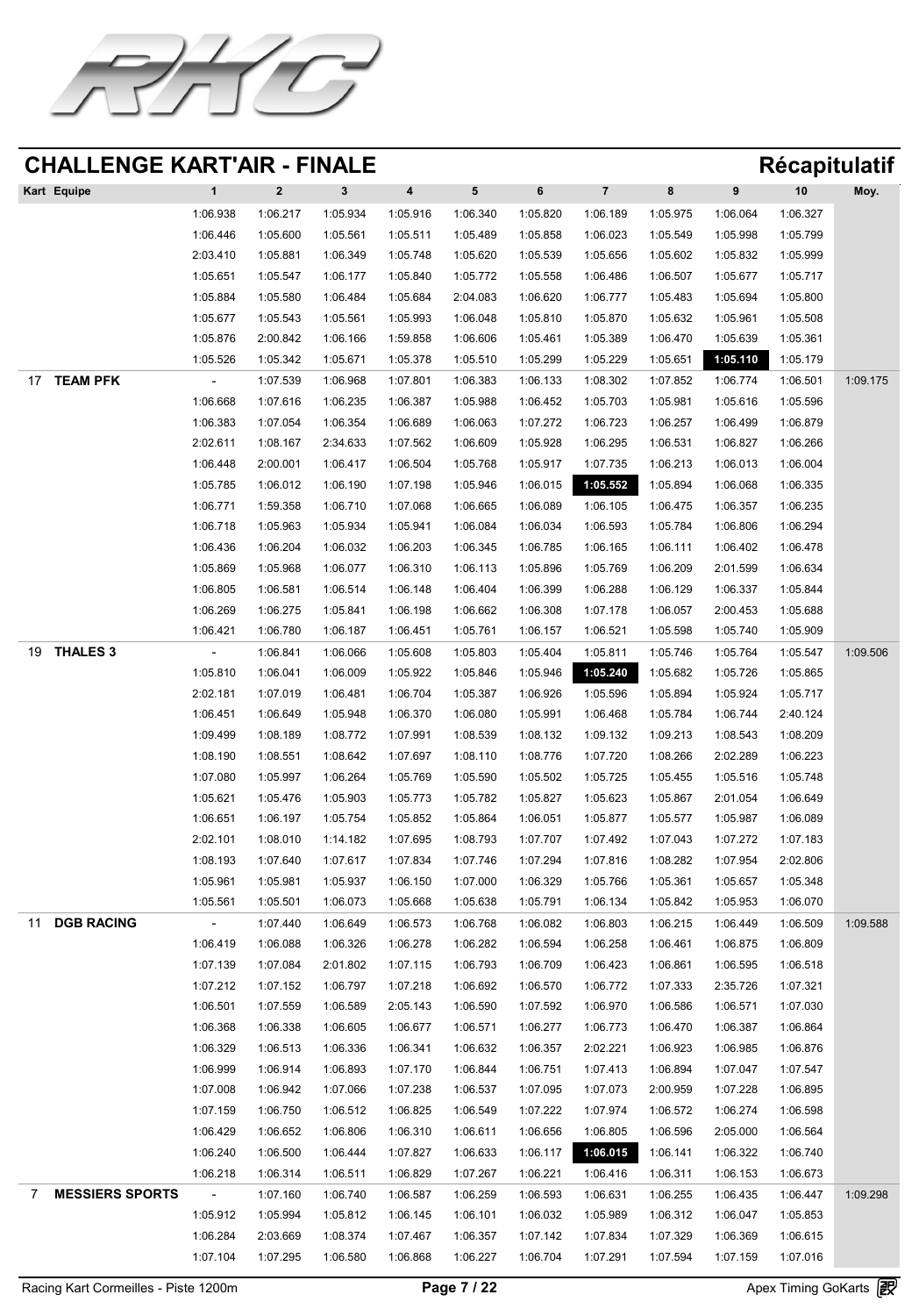## CHALLENGE KART'AIR - FINALE

**Récapitulatif**

| Kart | Equipe | 1 | 2 | 3 | 4 | 5 | 6 | 7 | 8 | 9 | 10 | Moy. |
|---|---|---|---|---|---|---|---|---|---|---|---|---|
| | | 1:06.938 | 1:06.217 | 1:05.934 | 1:05.916 | 1:06.340 | 1:05.820 | 1:06.189 | 1:05.975 | 1:06.064 | 1:06.327 | |
| | | 1:06.446 | 1:05.600 | 1:05.561 | 1:05.511 | 1:05.489 | 1:05.858 | 1:06.023 | 1:05.549 | 1:05.998 | 1:05.799 | |
| | | 2:03.410 | 1:05.881 | 1:06.349 | 1:05.748 | 1:05.620 | 1:05.539 | 1:05.656 | 1:05.602 | 1:05.832 | 1:05.999 | |
| | | 1:05.651 | 1:05.547 | 1:06.177 | 1:05.840 | 1:05.772 | 1:05.558 | 1:06.486 | 1:06.507 | 1:05.677 | 1:05.717 | |
| | | 1:05.884 | 1:05.580 | 1:06.484 | 1:05.684 | 2:04.083 | 1:06.620 | 1:06.777 | 1:05.483 | 1:05.694 | 1:05.800 | |
| | | 1:05.677 | 1:05.543 | 1:05.561 | 1:05.993 | 1:06.048 | 1:05.810 | 1:05.870 | 1:05.632 | 1:05.961 | 1:05.508 | |
| | | 1:05.876 | 2:00.842 | 1:06.166 | 1:59.858 | 1:06.606 | 1:05.461 | 1:05.389 | 1:06.470 | 1:05.639 | 1:05.361 | |
| | | 1:05.526 | 1:05.342 | 1:05.671 | 1:05.378 | 1:05.510 | 1:05.299 | 1:05.229 | 1:05.651 | **1:05.110** | 1:05.179 | |
| 17 | **TEAM PFK** | - | 1:07.539 | 1:06.968 | 1:07.801 | 1:06.383 | 1:06.133 | 1:08.302 | 1:07.852 | 1:06.774 | 1:06.501 | 1:09.175 |
| | | 1:06.668 | 1:07.616 | 1:06.235 | 1:06.387 | 1:05.988 | 1:06.452 | 1:05.703 | 1:05.981 | 1:05.616 | 1:05.596 | |
| | | 1:06.383 | 1:07.054 | 1:06.354 | 1:06.689 | 1:06.063 | 1:07.272 | 1:06.723 | 1:06.257 | 1:06.499 | 1:06.879 | |
| | | 2:02.611 | 1:08.167 | 2:34.633 | 1:07.562 | 1:06.609 | 1:05.928 | 1:06.295 | 1:06.531 | 1:06.827 | 1:06.266 | |
| | | 1:06.448 | 2:00.001 | 1:06.417 | 1:06.504 | 1:05.768 | 1:05.917 | 1:07.735 | 1:06.213 | 1:06.013 | 1:06.004 | |
| | | 1:05.785 | 1:06.012 | 1:06.190 | 1:07.198 | 1:05.946 | 1:06.015 | **1:05.552** | 1:05.894 | 1:06.068 | 1:06.335 | |
| | | 1:06.771 | 1:59.358 | 1:06.710 | 1:07.068 | 1:06.665 | 1:06.089 | 1:06.105 | 1:06.475 | 1:06.357 | 1:06.235 | |
| | | 1:06.718 | 1:05.963 | 1:05.934 | 1:05.941 | 1:06.084 | 1:06.034 | 1:06.593 | 1:05.784 | 1:06.806 | 1:06.294 | |
| | | 1:06.436 | 1:06.204 | 1:06.032 | 1:06.203 | 1:06.345 | 1:06.785 | 1:06.165 | 1:06.111 | 1:06.402 | 1:06.478 | |
| | | 1:05.869 | 1:05.968 | 1:06.077 | 1:06.310 | 1:06.113 | 1:05.896 | 1:05.769 | 1:06.209 | 2:01.599 | 1:06.634 | |
| | | 1:06.805 | 1:06.581 | 1:06.514 | 1:06.148 | 1:06.404 | 1:06.399 | 1:06.288 | 1:06.129 | 1:06.337 | 1:05.844 | |
| | | 1:06.269 | 1:06.275 | 1:05.841 | 1:06.198 | 1:06.662 | 1:06.308 | 1:07.178 | 1:06.057 | 2:00.453 | 1:05.688 | |
| | | 1:06.421 | 1:06.780 | 1:06.187 | 1:06.451 | 1:05.761 | 1:06.157 | 1:06.521 | 1:05.598 | 1:05.740 | 1:05.909 | |
| 19 | **THALES 3** | - | 1:06.841 | 1:06.066 | 1:05.608 | 1:05.803 | 1:05.404 | 1:05.811 | 1:05.746 | 1:05.764 | 1:05.547 | 1:09.506 |
| | | 1:05.810 | 1:06.041 | 1:06.009 | 1:05.922 | 1:05.846 | 1:05.946 | **1:05.240** | 1:05.682 | 1:05.726 | 1:05.865 | |
| | | 2:02.181 | 1:07.019 | 1:06.481 | 1:06.704 | 1:05.387 | 1:06.926 | 1:05.596 | 1:05.894 | 1:05.924 | 1:05.717 | |
| | | 1:06.451 | 1:06.649 | 1:05.948 | 1:06.370 | 1:06.080 | 1:05.991 | 1:06.468 | 1:05.784 | 1:06.744 | 2:40.124 | |
| | | 1:09.499 | 1:08.189 | 1:08.772 | 1:07.991 | 1:08.539 | 1:08.132 | 1:09.132 | 1:09.213 | 1:08.543 | 1:08.209 | |
| | | 1:08.190 | 1:08.551 | 1:08.642 | 1:07.697 | 1:08.110 | 1:08.776 | 1:07.720 | 1:08.266 | 2:02.289 | 1:06.223 | |
| | | 1:07.080 | 1:05.997 | 1:06.264 | 1:05.769 | 1:05.590 | 1:05.502 | 1:05.725 | 1:05.455 | 1:05.516 | 1:05.748 | |
| | | 1:05.621 | 1:05.476 | 1:05.903 | 1:05.773 | 1:05.782 | 1:05.827 | 1:05.623 | 1:05.867 | 2:01.054 | 1:06.649 | |
| | | 1:06.651 | 1:06.197 | 1:05.754 | 1:05.852 | 1:05.864 | 1:06.051 | 1:05.877 | 1:05.577 | 1:05.987 | 1:06.089 | |
| | | 2:02.101 | 1:08.010 | 1:14.182 | 1:07.695 | 1:08.793 | 1:07.707 | 1:07.492 | 1:07.043 | 1:07.272 | 1:07.183 | |
| | | 1:08.193 | 1:07.640 | 1:07.617 | 1:07.834 | 1:07.746 | 1:07.294 | 1:07.816 | 1:08.282 | 1:07.954 | 2:02.806 | |
| | | 1:05.961 | 1:05.981 | 1:05.937 | 1:06.150 | 1:07.000 | 1:06.329 | 1:05.766 | 1:05.361 | 1:05.657 | 1:05.348 | |
| | | 1:05.561 | 1:05.501 | 1:06.073 | 1:05.668 | 1:05.638 | 1:05.791 | 1:06.134 | 1:05.842 | 1:05.953 | 1:06.070 | |
| 11 | **DGB RACING** | - | 1:07.440 | 1:06.649 | 1:06.573 | 1:06.768 | 1:06.082 | 1:06.803 | 1:06.215 | 1:06.449 | 1:06.509 | 1:09.588 |
| | | 1:06.419 | 1:06.088 | 1:06.326 | 1:06.278 | 1:06.282 | 1:06.594 | 1:06.258 | 1:06.461 | 1:06.875 | 1:06.809 | |
| | | 1:07.139 | 1:07.084 | 2:01.802 | 1:07.115 | 1:06.793 | 1:06.709 | 1:06.423 | 1:06.861 | 1:06.595 | 1:06.518 | |
| | | 1:07.212 | 1:07.152 | 1:06.797 | 1:07.218 | 1:06.692 | 1:06.570 | 1:06.772 | 1:07.333 | 2:35.726 | 1:07.321 | |
| | | 1:06.501 | 1:07.559 | 1:06.589 | 2:05.143 | 1:06.590 | 1:07.592 | 1:06.970 | 1:06.586 | 1:06.571 | 1:07.030 | |
| | | 1:06.368 | 1:06.338 | 1:06.605 | 1:06.677 | 1:06.571 | 1:06.277 | 1:06.773 | 1:06.470 | 1:06.387 | 1:06.864 | |
| | | 1:06.329 | 1:06.513 | 1:06.336 | 1:06.341 | 1:06.632 | 1:06.357 | 2:02.221 | 1:06.923 | 1:06.985 | 1:06.876 | |
| | | 1:06.999 | 1:06.914 | 1:06.893 | 1:07.170 | 1:06.844 | 1:06.751 | 1:07.413 | 1:06.894 | 1:07.047 | 1:07.547 | |
| | | 1:07.008 | 1:06.942 | 1:07.066 | 1:07.238 | 1:06.537 | 1:07.095 | 1:07.073 | 2:00.959 | 1:07.228 | 1:06.895 | |
| | | 1:07.159 | 1:06.750 | 1:06.512 | 1:06.825 | 1:06.549 | 1:07.222 | 1:07.974 | 1:06.572 | 1:06.274 | 1:06.598 | |
| | | 1:06.429 | 1:06.652 | 1:06.806 | 1:06.310 | 1:06.611 | 1:06.656 | 1:06.805 | 1:06.596 | 2:05.000 | 1:06.564 | |
| | | 1:06.240 | 1:06.500 | 1:06.444 | 1:07.827 | 1:06.633 | 1:06.117 | **1:06.015** | 1:06.141 | 1:06.322 | 1:06.740 | |
| | | 1:06.218 | 1:06.314 | 1:06.511 | 1:06.829 | 1:07.267 | 1:06.221 | 1:06.416 | 1:06.311 | 1:06.153 | 1:06.673 | |
| 7 | **MESSIERS SPORTS** | - | 1:07.160 | 1:06.740 | 1:06.587 | 1:06.259 | 1:06.593 | 1:06.631 | 1:06.255 | 1:06.435 | 1:06.447 | 1:09.298 |
| | | 1:05.912 | 1:05.994 | 1:05.812 | 1:06.145 | 1:06.101 | 1:06.032 | 1:05.989 | 1:06.312 | 1:06.047 | 1:05.853 | |
| | | 1:06.284 | 2:03.669 | 1:08.374 | 1:07.467 | 1:06.357 | 1:07.142 | 1:07.834 | 1:07.329 | 1:06.369 | 1:06.615 | |
| | | 1:07.104 | 1:07.295 | 1:06.580 | 1:06.868 | 1:06.227 | 1:06.704 | 1:07.291 | 1:07.594 | 1:07.159 | 1:07.016 | |

Racing Kart Cormeilles - Piste 1200m

Apex Timing GoKarts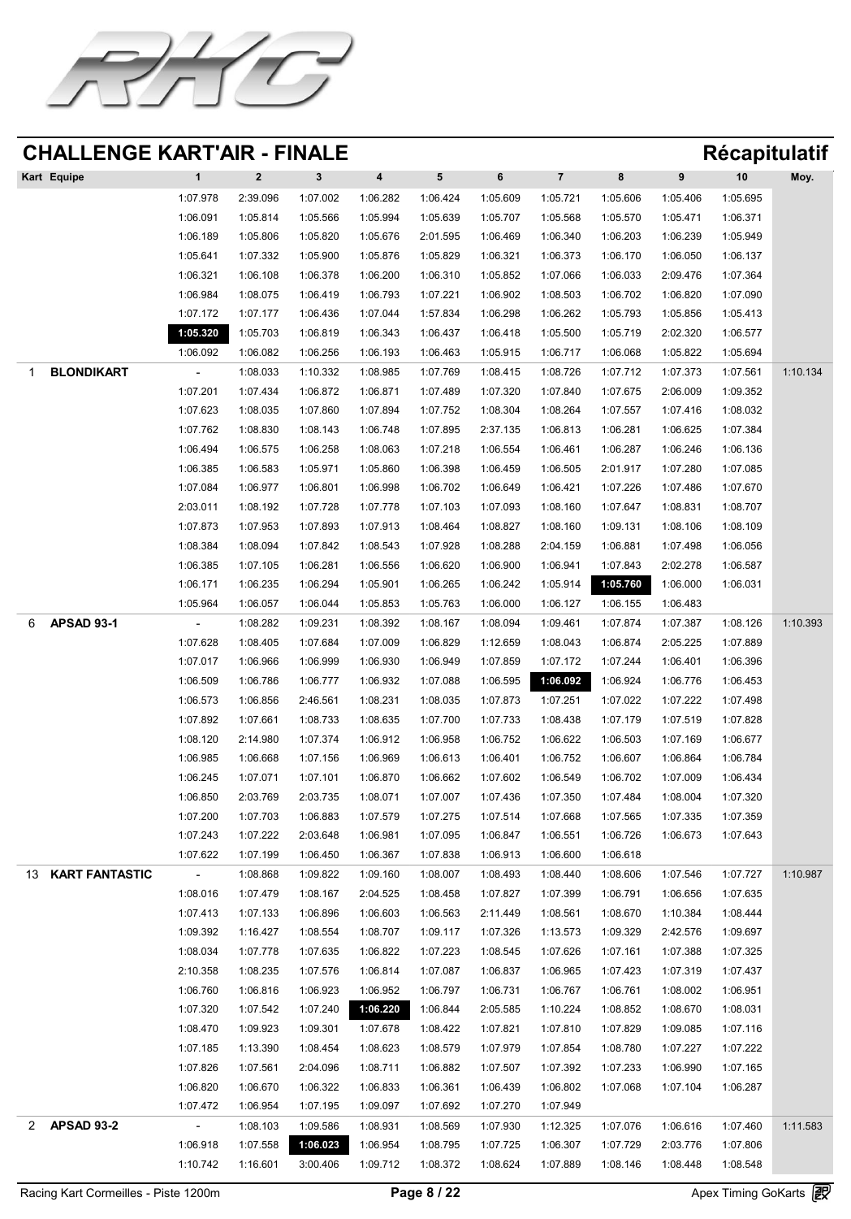# CHALLENGE KART'AIR - FINALE

## Récapitulatif

| Kart | Equipe | 1 | 2 | 3 | 4 | 5 | 6 | 7 | 8 | 9 | 10 | Moy. |
|---|---|---|---|---|---|---|---|---|---|---|---|---|
| | | 1:07.978 | 2:39.096 | 1:07.002 | 1:06.282 | 1:06.424 | 1:05.609 | 1:05.721 | 1:05.606 | 1:05.406 | 1:05.695 | |
| | | 1:06.091 | 1:05.814 | 1:05.566 | 1:05.994 | 1:05.639 | 1:05.707 | 1:05.568 | 1:05.570 | 1:05.471 | 1:06.371 | |
| | | 1:06.189 | 1:05.806 | 1:05.820 | 1:05.676 | 2:01.595 | 1:06.469 | 1:06.340 | 1:06.203 | 1:06.239 | 1:05.949 | |
| | | 1:05.641 | 1:07.332 | 1:05.900 | 1:05.876 | 1:05.829 | 1:06.321 | 1:06.373 | 1:06.170 | 1:06.050 | 1:06.137 | |
| | | 1:06.321 | 1:06.108 | 1:06.378 | 1:06.200 | 1:06.310 | 1:05.852 | 1:07.066 | 1:06.033 | 2:09.476 | 1:07.364 | |
| | | 1:06.984 | 1:08.075 | 1:06.419 | 1:06.793 | 1:07.221 | 1:06.902 | 1:08.503 | 1:06.702 | 1:06.820 | 1:07.090 | |
| | | 1:07.172 | 1:07.177 | 1:06.436 | 1:07.044 | 1:57.834 | 1:06.298 | 1:06.262 | 1:05.793 | 1:05.856 | 1:05.413 | |
| | | **1:05.320** | 1:05.703 | 1:06.819 | 1:06.343 | 1:06.437 | 1:06.418 | 1:05.500 | 1:05.719 | 2:02.320 | 1:06.577 | |
| | | 1:06.092 | 1:06.082 | 1:06.256 | 1:06.193 | 1:06.463 | 1:05.915 | 1:06.717 | 1:06.068 | 1:05.822 | 1:05.694 | |
| 1 | **BLONDIKART** | - | 1:08.033 | 1:10.332 | 1:08.985 | 1:07.769 | 1:08.415 | 1:08.726 | 1:07.712 | 1:07.373 | 1:07.561 | 1:10.134 |
| | | 1:07.201 | 1:07.434 | 1:06.872 | 1:06.871 | 1:07.489 | 1:07.320 | 1:07.840 | 1:07.675 | 2:06.009 | 1:09.352 | |
| | | 1:07.623 | 1:08.035 | 1:07.860 | 1:07.894 | 1:07.752 | 1:08.304 | 1:08.264 | 1:07.557 | 1:07.416 | 1:08.032 | |
| | | 1:07.762 | 1:08.830 | 1:08.143 | 1:06.748 | 1:07.895 | 2:37.135 | 1:06.813 | 1:06.281 | 1:06.625 | 1:07.384 | |
| | | 1:06.494 | 1:06.575 | 1:06.258 | 1:08.063 | 1:07.218 | 1:06.554 | 1:06.461 | 1:06.287 | 1:06.246 | 1:06.136 | |
| | | 1:06.385 | 1:06.583 | 1:05.971 | 1:05.860 | 1:06.398 | 1:06.459 | 1:06.505 | 2:01.917 | 1:07.280 | 1:07.085 | |
| | | 1:07.084 | 1:06.977 | 1:06.801 | 1:06.998 | 1:06.702 | 1:06.649 | 1:06.421 | 1:07.226 | 1:07.486 | 1:07.670 | |
| | | 2:03.011 | 1:08.192 | 1:07.728 | 1:07.778 | 1:07.103 | 1:07.093 | 1:08.160 | 1:07.647 | 1:08.831 | 1:08.707 | |
| | | 1:07.873 | 1:07.953 | 1:07.893 | 1:07.913 | 1:08.464 | 1:08.827 | 1:08.160 | 1:09.131 | 1:08.106 | 1:08.109 | |
| | | 1:08.384 | 1:08.094 | 1:07.842 | 1:08.543 | 1:07.928 | 1:08.288 | 2:04.159 | 1:06.881 | 1:07.498 | 1:06.056 | |
| | | 1:06.385 | 1:07.105 | 1:06.281 | 1:06.556 | 1:06.620 | 1:06.900 | 1:06.941 | 1:07.843 | 2:02.278 | 1:06.587 | |
| | | 1:06.171 | 1:06.235 | 1:06.294 | 1:05.901 | 1:06.265 | 1:06.242 | 1:05.914 | **1:05.760** | 1:06.000 | 1:06.031 | |
| | | 1:05.964 | 1:06.057 | 1:06.044 | 1:05.853 | 1:05.763 | 1:06.000 | 1:06.127 | 1:06.155 | 1:06.483 | | |
| 6 | **APSAD 93-1** | - | 1:08.282 | 1:09.231 | 1:08.392 | 1:08.167 | 1:08.094 | 1:09.461 | 1:07.874 | 1:07.387 | 1:08.126 | 1:10.393 |
| | | 1:07.628 | 1:08.405 | 1:07.684 | 1:07.009 | 1:06.829 | 1:12.659 | 1:08.043 | 1:06.874 | 2:05.225 | 1:07.889 | |
| | | 1:07.017 | 1:06.966 | 1:06.999 | 1:06.930 | 1:06.949 | 1:07.859 | 1:07.172 | 1:07.244 | 1:06.401 | 1:06.396 | |
| | | 1:06.509 | 1:06.786 | 1:06.777 | 1:06.932 | 1:07.088 | 1:06.595 | **1:06.092** | 1:06.924 | 1:06.776 | 1:06.453 | |
| | | 1:06.573 | 1:06.856 | 2:46.561 | 1:08.231 | 1:08.035 | 1:07.873 | 1:07.251 | 1:07.022 | 1:07.222 | 1:07.498 | |
| | | 1:07.892 | 1:07.661 | 1:08.733 | 1:08.635 | 1:07.700 | 1:07.733 | 1:08.438 | 1:07.179 | 1:07.519 | 1:07.828 | |
| | | 1:08.120 | 2:14.980 | 1:07.374 | 1:06.912 | 1:06.958 | 1:06.752 | 1:06.622 | 1:06.503 | 1:07.169 | 1:06.677 | |
| | | 1:06.985 | 1:06.668 | 1:07.156 | 1:06.969 | 1:06.613 | 1:06.401 | 1:06.752 | 1:06.607 | 1:06.864 | 1:06.784 | |
| | | 1:06.245 | 1:07.071 | 1:07.101 | 1:06.870 | 1:06.662 | 1:07.602 | 1:06.549 | 1:06.702 | 1:07.009 | 1:06.434 | |
| | | 1:06.850 | 2:03.769 | 2:03.735 | 1:08.071 | 1:07.007 | 1:07.436 | 1:07.350 | 1:07.484 | 1:08.004 | 1:07.320 | |
| | | 1:07.200 | 1:07.703 | 1:06.883 | 1:07.579 | 1:07.275 | 1:07.514 | 1:07.668 | 1:07.565 | 1:07.335 | 1:07.359 | |
| | | 1:07.243 | 1:07.222 | 2:03.648 | 1:06.981 | 1:07.095 | 1:06.847 | 1:06.551 | 1:06.726 | 1:06.673 | 1:07.643 | |
| | | 1:07.622 | 1:07.199 | 1:06.450 | 1:06.367 | 1:07.838 | 1:06.913 | 1:06.600 | 1:06.618 | | | |
| 13 | **KART FANTASTIC** | - | 1:08.868 | 1:09.822 | 1:09.160 | 1:08.007 | 1:08.493 | 1:08.440 | 1:08.606 | 1:07.546 | 1:07.727 | 1:10.987 |
| | | 1:08.016 | 1:07.479 | 1:08.167 | 2:04.525 | 1:08.458 | 1:07.827 | 1:07.399 | 1:06.791 | 1:06.656 | 1:07.635 | |
| | | 1:07.413 | 1:07.133 | 1:06.896 | 1:06.603 | 1:06.563 | 2:11.449 | 1:08.561 | 1:08.670 | 1:10.384 | 1:08.444 | |
| | | 1:09.392 | 1:16.427 | 1:08.554 | 1:08.707 | 1:09.117 | 1:07.326 | 1:13.573 | 1:09.329 | 2:42.576 | 1:09.697 | |
| | | 1:08.034 | 1:07.778 | 1:07.635 | 1:06.822 | 1:07.223 | 1:08.545 | 1:07.626 | 1:07.161 | 1:07.388 | 1:07.325 | |
| | | 2:10.358 | 1:08.235 | 1:07.576 | 1:06.814 | 1:07.087 | 1:06.837 | 1:06.965 | 1:07.423 | 1:07.319 | 1:07.437 | |
| | | 1:06.760 | 1:06.816 | 1:06.923 | 1:06.952 | 1:06.797 | 1:06.731 | 1:06.767 | 1:06.761 | 1:08.002 | 1:06.951 | |
| | | 1:07.320 | 1:07.542 | 1:07.240 | **1:06.220** | 1:06.844 | 2:05.585 | 1:10.224 | 1:08.852 | 1:08.670 | 1:08.031 | |
| | | 1:08.470 | 1:09.923 | 1:09.301 | 1:07.678 | 1:08.422 | 1:07.821 | 1:07.810 | 1:07.829 | 1:09.085 | 1:07.116 | |
| | | 1:07.185 | 1:13.390 | 1:08.454 | 1:08.623 | 1:08.579 | 1:07.979 | 1:07.854 | 1:08.780 | 1:07.227 | 1:07.222 | |
| | | 1:07.826 | 1:07.561 | 2:04.096 | 1:08.711 | 1:06.882 | 1:07.507 | 1:07.392 | 1:07.233 | 1:06.990 | 1:07.165 | |
| | | 1:06.820 | 1:06.670 | 1:06.322 | 1:06.833 | 1:06.361 | 1:06.439 | 1:06.802 | 1:07.068 | 1:07.104 | 1:06.287 | |
| | | 1:07.472 | 1:06.954 | 1:07.195 | 1:09.097 | 1:07.692 | 1:07.270 | 1:07.949 | | | | |
| 2 | **APSAD 93-2** | - | 1:08.103 | 1:09.586 | 1:08.931 | 1:08.569 | 1:07.930 | 1:12.325 | 1:07.076 | 1:06.616 | 1:07.460 | 1:11.583 |
| | | 1:06.918 | 1:07.558 | **1:06.023** | 1:06.954 | 1:08.795 | 1:07.725 | 1:06.307 | 1:07.729 | 2:03.776 | 1:07.806 | |
| | | 1:10.742 | 1:16.601 | 3:00.406 | 1:09.712 | 1:08.372 | 1:08.624 | 1:07.889 | 1:08.146 | 1:08.448 | 1:08.548 | |

Racing Kart Cormeilles - Piste 1200m

Apex Timing GoKarts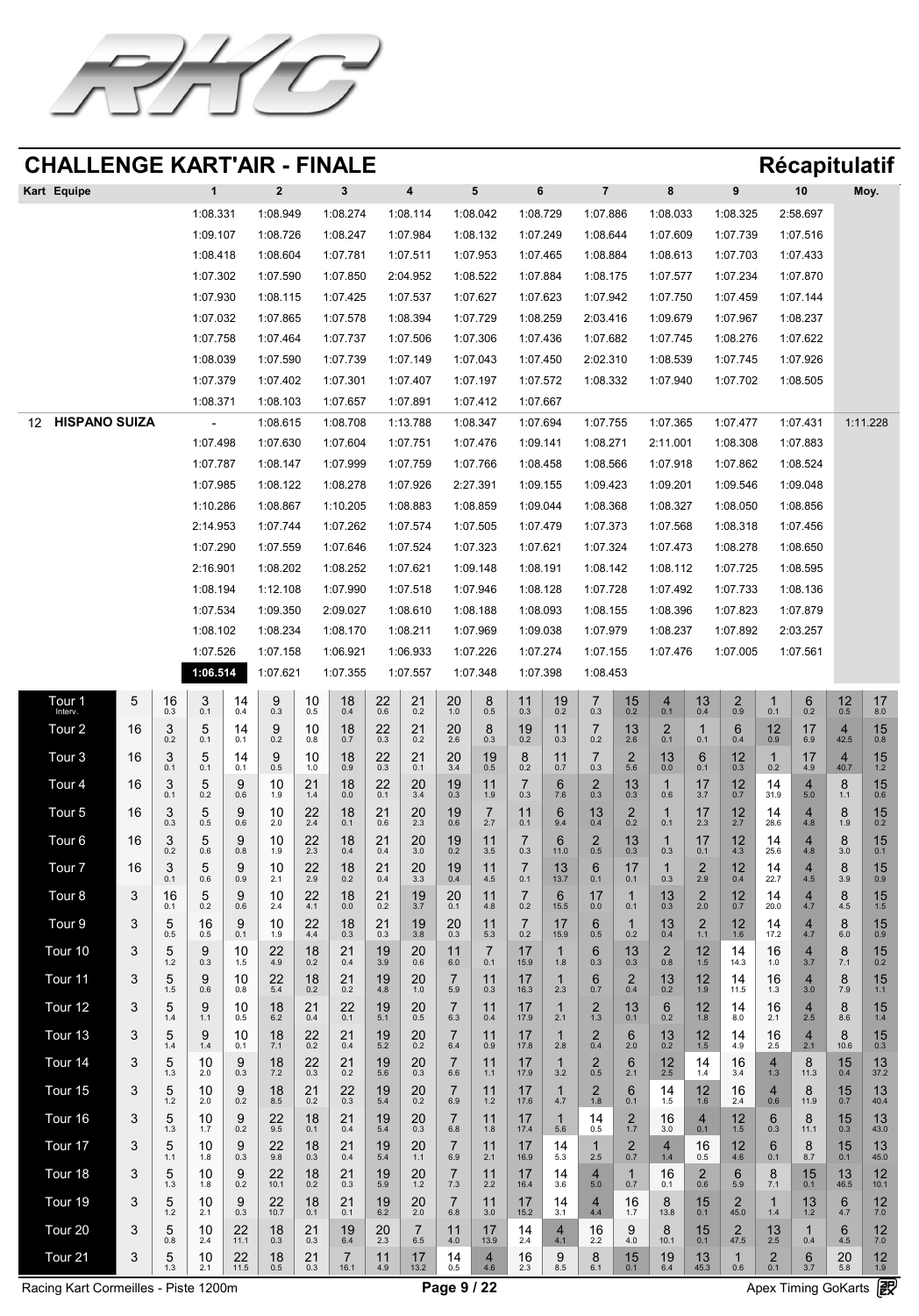# CHALLENGE KART'AIR - FINALE

## Récapitulatif

| Kart | Equipe | 1 | 2 | 3 | 4 | 5 | 6 | 7 | 8 | 9 | 10 | Moy. |
|---|---|---|---|---|---|---|---|---|---|---|---|---|
| | | 1:08.331 | 1:08.949 | 1:08.274 | 1:08.114 | 1:08.042 | 1:08.729 | 1:07.886 | 1:08.033 | 1:08.325 | 2:58.697 | |
| | | 1:09.107 | 1:08.726 | 1:08.247 | 1:07.984 | 1:08.132 | 1:07.249 | 1:08.644 | 1:07.609 | 1:07.739 | 1:07.516 | |
| | | 1:08.418 | 1:08.604 | 1:07.781 | 1:07.511 | 1:07.953 | 1:07.465 | 1:08.884 | 1:08.613 | 1:07.703 | 1:07.433 | |
| | | 1:07.302 | 1:07.590 | 1:07.850 | 2:04.952 | 1:08.522 | 1:07.884 | 1:08.175 | 1:07.577 | 1:07.234 | 1:07.870 | |
| | | 1:07.930 | 1:08.115 | 1:07.425 | 1:07.537 | 1:07.627 | 1:07.623 | 1:07.942 | 1:07.750 | 1:07.459 | 1:07.144 | |
| | | 1:07.032 | 1:07.865 | 1:07.578 | 1:08.394 | 1:07.729 | 1:08.259 | 2:03.416 | 1:09.679 | 1:07.967 | 1:08.237 | |
| | | 1:07.758 | 1:07.464 | 1:07.737 | 1:07.506 | 1:07.306 | 1:07.436 | 1:07.682 | 1:07.745 | 1:08.276 | 1:07.622 | |
| | | 1:08.039 | 1:07.590 | 1:07.739 | 1:07.149 | 1:07.043 | 1:07.450 | 2:02.310 | 1:08.539 | 1:07.745 | 1:07.926 | |
| | | 1:07.379 | 1:07.402 | 1:07.301 | 1:07.407 | 1:07.197 | 1:07.572 | 1:08.332 | 1:07.940 | 1:07.702 | 1:08.505 | |
| | | 1:08.371 | 1:08.103 | 1:07.657 | 1:07.891 | 1:07.412 | 1:07.667 | | | | | |
| 12 | **HISPANO SUIZA** | - | 1:08.615 | 1:08.708 | 1:13.788 | 1:08.347 | 1:07.694 | 1:07.755 | 1:07.365 | 1:07.477 | 1:07.431 | 1:11.228 |
| | | 1:07.498 | 1:07.630 | 1:07.604 | 1:07.751 | 1:07.476 | 1:09.141 | 1:08.271 | 2:11.001 | 1:08.308 | 1:07.883 | |
| | | 1:07.787 | 1:08.147 | 1:07.999 | 1:07.759 | 1:07.766 | 1:08.458 | 1:08.566 | 1:07.918 | 1:07.862 | 1:08.524 | |
| | | 1:07.985 | 1:08.122 | 1:08.278 | 1:07.926 | 2:27.391 | 1:09.155 | 1:09.423 | 1:09.201 | 1:09.546 | 1:09.048 | |
| | | 1:10.286 | 1:08.867 | 1:10.205 | 1:08.883 | 1:08.859 | 1:09.044 | 1:08.368 | 1:08.327 | 1:08.050 | 1:08.856 | |
| | | 2:14.953 | 1:07.744 | 1:07.262 | 1:07.574 | 1:07.505 | 1:07.479 | 1:07.373 | 1:07.568 | 1:08.318 | 1:07.456 | |
| | | 1:07.290 | 1:07.559 | 1:07.646 | 1:07.524 | 1:07.323 | 1:07.621 | 1:07.324 | 1:07.473 | 1:08.278 | 1:08.650 | |
| | | 2:16.901 | 1:08.202 | 1:08.252 | 1:07.621 | 1:09.148 | 1:08.191 | 1:08.142 | 1:08.112 | 1:07.725 | 1:08.595 | |
| | | 1:08.194 | 1:12.108 | 1:07.990 | 1:07.518 | 1:07.946 | 1:08.128 | 1:07.728 | 1:07.492 | 1:07.733 | 1:08.136 | |
| | | 1:07.534 | 1:09.350 | 2:09.027 | 1:08.610 | 1:08.188 | 1:08.093 | 1:08.155 | 1:08.396 | 1:07.823 | 1:07.879 | |
| | | 1:08.102 | 1:08.234 | 1:08.170 | 1:08.211 | 1:07.969 | 1:09.038 | 1:07.979 | 1:08.237 | 1:07.892 | 2:03.257 | |
| | | 1:07.526 | 1:07.158 | 1:06.921 | 1:06.933 | 1:07.226 | 1:07.274 | 1:07.155 | 1:07.476 | 1:07.005 | 1:07.561 | |
| | | **1:06.514** | 1:07.621 | 1:07.355 | 1:07.557 | 1:07.348 | 1:07.398 | 1:08.453 | | | | |

| Tour | 1 | 2 | 3 | 4 | 5 | 6 | 7 | 8 | 9 | 10 | 11 | 12 | 13 | 14 | 15 | 16 | 17 | 18 | 19 | 20 | 21 | 22 |
|---|---|---|---|---|---|---|---|---|---|---|---|---|---|---|---|---|---|---|---|---|---|---|
| Tour 1 (Interv.) | 5 | 16 (0.3) | 3 (0.1) | 14 (0.4) | 9 (0.3) | 10 (0.5) | 18 (0.4) | 22 (0.6) | 21 (0.2) | 20 (1.0) | 8 (0.5) | 11 (0.3) | 19 (0.2) | 7 (0.3) | 15 (0.2) | 4 (0.1) | 13 (0.4) | 2 (0.9) | 1 (0.1) | 6 (0.2) | 12 (0.5) | 17 (8.0) |
| Tour 2 | 16 | 3 (0.2) | 5 (0.1) | 14 (0.1) | 9 (0.2) | 10 (0.8) | 18 (0.7) | 22 (0.3) | 21 (0.2) | 20 (2.6) | 8 (0.3) | 19 (0.2) | 11 (0.3) | 7 (0.2) | 13 (2.6) | 2 (0.1) | 1 (0.1) | 6 (0.4) | 12 (0.9) | 17 (6.9) | 4 (42.5) | 15 (0.8) |
| Tour 3 | 16 | 3 (0.1) | 5 (0.1) | 14 (0.1) | 9 (0.5) | 10 (1.0) | 18 (0.9) | 22 (0.3) | 21 (0.1) | 20 (3.4) | 19 (0.5) | 8 (0.2) | 11 (0.7) | 7 (0.3) | 2 (5.6) | 13 (0.0) | 6 (0.1) | 12 (0.3) | 1 (0.2) | 17 (4.9) | 4 (40.7) | 15 (1.2) |
| Tour 4 | 16 | 3 (0.1) | 5 (0.2) | 9 (0.6) | 10 (1.9) | 21 (1.4) | 18 (0.0) | 22 (0.1) | 20 (3.4) | 19 (0.3) | 11 (1.9) | 7 (0.3) | 6 (7.6) | 2 (0.3) | 13 (0.3) | 1 (0.6) | 17 (3.7) | 12 (0.7) | 14 (31.9) | 4 (5.0) | 8 (1.1) | 15 (0.6) |
| Tour 5 | 16 | 3 (0.3) | 5 (0.5) | 9 (0.6) | 10 (2.0) | 22 (2.4) | 18 (0.1) | 21 (0.6) | 20 (2.3) | 19 (0.6) | 7 (2.7) | 11 (0.1) | 6 (9.4) | 13 (0.4) | 2 (0.2) | 1 (0.1) | 17 (2.3) | 12 (2.7) | 14 (28.6) | 4 (4.8) | 8 (1.9) | 15 (0.2) |
| Tour 6 | 16 | 3 (0.2) | 5 (0.6) | 9 (0.8) | 10 (1.9) | 22 (2.3) | 18 (0.4) | 21 (0.4) | 20 (3.0) | 19 (0.2) | 11 (3.5) | 7 (0.3) | 6 (11.0) | 2 (0.5) | 13 (0.3) | 1 (0.3) | 17 (0.1) | 12 (4.3) | 14 (25.6) | 4 (4.8) | 8 (3.0) | 15 (0.1) |
| Tour 7 | 16 | 3 (0.1) | 5 (0.6) | 9 (0.9) | 10 (2.1) | 22 (2.9) | 18 (0.2) | 21 (0.4) | 20 (3.3) | 19 (0.4) | 11 (4.5) | 7 (0.1) | 13 (13.7) | 6 (0.1) | 17 (0.1) | 1 (0.3) | 2 (2.9) | 12 (0.4) | 14 (22.7) | 4 (4.5) | 8 (3.9) | 15 (0.9) |
| Tour 8 | 3 | 16 (0.1) | 5 (0.2) | 9 (0.6) | 10 (2.4) | 22 (4.1) | 18 (0.0) | 21 (0.2) | 19 (3.7) | 20 (0.1) | 11 (4.8) | 7 (0.2) | 6 (15.5) | 17 (0.0) | 1 (0.1) | 13 (0.3) | 2 (2.0) | 12 (0.7) | 14 (20.0) | 4 (4.7) | 8 (4.5) | 15 (1.5) |
| Tour 9 | 3 | 5 (0.5) | 16 (0.5) | 9 (0.1) | 10 (1.9) | 22 (4.4) | 18 (0.3) | 21 (0.3) | 19 (3.8) | 20 (0.3) | 11 (5.3) | 7 (0.2) | 17 (15.9) | 6 (0.5) | 1 (0.2) | 13 (0.4) | 2 (1.1) | 12 (1.6) | 14 (17.2) | 4 (4.7) | 8 (6.0) | 15 (0.9) |
| Tour 10 | 3 | 5 (1.2) | 9 (0.3) | 10 (1.5) | 22 (4.9) | 18 (0.2) | 21 (0.4) | 19 (3.9) | 20 (0.6) | 11 (6.0) | 7 (0.1) | 17 (15.9) | 1 (1.8) | 6 (0.3) | 13 (0.3) | 2 (0.8) | 12 (1.5) | 14 (14.3) | 16 (1.0) | 4 (3.7) | 8 (7.1) | 15 (0.2) |
| Tour 11 | 3 | 5 (1.5) | 9 (0.6) | 10 (0.8) | 22 (5.4) | 18 (0.2) | 21 (0.2) | 19 (4.8) | 20 (1.0) | 7 (5.9) | 11 (0.3) | 17 (16.3) | 1 (2.3) | 6 (0.7) | 2 (0.4) | 13 (0.2) | 12 (1.9) | 14 (11.5) | 16 (1.3) | 4 (3.0) | 8 (7.9) | 15 (1.1) |
| Tour 12 | 3 | 5 (1.4) | 9 (1.1) | 10 (0.5) | 18 (6.2) | 21 (0.4) | 22 (0.1) | 19 (5.1) | 20 (0.5) | 7 (6.3) | 11 (0.4) | 17 (17.9) | 1 (2.1) | 2 (1.3) | 13 (0.1) | 6 (0.2) | 12 (1.8) | 14 (8.0) | 16 (2.1) | 4 (2.5) | 8 (8.6) | 15 (1.4) |
| Tour 13 | 3 | 5 (1.4) | 9 (1.4) | 10 (0.1) | 18 (7.1) | 22 (0.2) | 21 (0.4) | 19 (5.2) | 20 (0.2) | 7 (6.4) | 11 (0.9) | 17 (17.8) | 1 (2.8) | 2 (0.4) | 6 (2.0) | 13 (0.2) | 12 (1.5) | 14 (4.9) | 16 (2.5) | 4 (2.1) | 8 (10.6) | 15 (0.3) |
| Tour 14 | 3 | 5 (1.3) | 10 (2.0) | 9 (0.3) | 18 (7.2) | 22 (0.3) | 21 (0.2) | 19 (5.6) | 20 (0.3) | 7 (6.6) | 11 (1.1) | 17 (17.9) | 1 (3.2) | 2 (0.5) | 6 (2.1) | 12 (2.5) | 14 (1.4) | 16 (3.4) | 4 (1.3) | 8 (11.3) | 15 (0.4) | 13 (37.2) |
| Tour 15 | 3 | 5 (1.2) | 10 (2.0) | 9 (0.2) | 18 (8.5) | 21 (0.2) | 22 (0.3) | 19 (5.4) | 20 (0.2) | 7 (6.9) | 11 (1.2) | 17 (17.6) | 1 (4.7) | 2 (1.8) | 6 (0.1) | 14 (1.5) | 12 (1.6) | 16 (2.4) | 4 (0.6) | 8 (11.9) | 15 (0.7) | 13 (40.4) |
| Tour 16 | 3 | 5 (1.3) | 10 (1.7) | 9 (0.2) | 22 (9.5) | 18 (0.1) | 21 (0.4) | 19 (5.4) | 20 (0.3) | 7 (6.8) | 11 (1.8) | 17 (17.4) | 1 (5.6) | 14 (0.5) | 2 (1.7) | 16 (3.0) | 4 (0.1) | 12 (1.5) | 6 (0.3) | 8 (11.1) | 15 (0.3) | 13 (43.0) |
| Tour 17 | 3 | 5 (1.1) | 10 (1.8) | 9 (0.3) | 22 (9.8) | 18 (0.3) | 21 (0.4) | 19 (5.4) | 20 (1.1) | 7 (6.9) | 11 (2.1) | 17 (16.9) | 14 (5.3) | 1 (2.5) | 2 (0.7) | 4 (1.4) | 16 (0.5) | 12 (4.6) | 6 (0.1) | 8 (8.7) | 15 (0.1) | 13 (45.0) |
| Tour 18 | 3 | 5 (1.3) | 10 (1.8) | 9 (0.2) | 22 (10.1) | 18 (0.2) | 21 (0.3) | 19 (5.9) | 20 (1.2) | 7 (7.3) | 11 (2.2) | 17 (16.4) | 14 (3.6) | 4 (5.0) | 1 (0.7) | 16 (0.1) | 2 (0.6) | 6 (5.9) | 8 (7.1) | 15 (0.1) | 13 (46.5) | 12 (10.1) |
| Tour 19 | 3 | 5 (1.2) | 10 (2.1) | 9 (0.3) | 22 (10.7) | 18 (0.1) | 21 (0.1) | 19 (6.2) | 20 (2.0) | 7 (6.8) | 11 (3.0) | 17 (15.2) | 14 (3.1) | 4 (4.4) | 16 (1.7) | 8 (13.8) | 15 (0.1) | 2 (45.0) | 1 (1.4) | 13 (1.2) | 6 (4.7) | 12 (7.0) |
| Tour 20 | 3 | 5 (0.8) | 10 (2.4) | 22 (11.1) | 18 (0.3) | 21 (0.3) | 19 (6.4) | 20 (2.3) | 7 (6.5) | 11 (4.0) | 17 (13.9) | 14 (2.4) | 4 (4.1) | 16 (2.2) | 9 (4.0) | 8 (10.1) | 15 (0.1) | 2 (47.5) | 13 (2.5) | 1 (0.4) | 6 (4.5) | 12 (7.0) |
| Tour 21 | 3 | 5 (1.3) | 10 (2.1) | 22 (11.5) | 18 (0.5) | 21 (0.3) | 7 (16.1) | 11 (4.9) | 17 (13.2) | 14 (0.5) | 4 (4.6) | 16 (2.3) | 9 (8.5) | 8 (6.1) | 15 (0.1) | 19 (6.4) | 13 (45.3) | 1 (0.6) | 2 (0.1) | 6 (3.7) | 20 (5.8) | 12 (1.9) |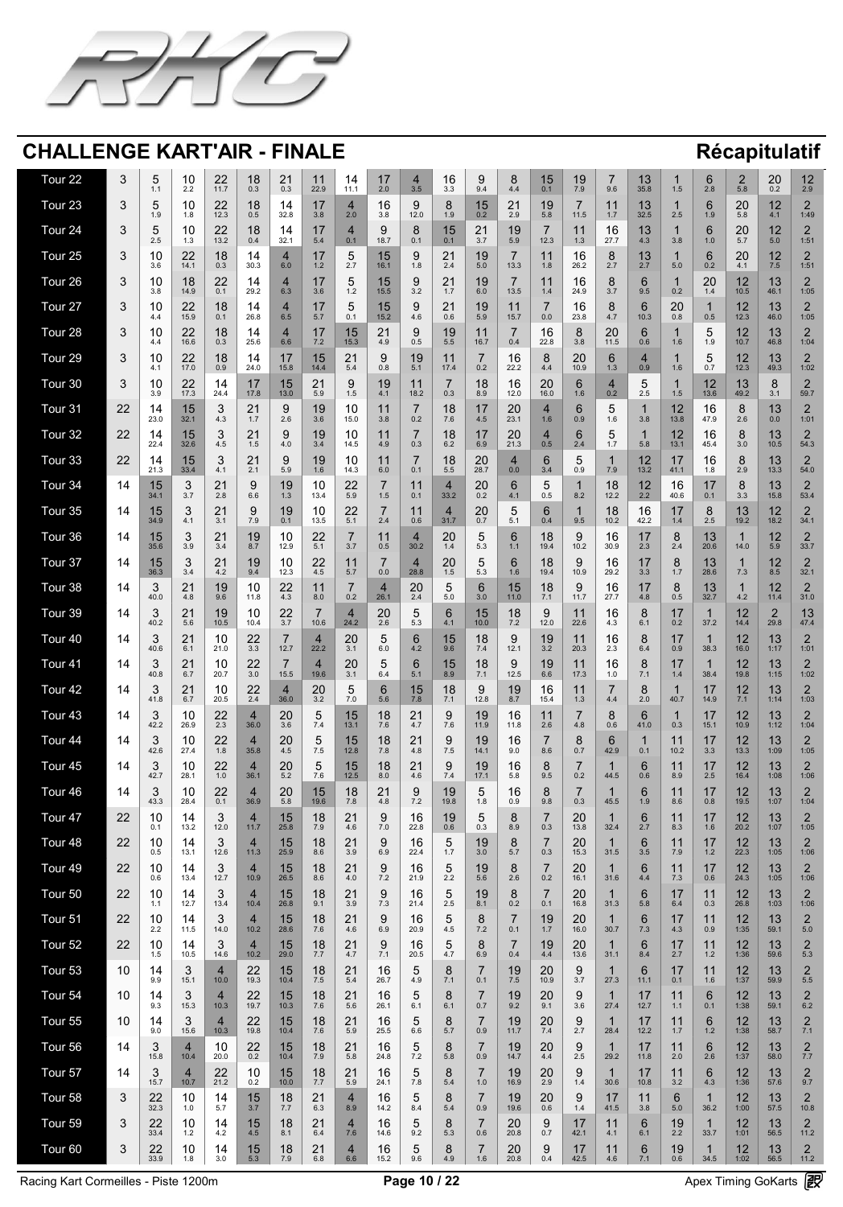# CHALLENGE KART'AIR - FINALE

## Récapitulatif

| Tour | P1 | P2 | P3 | P4 | P5 | P6 | P7 | P8 | P9 | P10 | P11 | P12 | P13 | P14 | P15 | P16 | P17 | P18 | P19 | P20 | P21 | P22 |
|---|---|---|---|---|---|---|---|---|---|---|---|---|---|---|---|---|---|---|---|---|---|---|
| Tour 22 | 3 | 5 (1.1) | 10 (2.2) | 22 (11.7) | 18 (0.3) | 21 (0.3) | 11 (22.9) | 14 (11.1) | 17 (2.0) | 4 (3.5) | 16 (3.3) | 9 (9.4) | 8 (4.4) | 15 (0.1) | 19 (7.9) | 7 (9.6) | 13 (35.8) | 1 (1.5) | 6 (2.8) | 2 (5.8) | 20 (0.2) | 12 (2.9) |
| Tour 23 | 3 | 5 (1.9) | 10 (1.8) | 22 (12.3) | 18 (0.5) | 14 (32.8) | 17 (3.8) | 4 (2.0) | 16 (3.8) | 9 (12.0) | 8 (1.9) | 15 (0.2) | 21 (2.9) | 19 (5.8) | 7 (11.5) | 11 (1.7) | 13 (32.5) | 1 (2.5) | 6 (1.9) | 20 (5.8) | 12 (4.1) | 2 (1:49) |
| Tour 24 | 3 | 5 (2.5) | 10 (1.3) | 22 (13.2) | 18 (0.4) | 14 (32.1) | 17 (5.4) | 4 (0.1) | 9 (18.7) | 8 (0.1) | 15 (0.1) | 21 (3.7) | 19 (5.9) | 7 (12.3) | 11 (1.3) | 16 (27.7) | 13 (4.3) | 1 (3.8) | 6 (1.0) | 20 (5.7) | 12 (5.0) | 2 (1:51) |
| Tour 25 | 3 | 10 (3.6) | 22 (14.1) | 18 (0.3) | 14 (30.3) | 4 (6.0) | 17 (1.2) | 5 (2.7) | 15 (16.1) | 9 (1.8) | 21 (2.4) | 19 (5.0) | 7 (13.3) | 11 (1.8) | 16 (26.2) | 8 (2.7) | 13 (2.7) | 1 (5.0) | 6 (0.2) | 20 (4.1) | 12 (7.5) | 2 (1:51) |
| Tour 26 | 3 | 10 (3.8) | 18 (14.9) | 22 (0.1) | 14 (29.2) | 4 (6.3) | 17 (3.6) | 5 (1.2) | 15 (15.5) | 9 (3.2) | 21 (1.7) | 19 (6.0) | 7 (13.5) | 11 (1.4) | 16 (24.9) | 8 (3.7) | 6 (9.5) | 1 (0.2) | 20 (1.4) | 12 (10.5) | 13 (46.1) | 2 (1:05) |
| Tour 27 | 3 | 10 (4.4) | 22 (15.9) | 18 (0.1) | 14 (26.8) | 4 (6.5) | 17 (5.7) | 5 (0.1) | 15 (15.2) | 9 (4.6) | 21 (0.6) | 19 (5.9) | 11 (15.7) | 7 (0.0) | 16 (23.8) | 8 (4.7) | 6 (10.3) | 20 (0.8) | 1 (0.5) | 12 (12.3) | 13 (46.0) | 2 (1:05) |
| Tour 28 | 3 | 10 (4.4) | 22 (16.6) | 18 (0.3) | 14 (25.6) | 4 (6.6) | 17 (7.2) | 15 (15.3) | 21 (4.9) | 9 (0.5) | 19 (5.5) | 11 (16.7) | 7 (0.4) | 16 (22.8) | 8 (3.8) | 20 (11.5) | 6 (0.6) | 1 (1.6) | 5 (1.9) | 12 (10.7) | 13 (46.8) | 2 (1:04) |
| Tour 29 | 3 | 10 (4.1) | 22 (17.0) | 18 (0.9) | 14 (24.0) | 17 (15.8) | 15 (14.4) | 21 (5.4) | 9 (0.8) | 19 (5.1) | 11 (17.4) | 7 (0.2) | 16 (22.2) | 8 (4.4) | 20 (10.9) | 6 (1.3) | 4 (0.9) | 1 (1.6) | 5 (0.7) | 12 (12.3) | 13 (49.3) | 2 (1:02) |
| Tour 30 | 3 | 10 (3.9) | 22 (17.3) | 14 (24.4) | 17 (17.8) | 15 (13.0) | 21 (5.9) | 9 (1.5) | 19 (4.1) | 11 (18.2) | 7 (0.3) | 18 (8.9) | 16 (12.0) | 20 (16.0) | 6 (1.6) | 4 (0.2) | 5 (2.5) | 1 (1.5) | 12 (13.6) | 13 (49.2) | 8 (3.1) | 2 (59.7) |
| Tour 31 | 22 | 14 (23.0) | 15 (32.1) | 3 (4.3) | 21 (1.7) | 9 (2.6) | 19 (3.6) | 10 (15.0) | 11 (3.8) | 7 (0.2) | 18 (7.6) | 17 (4.5) | 20 (23.1) | 4 (1.6) | 6 (0.9) | 5 (1.6) | 1 (3.8) | 12 (13.8) | 16 (47.9) | 8 (2.6) | 13 (0.0) | 2 (1:01) |
| Tour 32 | 22 | 14 (22.4) | 15 (32.6) | 3 (4.5) | 21 (1.5) | 9 (4.0) | 19 (3.4) | 10 (14.5) | 11 (4.9) | 7 (0.3) | 18 (6.2) | 17 (6.9) | 20 (21.3) | 4 (0.5) | 6 (2.4) | 5 (1.7) | 1 (5.8) | 12 (13.1) | 16 (45.4) | 8 (3.0) | 13 (10.5) | 2 (54.3) |
| Tour 33 | 22 | 14 (21.3) | 15 (33.4) | 3 (4.1) | 21 (2.1) | 9 (5.9) | 19 (1.6) | 10 (14.3) | 11 (6.0) | 7 (0.1) | 18 (5.5) | 20 (28.7) | 4 (0.0) | 6 (3.4) | 5 (0.9) | 1 (7.9) | 12 (13.2) | 17 (41.1) | 16 (1.8) | 8 (2.9) | 13 (13.3) | 2 (54.0) |
| Tour 34 | 14 | 15 (34.1) | 3 (3.7) | 21 (2.8) | 9 (6.6) | 19 (1.3) | 10 (13.4) | 22 (5.9) | 7 (1.5) | 11 (0.1) | 4 (33.2) | 20 (0.2) | 6 (4.1) | 5 (0.5) | 1 (8.2) | 18 (12.2) | 12 (2.2) | 16 (40.6) | 17 (0.1) | 8 (3.3) | 13 (15.8) | 2 (53.4) |
| Tour 35 | 14 | 15 (34.9) | 3 (4.1) | 21 (3.1) | 9 (7.9) | 19 (0.1) | 10 (13.5) | 22 (5.1) | 7 (2.4) | 11 (0.6) | 4 (31.7) | 20 (0.7) | 5 (5.1) | 6 (0.4) | 1 (9.5) | 18 (10.2) | 16 (42.2) | 17 (1.4) | 8 (2.5) | 13 (19.2) | 12 (18.2) | 2 (34.1) |
| Tour 36 | 14 | 15 (35.6) | 3 (3.9) | 21 (3.4) | 19 (8.7) | 10 (12.9) | 22 (5.1) | 7 (3.7) | 11 (0.5) | 4 (30.2) | 20 (1.4) | 5 (5.3) | 6 (1.1) | 18 (19.4) | 9 (10.2) | 16 (30.9) | 17 (2.3) | 8 (2.4) | 13 (20.6) | 1 (14.0) | 12 (5.9) | 2 (33.7) |
| Tour 37 | 14 | 15 (36.3) | 3 (3.4) | 21 (4.2) | 19 (9.4) | 10 (12.3) | 22 (4.5) | 11 (5.7) | 7 (0.0) | 4 (28.8) | 20 (1.5) | 5 (5.3) | 6 (1.6) | 18 (19.4) | 9 (10.9) | 16 (29.2) | 17 (3.3) | 8 (1.7) | 13 (28.6) | 1 (7.3) | 12 (8.5) | 2 (32.1) |
| Tour 38 | 14 | 3 (40.0) | 21 (4.8) | 19 (9.6) | 10 (11.8) | 22 (4.3) | 11 (8.0) | 7 (0.2) | 4 (26.1) | 20 (2.4) | 5 (5.0) | 6 (3.0) | 15 (11.0) | 18 (7.1) | 9 (11.7) | 16 (27.7) | 17 (4.8) | 8 (0.5) | 13 (32.7) | 1 (4.2) | 12 (11.4) | 2 (31.0) |
| Tour 39 | 14 | 3 (40.2) | 21 (5.6) | 19 (10.5) | 10 (10.4) | 22 (3.7) | 7 (10.6) | 4 (24.2) | 20 (2.6) | 5 (5.3) | 6 (4.1) | 15 (10.0) | 18 (7.2) | 9 (12.0) | 11 (22.6) | 16 (4.3) | 8 (6.1) | 17 (0.2) | 1 (37.2) | 12 (14.4) | 2 (29.8) | 13 (47.4) |
| Tour 40 | 14 | 3 (40.6) | 21 (6.1) | 10 (21.0) | 22 (3.3) | 7 (12.7) | 4 (22.2) | 20 (3.1) | 5 (6.0) | 6 (4.2) | 15 (9.6) | 18 (7.4) | 9 (12.1) | 19 (3.2) | 11 (20.3) | 16 (2.3) | 8 (6.4) | 17 (0.9) | 1 (38.3) | 12 (16.0) | 13 (1:17) | 2 (1:01) |
| Tour 41 | 14 | 3 (40.8) | 21 (6.7) | 10 (20.7) | 22 (3.0) | 7 (15.5) | 4 (19.6) | 20 (3.1) | 5 (6.4) | 6 (5.1) | 15 (8.9) | 18 (7.1) | 9 (12.5) | 19 (6.6) | 11 (17.3) | 16 (1.0) | 8 (7.1) | 17 (1.4) | 1 (38.4) | 12 (19.8) | 13 (1:15) | 2 (1:02) |
| Tour 42 | 14 | 3 (41.8) | 21 (6.7) | 10 (20.5) | 22 (2.4) | 4 (36.0) | 20 (3.2) | 5 (7.0) | 6 (5.6) | 15 (7.8) | 18 (7.1) | 9 (12.8) | 19 (8.7) | 16 (15.4) | 11 (1.3) | 7 (4.4) | 8 (2.0) | 1 (40.7) | 17 (14.9) | 12 (7.1) | 13 (1:14) | 2 (1:03) |
| Tour 43 | 14 | 3 (42.2) | 10 (26.9) | 22 (2.3) | 4 (36.0) | 20 (3.6) | 5 (7.4) | 15 (13.1) | 18 (7.6) | 21 (4.7) | 9 (7.6) | 19 (11.9) | 16 (11.8) | 11 (2.6) | 7 (4.8) | 8 (0.6) | 6 (41.0) | 1 (0.3) | 17 (15.1) | 12 (10.9) | 13 (1:12) | 2 (1:04) |
| Tour 44 | 14 | 3 (42.6) | 10 (27.4) | 22 (1.8) | 4 (35.8) | 20 (4.5) | 5 (7.5) | 15 (12.8) | 18 (7.8) | 21 (4.8) | 9 (7.5) | 19 (14.1) | 16 (9.0) | 7 (8.6) | 8 (0.7) | 6 (42.9) | 1 (0.1) | 11 (10.2) | 17 (3.3) | 12 (13.3) | 13 (1:09) | 2 (1:05) |
| Tour 45 | 14 | 3 (42.7) | 10 (28.1) | 22 (1.0) | 4 (36.1) | 20 (5.2) | 5 (7.6) | 15 (12.5) | 18 (8.0) | 21 (4.6) | 9 (7.4) | 19 (17.1) | 16 (5.8) | 8 (9.5) | 7 (0.2) | 1 (44.5) | 6 (0.6) | 11 (8.9) | 17 (2.5) | 12 (16.4) | 13 (1:08) | 2 (1:06) |
| Tour 46 | 14 | 3 (43.3) | 10 (28.4) | 22 (0.1) | 4 (36.9) | 20 (5.8) | 15 (19.6) | 18 (7.8) | 21 (4.8) | 9 (7.2) | 19 (19.8) | 5 (1.8) | 16 (0.9) | 8 (9.8) | 7 (0.3) | 1 (45.5) | 6 (1.9) | 11 (8.6) | 17 (0.8) | 12 (19.5) | 13 (1:07) | 2 (1:04) |
| Tour 47 | 22 | 10 (0.1) | 14 (13.2) | 3 (12.0) | 4 (11.7) | 15 (25.8) | 18 (7.9) | 21 (4.6) | 9 (7.0) | 16 (22.8) | 19 (0.6) | 5 (0.3) | 8 (8.9) | 7 (0.3) | 20 (13.8) | 1 (32.4) | 6 (2.7) | 11 (8.3) | 17 (1.6) | 12 (20.2) | 13 (1:07) | 2 (1:05) |
| Tour 48 | 22 | 10 (0.5) | 14 (13.1) | 3 (12.6) | 4 (11.3) | 15 (25.9) | 18 (8.6) | 21 (3.9) | 9 (6.9) | 16 (22.4) | 5 (1.7) | 19 (3.0) | 8 (5.7) | 7 (0.3) | 20 (15.3) | 1 (31.5) | 6 (3.5) | 11 (7.9) | 17 (1.2) | 12 (22.3) | 13 (1:05) | 2 (1:06) |
| Tour 49 | 22 | 10 (0.6) | 14 (13.4) | 3 (12.7) | 4 (10.9) | 15 (26.5) | 18 (8.6) | 21 (4.0) | 9 (7.2) | 16 (21.9) | 5 (2.2) | 19 (5.6) | 8 (2.6) | 7 (0.2) | 20 (16.1) | 1 (31.6) | 6 (4.4) | 11 (7.3) | 17 (0.6) | 12 (24.3) | 13 (1:05) | 2 (1:06) |
| Tour 50 | 22 | 10 (1.1) | 14 (12.7) | 3 (13.4) | 4 (10.4) | 15 (26.8) | 18 (9.1) | 21 (3.9) | 9 (7.3) | 16 (21.4) | 5 (2.5) | 19 (8.1) | 8 (0.2) | 7 (0.1) | 20 (16.8) | 1 (31.3) | 6 (5.8) | 17 (6.4) | 11 (0.3) | 12 (26.8) | 13 (1:03) | 2 (1:06) |
| Tour 51 | 22 | 10 (2.2) | 14 (11.5) | 3 (14.0) | 4 (10.2) | 15 (28.6) | 18 (7.6) | 21 (4.6) | 9 (6.9) | 16 (20.9) | 5 (4.5) | 8 (7.2) | 7 (0.1) | 19 (1.7) | 20 (16.0) | 1 (30.7) | 6 (7.3) | 17 (4.3) | 11 (0.9) | 12 (1:35) | 13 (59.1) | 2 (5.0) |
| Tour 52 | 22 | 10 (1.5) | 14 (10.5) | 3 (14.6) | 4 (10.2) | 15 (29.0) | 18 (7.7) | 21 (4.7) | 9 (7.1) | 16 (20.5) | 5 (4.7) | 8 (6.9) | 7 (0.4) | 19 (4.4) | 20 (13.6) | 1 (31.1) | 6 (8.4) | 17 (2.7) | 11 (1.2) | 12 (1:36) | 13 (59.6) | 2 (5.3) |
| Tour 53 | 10 | 14 (9.9) | 3 (15.1) | 4 (10.0) | 22 (19.3) | 15 (10.4) | 18 (7.5) | 21 (5.4) | 16 (26.7) | 5 (4.9) | 8 (7.1) | 7 (0.1) | 19 (7.5) | 20 (10.9) | 9 (3.7) | 1 (27.3) | 6 (11.1) | 17 (0.1) | 11 (1.6) | 12 (1:37) | 13 (59.9) | 2 (5.5) |
| Tour 54 | 10 | 14 (9.3) | 3 (15.3) | 4 (10.3) | 22 (19.7) | 15 (10.3) | 18 (7.6) | 21 (5.6) | 16 (26.1) | 5 (6.1) | 8 (6.1) | 7 (0.7) | 19 (9.2) | 20 (9.1) | 9 (3.6) | 1 (27.4) | 17 (12.7) | 11 (1.1) | 6 (0.1) | 12 (1:38) | 13 (59.1) | 2 (6.2) |
| Tour 55 | 10 | 14 (9.0) | 3 (15.6) | 4 (10.3) | 22 (19.8) | 15 (10.4) | 18 (7.6) | 21 (5.9) | 16 (25.5) | 5 (6.6) | 8 (5.7) | 7 (0.9) | 19 (11.7) | 20 (7.4) | 9 (2.7) | 1 (28.4) | 17 (12.2) | 11 (1.7) | 6 (1.2) | 12 (1:38) | 13 (58.7) | 2 (7.1) |
| Tour 56 | 14 | 3 (15.8) | 4 (10.4) | 10 (20.0) | 22 (0.2) | 15 (10.4) | 18 (7.9) | 21 (5.8) | 16 (24.8) | 5 (7.2) | 8 (5.8) | 7 (0.9) | 19 (14.7) | 20 (4.4) | 9 (2.5) | 1 (29.2) | 17 (11.8) | 11 (2.0) | 6 (2.6) | 12 (1:37) | 13 (58.0) | 2 (7.7) |
| Tour 57 | 14 | 3 (15.7) | 4 (10.7) | 22 (21.2) | 10 (0.2) | 15 (10.0) | 18 (7.7) | 21 (5.9) | 16 (24.1) | 5 (7.8) | 8 (5.4) | 7 (1.0) | 19 (16.9) | 20 (2.9) | 9 (1.4) | 1 (30.6) | 17 (10.8) | 11 (3.2) | 6 (4.3) | 12 (1:36) | 13 (57.6) | 2 (9.7) |
| Tour 58 | 3 | 22 (32.3) | 10 (1.0) | 14 (5.7) | 15 (3.7) | 18 (7.7) | 21 (6.3) | 4 (8.9) | 16 (14.2) | 5 (8.4) | 8 (5.4) | 7 (0.9) | 19 (19.6) | 20 (0.6) | 9 (1.4) | 17 (41.5) | 11 (3.8) | 6 (5.0) | 1 (36.2) | 12 (1:00) | 13 (57.5) | 2 (10.8) |
| Tour 59 | 3 | 22 (33.4) | 10 (1.2) | 14 (4.2) | 15 (8.1) | 18 (6.4) | 21 (6.4) | 4 (7.6) | 16 (14.6) | 5 (9.2) | 8 (5.3) | 7 (0.6) | 20 (20.8) | 9 (0.7) | 17 (42.1) | 11 (4.1) | 6 (6.1) | 19 (2.2) | 1 (33.7) | 12 (1:01) | 13 (56.5) | 2 (11.2) |
| Tour 60 | 3 | 22 (33.9) | 10 (1.8) | 14 (3.0) | 15 (5.3) | 18 (7.9) | 21 (6.8) | 4 (6.6) | 16 (15.2) | 5 (9.6) | 8 (4.9) | 7 (1.6) | 20 (20.8) | 9 (0.4) | 17 (42.5) | 11 (4.6) | 6 (7.1) | 19 (0.6) | 1 (34.5) | 12 (1:02) | 13 (56.5) | 2 (11.2) |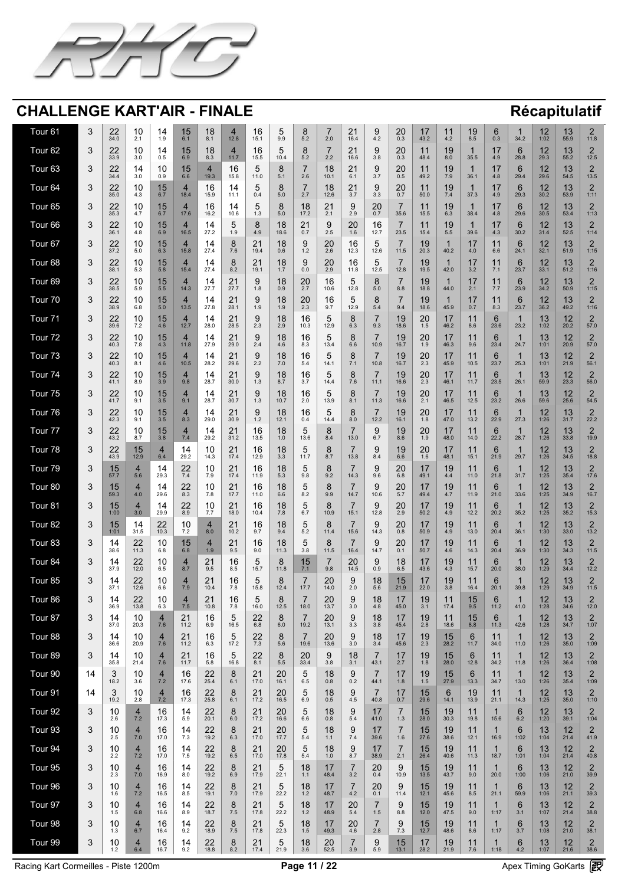## CHALLENGE KART'AIR - FINALE

**Récapitulatif**

| Tour | | P1 | P2 | P3 | P4 | P5 | P6 | P7 | P8 | P9 | P10 | P11 | P12 | P13 | P14 | P15 | P16 | P17 | P18 | P19 | P20 | P21 | P22 |
|---|---|---|---|---|---|---|---|---|---|---|---|---|---|---|---|---|---|---|---|---|---|---|---|
| Tour 61 | 3 | 22 34.0 | 10 2.1 | 14 1.9 | 15 6.1 | 18 8.1 | 4 12.8 | 16 15.1 | 5 9.9 | 8 5.2 | 7 2.0 | 21 16.4 | 9 4.2 | 20 0.3 | 17 43.2 | 11 4.2 | 19 8.5 | 6 0.3 | 1 34.2 | 12 1:02 | 13 55.9 | 2 11.8 | |
| Tour 62 | 3 | 22 33.9 | 10 3.0 | 14 0.5 | 15 6.9 | 18 8.3 | 4 11.7 | 16 15.5 | 5 10.4 | 8 5.2 | 7 2.2 | 21 16.6 | 9 3.8 | 20 0.3 | 11 48.4 | 19 8.0 | 1 35.5 | 17 4.9 | 6 28.8 | 12 29.3 | 13 55.2 | 2 12.5 | |
| Tour 63 | 3 | 22 34.4 | 14 3.0 | 10 0.9 | 15 6.6 | 4 19.3 | 16 15.8 | 5 11.0 | 8 5.1 | 7 2.6 | 18 10.1 | 21 6.1 | 9 3.7 | 20 0.5 | 11 49.2 | 19 7.9 | 1 36.1 | 17 4.8 | 6 29.4 | 12 29.6 | 13 54.5 | 2 13.5 | |
| Tour 64 | 3 | 22 35.0 | 10 4.3 | 15 6.7 | 4 18.4 | 16 15.9 | 14 11.1 | 5 0.4 | 8 5.0 | 7 2.7 | 18 12.6 | 21 3.7 | 9 3.3 | 20 0.7 | 11 50.0 | 19 7.4 | 1 37.3 | 17 4.9 | 6 29.3 | 12 30.2 | 13 53.9 | 2 1:11 | |
| Tour 65 | 3 | 22 35.3 | 10 4.7 | 15 6.7 | 4 17.6 | 16 16.2 | 14 10.6 | 5 1.3 | 8 5.0 | 18 17.2 | 21 2.1 | 9 2.9 | 20 0.7 | 7 35.6 | 11 15.5 | 19 6.3 | 1 38.4 | 17 4.8 | 6 29.6 | 12 30.5 | 13 53.4 | 2 1:13 | |
| Tour 66 | 3 | 22 36.1 | 10 4.8 | 15 6.9 | 4 16.5 | 14 27.2 | 5 1.9 | 8 4.9 | 18 18.6 | 21 0.7 | 9 2.5 | 20 1.6 | 16 12.7 | 7 23.5 | 11 15.4 | 19 5.5 | 1 39.6 | 17 4.3 | 6 30.2 | 12 31.4 | 13 52.5 | 2 1:14 | |
| Tour 67 | 3 | 22 37.2 | 10 5.0 | 15 6.3 | 4 15.8 | 14 27.4 | 8 7.6 | 21 19.4 | 18 0.6 | 9 1.2 | 20 2.6 | 16 12.3 | 5 12.6 | 7 11.5 | 19 20.3 | 1 40.2 | 17 4.0 | 11 6.6 | 6 24.1 | 12 32.1 | 13 51.9 | 2 1:15 | |
| Tour 68 | 3 | 22 38.1 | 10 5.3 | 15 5.8 | 4 15.4 | 14 27.4 | 8 8.2 | 21 19.1 | 18 1.7 | 9 0.0 | 20 2.9 | 16 11.8 | 5 12.5 | 7 12.8 | 19 19.5 | 1 42.0 | 17 3.2 | 11 7.1 | 6 23.7 | 12 33.1 | 13 51.2 | 2 1:16 | |
| Tour 69 | 3 | 22 38.5 | 10 5.9 | 15 5.5 | 4 14.3 | 14 27.7 | 21 27.7 | 9 1.8 | 18 0.9 | 20 2.7 | 16 10.6 | 5 12.8 | 8 5.0 | 7 8.8 | 19 18.8 | 1 44.0 | 17 2.1 | 11 7.7 | 6 23.9 | 12 34.2 | 13 50.9 | 2 1:15 | |
| Tour 70 | 3 | 22 38.9 | 10 6.8 | 15 5.0 | 4 13.5 | 14 27.8 | 21 28.1 | 9 1.9 | 18 1.9 | 20 2.3 | 16 9.7 | 5 12.9 | 8 5.4 | 7 9.4 | 19 18.6 | 1 45.9 | 17 0.7 | 11 8.3 | 6 23.7 | 12 36.2 | 13 49.2 | 2 1:16 | |
| Tour 71 | 3 | 22 39.6 | 10 7.2 | 15 4.6 | 4 12.7 | 14 28.0 | 21 28.5 | 9 2.3 | 18 2.9 | 16 10.3 | 5 12.9 | 8 6.3 | 7 9.3 | 19 18.6 | 20 1.5 | 17 46.2 | 11 8.6 | 6 23.6 | 1 23.2 | 13 1:02 | 12 20.2 | 2 57.0 | |
| Tour 72 | 3 | 22 40.3 | 10 7.8 | 15 4.3 | 4 11.8 | 14 27.9 | 21 29.0 | 9 2.4 | 18 4.6 | 16 8.3 | 5 13.4 | 8 6.6 | 7 10.9 | 19 16.7 | 20 1.9 | 17 46.3 | 11 9.6 | 6 23.4 | 1 24.7 | 13 1:01 | 12 20.9 | 2 57.0 | |
| Tour 73 | 3 | 22 40.3 | 10 8.1 | 15 4.6 | 4 10.5 | 14 28.2 | 21 29.6 | 9 2.2 | 18 7.0 | 16 5.4 | 5 14.1 | 8 7.1 | 7 10.8 | 19 16.7 | 20 2.3 | 17 45.9 | 11 10.5 | 6 23.7 | 1 25.3 | 13 1:01 | 12 21.9 | 2 56.1 | |
| Tour 74 | 3 | 22 41.1 | 10 8.9 | 15 3.9 | 4 9.8 | 14 28.7 | 21 30.0 | 9 1.3 | 18 8.7 | 16 3.7 | 5 14.4 | 8 7.6 | 7 11.1 | 19 16.6 | 20 2.3 | 17 46.1 | 11 11.7 | 6 23.5 | 1 26.1 | 13 59.9 | 12 23.3 | 2 56.0 | |
| Tour 75 | 3 | 22 41.7 | 10 9.1 | 15 3.5 | 4 9.1 | 14 28.7 | 21 30.7 | 9 1.3 | 18 10.7 | 16 2.0 | 5 13.9 | 8 8.1 | 7 11.3 | 19 16.6 | 20 2.1 | 17 46.5 | 11 12.5 | 6 23.2 | 1 26.6 | 13 59.6 | 12 25.6 | 2 54.5 | |
| Tour 76 | 3 | 22 42.3 | 10 9.1 | 15 3.5 | 4 8.3 | 14 29.0 | 21 30.9 | 9 1.2 | 18 12.1 | 16 0.4 | 5 14.4 | 8 8.0 | 7 12.2 | 19 16.1 | 20 1.8 | 17 47.0 | 11 13.2 | 6 22.9 | 1 27.3 | 12 1:26 | 13 31.7 | 2 22.2 | |
| Tour 77 | 3 | 22 43.2 | 10 8.7 | 15 3.8 | 4 7.4 | 14 29.2 | 21 31.2 | 16 13.5 | 18 1.0 | 5 13.6 | 8 8.4 | 7 13.0 | 9 6.7 | 19 8.6 | 20 1.9 | 17 48.0 | 11 14.0 | 6 22.2 | 1 28.7 | 12 1:26 | 13 33.8 | 2 19.9 | |
| Tour 78 | 3 | 22 43.9 | 15 12.9 | 4 6.4 | 14 29.2 | 10 14.3 | 21 17.4 | 16 12.9 | 18 3.3 | 5 11.7 | 8 8.7 | 7 13.8 | 9 8.4 | 19 6.6 | 20 1.6 | 17 48.1 | 11 15.1 | 6 21.9 | 1 29.7 | 12 1:26 | 13 34.5 | 2 18.8 | |
| Tour 79 | 3 | 15 57.7 | 4 5.6 | 14 29.3 | 22 7.4 | 10 7.9 | 21 17.4 | 16 11.9 | 18 5.3 | 5 9.8 | 8 9.2 | 7 14.3 | 9 9.6 | 20 6.8 | 17 49.1 | 19 4.4 | 11 11.0 | 6 21.8 | 1 31.7 | 12 1:25 | 13 35.4 | 2 17.6 | |
| Tour 80 | 3 | 15 59.3 | 4 4.0 | 14 29.6 | 22 8.3 | 10 7.8 | 21 17.7 | 16 11.0 | 18 6.6 | 5 8.2 | 8 9.9 | 7 14.7 | 9 10.6 | 20 5.7 | 17 49.4 | 19 4.7 | 11 11.9 | 6 21.0 | 1 33.6 | 12 1:25 | 13 34.9 | 2 16.7 | |
| Tour 81 | 3 | 15 1:00 | 4 3.0 | 14 29.9 | 22 8.9 | 10 7.7 | 21 18.0 | 16 10.4 | 18 7.8 | 5 6.7 | 8 10.9 | 7 15.1 | 9 12.8 | 20 2.9 | 17 50.2 | 19 4.9 | 11 12.2 | 6 20.2 | 1 35.2 | 12 1:25 | 13 35.2 | 2 15.3 | |
| Tour 82 | 3 | 15 1:01 | 14 31.5 | 22 10.3 | 10 7.2 | 4 8.0 | 21 10.2 | 16 9.7 | 18 9.4 | 5 5.2 | 8 11.4 | 7 15.6 | 9 14.3 | 20 0.8 | 17 50.9 | 19 4.9 | 11 13.0 | 6 20.4 | 1 36.1 | 12 1:30 | 13 33.0 | 2 13.2 | |
| Tour 83 | 3 | 14 38.6 | 22 11.3 | 10 6.8 | 15 6.8 | 4 1.9 | 21 9.5 | 16 9.0 | 18 11.3 | 5 3.8 | 8 11.5 | 7 16.4 | 9 14.7 | 20 0.1 | 17 50.7 | 19 4.6 | 11 14.3 | 6 20.4 | 1 36.9 | 12 1:30 | 13 34.3 | 2 11.5 | |
| Tour 84 | 3 | 14 37.9 | 22 12.0 | 10 6.5 | 4 8.7 | 21 9.5 | 16 8.5 | 5 15.7 | 8 11.8 | 15 7.1 | 7 9.8 | 20 14.5 | 9 0.9 | 18 6.5 | 17 43.6 | 19 4.3 | 11 15.7 | 6 20.0 | 1 38.0 | 12 1:29 | 13 34.4 | 2 12.2 | |
| Tour 85 | 3 | 14 37.1 | 22 12.6 | 10 6.6 | 4 7.9 | 21 10.4 | 16 7.8 | 5 15.8 | 8 12.4 | 7 17.7 | 20 14.0 | 9 2.0 | 18 5.6 | 15 21.9 | 17 22.0 | 19 3.8 | 11 16.4 | 6 20.1 | 1 39.8 | 12 1:29 | 13 34.9 | 2 11.5 | |
| Tour 86 | 3 | 14 36.9 | 22 13.8 | 10 6.3 | 4 7.5 | 21 10.8 | 16 7.8 | 5 16.0 | 8 12.5 | 7 18.0 | 20 13.7 | 9 3.0 | 18 4.8 | 17 45.0 | 19 3.1 | 11 17.4 | 15 9.5 | 6 11.2 | 1 41.0 | 12 1:28 | 13 34.6 | 2 12.0 | |
| Tour 87 | 3 | 14 37.0 | 10 20.3 | 4 7.6 | 21 11.2 | 16 6.9 | 5 16.5 | 22 6.8 | 8 6.0 | 7 19.2 | 20 13.1 | 9 3.3 | 18 3.8 | 17 45.4 | 19 2.8 | 11 18.6 | 15 8.8 | 6 11.3 | 1 42.6 | 12 1:28 | 13 34.7 | 2 1:07 | |
| Tour 88 | 3 | 14 36.6 | 10 20.9 | 4 7.6 | 21 11.2 | 16 6.3 | 5 17.2 | 22 7.3 | 8 5.6 | 7 19.6 | 20 13.6 | 9 3.0 | 18 3.4 | 17 45.6 | 19 2.3 | 15 28.2 | 6 11.7 | 11 34.0 | 1 11.0 | 12 1:26 | 13 35.0 | 2 1:09 | |
| Tour 89 | 3 | 14 35.8 | 10 21.4 | 4 7.6 | 21 11.7 | 16 5.8 | 5 16.8 | 22 8.1 | 8 5.5 | 20 33.4 | 9 3.8 | 18 3.1 | 7 43.1 | 17 2.7 | 19 1.8 | 15 28.0 | 6 12.8 | 11 34.2 | 1 11.8 | 12 1:26 | 13 36.4 | 2 1:08 | |
| Tour 90 | 14 | 3 18.2 | 10 3.6 | 4 7.2 | 16 17.6 | 22 25.4 | 8 6.1 | 21 17.0 | 20 16.1 | 5 6.5 | 18 0.8 | 9 0.2 | 7 44.1 | 17 1.8 | 19 1.5 | 15 27.9 | 6 13.3 | 11 34.7 | 1 13.0 | 12 1:26 | 13 35.4 | 2 1:09 | |
| Tour 91 | 14 | 3 19.2 | 10 2.8 | 4 7.2 | 16 17.3 | 22 25.8 | 8 6.1 | 21 17.2 | 20 16.5 | 5 6.9 | 18 0.5 | 9 4.5 | 7 40.8 | 17 0.7 | 15 29.6 | 6 14.1 | 19 13.9 | 11 21.1 | 1 14.3 | 12 1:25 | 13 35.0 | 2 1:10 | |
| Tour 92 | 3 | 10 2.6 | 4 7.2 | 16 17.3 | 14 5.9 | 22 20.1 | 8 6.0 | 21 17.2 | 20 16.6 | 5 6.6 | 18 0.8 | 9 5.4 | 17 41.0 | 7 1.3 | 15 28.0 | 19 30.3 | 11 19.8 | 1 15.6 | 6 6.2 | 12 1:20 | 13 39.1 | 2 1:04 | |
| Tour 93 | 3 | 10 2.5 | 4 7.0 | 16 17.0 | 14 7.3 | 22 19.2 | 8 6.3 | 21 17.0 | 20 17.7 | 5 5.4 | 18 1.1 | 9 7.4 | 17 39.6 | 7 1.6 | 15 27.6 | 19 38.6 | 11 12.1 | 1 16.9 | 6 1:02 | 13 1:04 | 12 21.4 | 2 41.9 | |
| Tour 94 | 3 | 10 2.2 | 4 7.2 | 16 17.0 | 14 7.5 | 22 19.2 | 8 6.5 | 21 17.0 | 20 17.8 | 5 5.4 | 18 1.0 | 9 8.7 | 17 38.9 | 7 2.1 | 15 26.4 | 19 40.6 | 11 11.3 | 1 18.7 | 6 1:01 | 13 1:04 | 12 21.4 | 2 40.8 | |
| Tour 95 | 3 | 10 2.3 | 4 7.0 | 16 16.9 | 14 8.0 | 22 19.2 | 8 6.9 | 21 17.9 | 5 22.1 | 18 1.1 | 17 48.4 | 7 3.2 | 20 0.4 | 9 10.9 | 15 13.5 | 19 43.7 | 11 9.0 | 1 20.0 | 6 1:00 | 13 1:06 | 12 21.0 | 2 39.9 | |
| Tour 96 | 3 | 10 1.6 | 4 7.2 | 16 16.5 | 14 8.5 | 22 19.1 | 8 7.0 | 21 17.9 | 5 22.2 | 18 1.2 | 17 48.7 | 7 4.2 | 20 0.1 | 9 11.4 | 15 12.1 | 19 45.6 | 11 8.5 | 1 21.1 | 6 59.9 | 13 1:06 | 12 21.1 | 2 39.3 | |
| Tour 97 | 3 | 10 1.5 | 4 6.8 | 16 16.6 | 14 8.9 | 22 18.7 | 8 7.5 | 21 17.8 | 5 22.2 | 18 1.2 | 17 48.9 | 20 5.4 | 7 1.5 | 9 8.8 | 15 12.0 | 19 47.5 | 11 9.0 | 1 1:17 | 6 3.1 | 13 1:07 | 12 21.4 | 2 38.8 | |
| Tour 98 | 3 | 10 1.3 | 4 6.7 | 16 16.4 | 14 9.2 | 22 18.9 | 8 7.5 | 21 17.8 | 5 22.3 | 18 1.5 | 17 49.3 | 20 4.6 | 7 2.8 | 9 7.3 | 15 12.7 | 19 48.6 | 11 8.6 | 1 1:17 | 6 3.7 | 13 1:08 | 12 21.0 | 2 38.1 | |
| Tour 99 | 3 | 10 1.2 | 4 6.4 | 16 16.7 | 14 9.2 | 22 18.8 | 8 8.2 | 21 17.4 | 5 21.9 | 18 3.6 | 20 52.5 | 7 3.9 | 9 5.9 | 15 13.1 | 17 28.2 | 19 21.9 | 11 7.6 | 1 1:18 | 6 4.2 | 13 1:07 | 12 21.6 | 2 38.6 | |

Racing Kart Cormeilles - Piste 1200m

Apex Timing GoKarts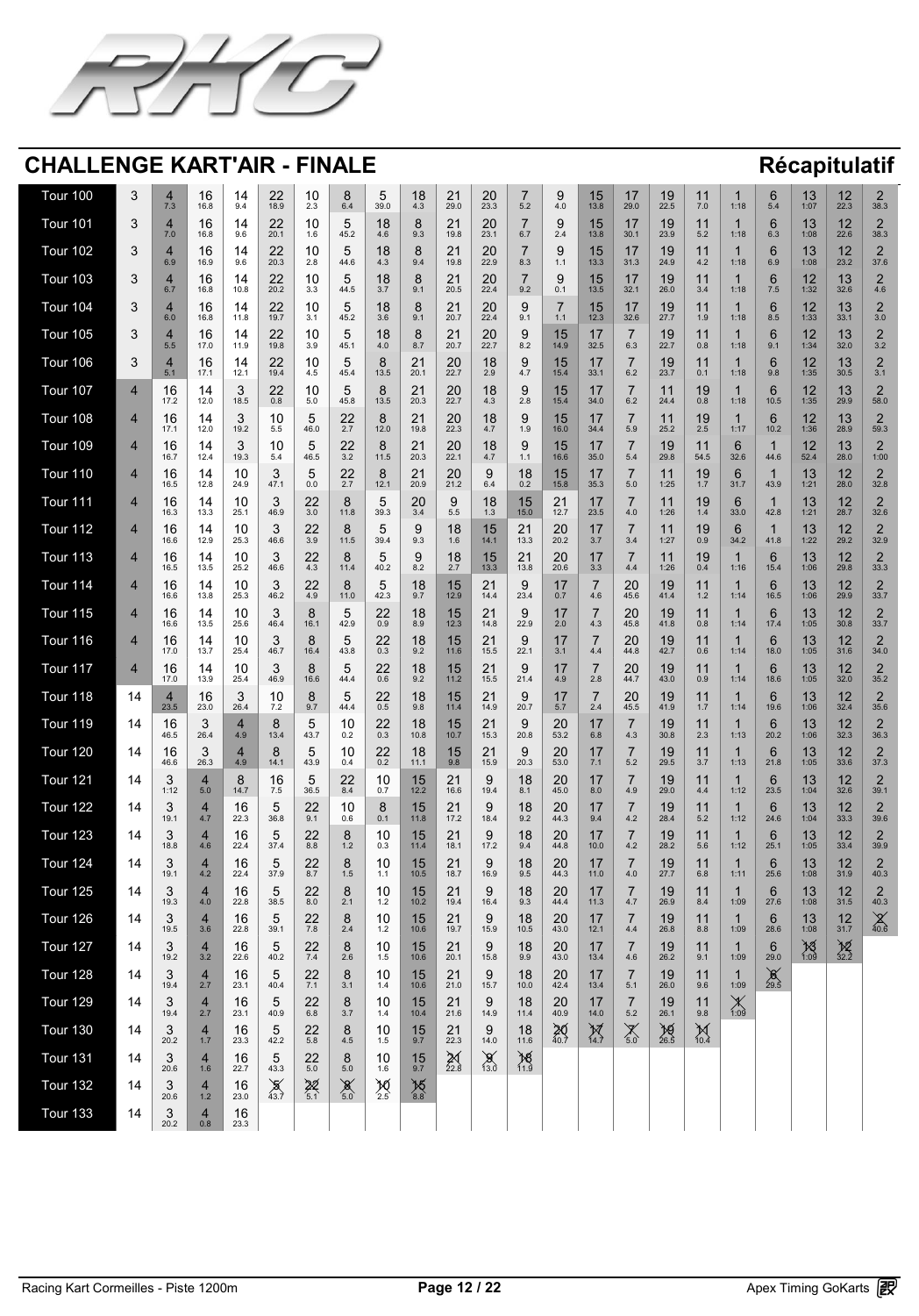# CHALLENGE KART'AIR - FINALE

## Récapitulatif

| Tour | | | | | | | | | | | | | | | | | | | | | | |
|---|---|---|---|---|---|---|---|---|---|---|---|---|---|---|---|---|---|---|---|---|---|---|
| Tour 100 | 3 | 4 (7.3) | 16 (16.8) | 14 (9.4) | 22 (18.9) | 10 (2.3) | 8 (6.4) | 5 (39.0) | 18 (4.3) | 21 (29.0) | 20 (23.3) | 7 (5.2) | 9 (4.0) | 15 (13.8) | 17 (29.0) | 19 (22.5) | 11 (7.0) | 1 (1:18) | 6 (5.4) | 13 (1:07) | 12 (22.3) | 2 (38.3) |
| Tour 101 | 3 | 4 (7.0) | 16 (16.8) | 14 (9.6) | 22 (20.1) | 10 (1.6) | 5 (45.2) | 18 (4.6) | 8 (9.3) | 21 (19.8) | 20 (23.1) | 7 (6.7) | 9 (2.4) | 15 (13.8) | 17 (30.1) | 19 (23.9) | 11 (5.2) | 1 (1:18) | 6 (6.3) | 13 (1:08) | 12 (22.6) | 2 (38.3) |
| Tour 102 | 3 | 4 (6.9) | 16 (16.9) | 14 (9.6) | 22 (20.3) | 10 (2.8) | 5 (44.6) | 18 (4.3) | 8 (9.4) | 21 (19.8) | 20 (22.9) | 7 (8.3) | 9 (1.1) | 15 (13.3) | 17 (31.3) | 19 (24.9) | 11 (4.2) | 1 (1:18) | 6 (6.9) | 13 (1:08) | 12 (23.2) | 2 (37.6) |
| Tour 103 | 3 | 4 (6.7) | 16 (16.8) | 14 (10.8) | 22 (20.2) | 10 (3.3) | 5 (44.5) | 18 (3.7) | 8 (9.1) | 21 (20.5) | 20 (22.4) | 7 (9.2) | 9 (0.1) | 15 (13.5) | 17 (32.1) | 19 (26.0) | 11 (3.4) | 1 (1:18) | 6 (7.5) | 12 (1:32) | 13 (32.6) | 2 (4.6) |
| Tour 104 | 3 | 4 (6.0) | 16 (16.8) | 14 (11.8) | 22 (19.7) | 10 (3.1) | 5 (45.2) | 18 (3.6) | 8 (9.1) | 21 (20.7) | 20 (22.4) | 9 (9.1) | 7 (1.1) | 15 (12.3) | 17 (32.6) | 19 (27.7) | 11 (1.9) | 1 (1:18) | 6 (8.5) | 12 (1:33) | 13 (33.1) | 2 (3.0) |
| Tour 105 | 3 | 4 (5.5) | 16 (17.0) | 14 (11.9) | 22 (19.8) | 10 (3.9) | 5 (45.1) | 18 (4.0) | 8 (8.7) | 21 (20.7) | 20 (22.7) | 9 (8.2) | 15 (14.9) | 17 (32.5) | 7 (6.3) | 19 (22.7) | 11 (0.8) | 1 (1:18) | 6 (9.1) | 12 (1:34) | 13 (32.0) | 2 (3.2) |
| Tour 106 | 3 | 4 (5.1) | 16 (17.1) | 14 (12.1) | 22 (19.4) | 10 (4.5) | 5 (45.4) | 8 (13.5) | 21 (20.1) | 20 (22.7) | 18 (2.9) | 9 (4.7) | 15 (15.4) | 17 (33.1) | 7 (6.2) | 19 (23.7) | 11 (0.1) | 1 (1:18) | 6 (9.8) | 12 (1:35) | 13 (30.5) | 2 (3.1) |
| Tour 107 | 4 | 16 (17.2) | 14 (12.0) | 3 (18.5) | 22 (0.8) | 10 (5.0) | 5 (45.8) | 8 (13.5) | 21 (20.3) | 20 (22.7) | 18 (4.3) | 9 (2.8) | 15 (15.4) | 17 (34.0) | 7 (6.2) | 11 (24.4) | 19 (0.8) | 1 (1:18) | 6 (10.5) | 12 (1:35) | 13 (29.9) | 2 (58.0) |
| Tour 108 | 4 | 16 (17.1) | 14 (12.0) | 3 (19.2) | 10 (5.5) | 5 (46.0) | 22 (2.7) | 8 (12.0) | 21 (19.8) | 20 (22.3) | 18 (4.7) | 9 (1.9) | 15 (16.0) | 17 (34.4) | 7 (5.9) | 11 (25.2) | 19 (2.5) | 1 (1:17) | 6 (10.2) | 12 (1:36) | 13 (28.9) | 2 (59.3) |
| Tour 109 | 4 | 16 (16.7) | 14 (12.4) | 3 (19.3) | 10 (5.4) | 5 (46.5) | 22 (3.2) | 8 (11.5) | 21 (20.3) | 20 (22.1) | 18 (4.7) | 9 (1.1) | 15 (16.6) | 17 (35.0) | 7 (5.4) | 19 (29.8) | 11 (54.5) | 6 (32.6) | 1 (44.6) | 12 (52.4) | 13 (28.0) | 2 (1:00) |
| Tour 110 | 4 | 16 (16.5) | 14 (12.8) | 10 (24.9) | 3 (47.1) | 5 (0.0) | 22 (2.7) | 8 (12.1) | 21 (20.9) | 20 (21.2) | 9 (6.4) | 18 (0.2) | 15 (15.8) | 17 (35.3) | 7 (5.0) | 11 (1:25) | 19 (1.7) | 6 (31.7) | 1 (43.9) | 13 (1:21) | 12 (28.0) | 2 (32.8) |
| Tour 111 | 4 | 16 (16.3) | 14 (13.3) | 10 (25.1) | 3 (46.9) | 22 (3.0) | 8 (11.8) | 5 (39.3) | 20 (3.4) | 9 (5.5) | 18 (1.3) | 15 (15.0) | 21 (12.7) | 17 (23.5) | 7 (4.0) | 11 (1:26) | 19 (1.4) | 6 (33.0) | 1 (42.8) | 13 (1:21) | 12 (28.7) | 2 (32.6) |
| Tour 112 | 4 | 16 (16.6) | 14 (12.9) | 10 (25.3) | 3 (46.6) | 22 (3.9) | 8 (11.5) | 5 (39.4) | 9 (9.3) | 18 (1.6) | 15 (14.1) | 21 (13.3) | 20 (20.2) | 17 (3.7) | 7 (3.4) | 11 (1:27) | 19 (0.9) | 6 (34.2) | 1 (41.8) | 13 (1:22) | 12 (29.2) | 2 (32.9) |
| Tour 113 | 4 | 16 (16.5) | 14 (13.5) | 10 (25.2) | 3 (46.6) | 22 (4.3) | 8 (11.4) | 5 (40.2) | 9 (8.2) | 18 (2.7) | 15 (13.3) | 21 (13.8) | 20 (20.6) | 17 (3.3) | 7 (4.4) | 11 (1:26) | 19 (0.4) | 1 (1:16) | 6 (15.4) | 13 (1:06) | 12 (29.8) | 2 (33.3) |
| Tour 114 | 4 | 16 (16.6) | 14 (13.8) | 10 (25.3) | 3 (46.2) | 22 (4.9) | 8 (11.0) | 5 (42.3) | 18 (9.7) | 15 (12.9) | 21 (14.4) | 9 (23.4) | 17 (0.7) | 7 (4.6) | 20 (45.6) | 19 (41.4) | 11 (1.2) | 1 (1:14) | 6 (16.5) | 13 (1:06) | 12 (29.9) | 2 (33.7) |
| Tour 115 | 4 | 16 (16.6) | 14 (13.5) | 10 (25.6) | 3 (46.4) | 8 (16.1) | 5 (42.9) | 22 (0.9) | 18 (8.9) | 15 (12.3) | 21 (14.8) | 9 (22.9) | 17 (2.0) | 7 (4.3) | 20 (45.8) | 19 (41.8) | 11 (0.8) | 1 (1:14) | 6 (17.4) | 13 (1:05) | 12 (30.8) | 2 (33.7) |
| Tour 116 | 4 | 16 (17.0) | 14 (13.7) | 10 (25.4) | 3 (46.7) | 8 (16.4) | 5 (43.8) | 22 (0.3) | 18 (9.2) | 15 (11.6) | 21 (15.5) | 9 (22.1) | 17 (3.1) | 7 (4.4) | 20 (44.8) | 19 (42.7) | 11 (0.6) | 1 (1:14) | 6 (18.0) | 13 (1:05) | 12 (31.6) | 2 (34.0) |
| Tour 117 | 4 | 16 (17.0) | 14 (13.9) | 10 (25.4) | 3 (46.9) | 8 (16.6) | 5 (44.4) | 22 (0.6) | 18 (9.2) | 15 (11.2) | 21 (15.5) | 9 (21.4) | 17 (4.9) | 7 (2.8) | 20 (44.7) | 19 (43.0) | 11 (0.9) | 1 (1:14) | 6 (18.6) | 13 (1:05) | 12 (32.0) | 2 (35.2) |
| Tour 118 | 14 | 4 (23.5) | 16 (23.0) | 3 (26.4) | 10 (7.2) | 8 (9.7) | 5 (44.4) | 22 (0.5) | 18 (9.8) | 15 (11.4) | 21 (14.9) | 9 (20.7) | 17 (5.7) | 7 (2.4) | 20 (45.5) | 19 (41.9) | 11 (1.7) | 1 (1:14) | 6 (19.6) | 13 (1:06) | 12 (32.4) | 2 (35.6) |
| Tour 119 | 14 | 16 (46.5) | 3 (26.4) | 4 (4.9) | 8 (13.4) | 5 (43.7) | 10 (0.2) | 22 (0.3) | 18 (10.8) | 15 (10.7) | 21 (15.3) | 9 (20.8) | 20 (53.2) | 17 (6.8) | 7 (4.3) | 19 (30.8) | 11 (2.3) | 1 (1:13) | 6 (20.2) | 13 (1:06) | 12 (32.3) | 2 (36.3) |
| Tour 120 | 14 | 16 (46.6) | 3 (26.3) | 4 (4.9) | 8 (14.1) | 5 (43.9) | 10 (0.4) | 22 (0.2) | 18 (11.1) | 15 (9.8) | 21 (15.9) | 9 (20.3) | 20 (53.0) | 17 (7.1) | 7 (5.2) | 19 (29.5) | 11 (3.7) | 1 (1:13) | 6 (21.8) | 13 (1:05) | 12 (33.6) | 2 (37.3) |
| Tour 121 | 14 | 3 (1:12) | 4 (5.0) | 8 (14.7) | 16 (7.5) | 5 (36.5) | 22 (8.4) | 10 (0.7) | 15 (12.2) | 21 (16.6) | 9 (19.4) | 18 (8.1) | 20 (45.0) | 17 (8.0) | 7 (4.9) | 19 (29.0) | 11 (4.4) | 1 (1:12) | 6 (23.5) | 13 (1:04) | 12 (32.6) | 2 (39.1) |
| Tour 122 | 14 | 3 (19.1) | 4 (4.7) | 16 (22.3) | 5 (36.8) | 22 (9.1) | 10 (0.6) | 8 (0.1) | 15 (11.8) | 21 (17.2) | 9 (18.4) | 18 (9.2) | 20 (44.3) | 17 (9.4) | 7 (4.2) | 19 (28.4) | 11 (5.2) | 1 (1:12) | 6 (24.6) | 13 (1:04) | 12 (33.3) | 2 (39.6) |
| Tour 123 | 14 | 3 (18.8) | 4 (4.6) | 16 (22.4) | 5 (37.4) | 22 (8.8) | 8 (1.2) | 10 (0.3) | 15 (11.4) | 21 (18.1) | 9 (17.2) | 18 (9.4) | 20 (44.8) | 17 (10.0) | 7 (4.2) | 19 (28.2) | 11 (5.6) | 1 (1:12) | 6 (25.1) | 13 (1:05) | 12 (33.4) | 2 (39.9) |
| Tour 124 | 14 | 3 (19.1) | 4 (4.2) | 16 (22.4) | 5 (37.9) | 22 (8.7) | 8 (1.5) | 10 (1.1) | 15 (10.5) | 21 (18.7) | 9 (16.9) | 18 (9.5) | 20 (44.3) | 17 (11.0) | 7 (4.0) | 19 (27.7) | 11 (6.8) | 1 (1:11) | 6 (25.6) | 13 (1:08) | 12 (31.9) | 2 (40.3) |
| Tour 125 | 14 | 3 (19.3) | 4 (4.0) | 16 (22.8) | 5 (38.5) | 22 (8.0) | 8 (2.1) | 10 (1.2) | 15 (10.2) | 21 (19.4) | 9 (16.4) | 18 (9.3) | 20 (44.4) | 17 (11.3) | 7 (4.7) | 19 (26.9) | 11 (8.4) | 1 (1:09) | 6 (27.6) | 13 (1:08) | 12 (31.5) | 2 (40.3) |
| Tour 126 | 14 | 3 (19.5) | 4 (3.6) | 16 (22.8) | 5 (39.1) | 22 (7.8) | 8 (2.4) | 10 (1.2) | 15 (10.6) | 21 (19.7) | 9 (15.9) | 18 (10.5) | 20 (43.0) | 17 (12.1) | 7 (4.4) | 19 (26.8) | 11 (8.8) | 1 (1:09) | 6 (28.6) | 13 (1:08) | 12 (31.7) | 2 (40.6) |
| Tour 127 | 14 | 3 (19.2) | 4 (3.2) | 16 (22.6) | 5 (40.2) | 22 (7.4) | 8 (2.6) | 10 (1.5) | 15 (10.6) | 21 (20.1) | 9 (15.8) | 18 (9.9) | 20 (43.0) | 17 (13.4) | 7 (4.6) | 19 (26.2) | 11 (9.1) | 1 (1:09) | 6 (29.0) | 13 (1:09) | 12 (32.2) | |
| Tour 128 | 14 | 3 (19.4) | 4 (2.7) | 16 (23.1) | 5 (40.4) | 22 (7.1) | 8 (3.1) | 10 (1.4) | 15 (10.6) | 21 (21.0) | 9 (15.7) | 18 (10.0) | 20 (42.4) | 17 (13.4) | 7 (5.1) | 19 (26.0) | 11 (9.6) | 1 (1:09) | 6 (29.5) | | | |
| Tour 129 | 14 | 3 (19.4) | 4 (2.7) | 16 (23.1) | 5 (40.9) | 22 (6.8) | 8 (3.7) | 10 (1.4) | 15 (10.4) | 21 (21.6) | 9 (14.9) | 18 (11.4) | 20 (40.9) | 17 (14.0) | 7 (5.2) | 19 (26.1) | 11 (9.8) | 1 (1:09) | | | | |
| Tour 130 | 14 | 3 (20.2) | 4 (1.7) | 16 (23.3) | 5 (42.2) | 22 (5.8) | 8 (4.5) | 10 (1.5) | 15 (9.7) | 21 (22.3) | 9 (14.0) | 18 (11.6) | 20 (40.7) | 17 (14.7) | 7 (5.0) | 19 (26.5) | 11 (10.4) | | | | | |
| Tour 131 | 14 | 3 (20.6) | 4 (1.6) | 16 (22.7) | 5 (43.3) | 22 (5.0) | 8 (5.0) | 10 (1.6) | 15 (9.7) | 21 (22.8) | 9 (13.0) | 18 (11.9) | | | | | | | | | | |
| Tour 132 | 14 | 3 (20.6) | 4 (1.2) | 16 (23.0) | 5 (43.7) | 22 (5.1) | 8 (5.0) | 10 (2.5) | 15 (8.8) | | | | | | | | | | | | | |
| Tour 133 | 14 | 3 (20.2) | 4 (0.8) | 16 (23.3) | | | | | | | | | | | | | | | | | | |

Racing Kart Cormeilles - Piste 1200m

Apex Timing GoKarts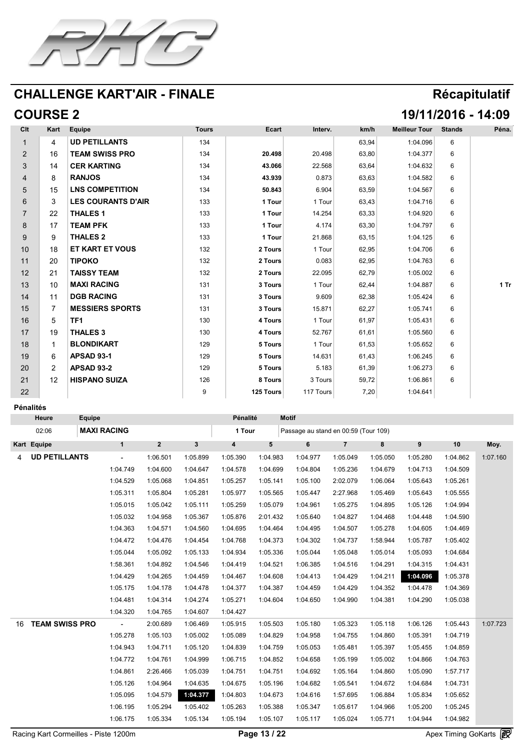# CHALLENGE KART'AIR - FINALE

## Récapitulatif

## COURSE 2

## 19/11/2016 - 14:09

| Clt | Kart | Equipe | Tours | Ecart | Interv. | km/h | Meilleur Tour | Stands | Péna. |
|---|---|---|---|---|---|---|---|---|---|
| 1 | 4 | **UD PETILLANTS** | 134 | | | 63,94 | 1:04.096 | 6 | |
| 2 | 16 | **TEAM SWISS PRO** | 134 | **20.498** | 20.498 | 63,80 | 1:04.377 | 6 | |
| 3 | 14 | **CER KARTING** | 134 | **43.066** | 22.568 | 63,64 | 1:04.632 | 6 | |
| 4 | 8 | **RANJOS** | 134 | **43.939** | 0.873 | 63,63 | 1:04.582 | 6 | |
| 5 | 15 | **LNS COMPETITION** | 134 | **50.843** | 6.904 | 63,59 | 1:04.567 | 6 | |
| 6 | 3 | **LES COURANTS D'AIR** | 133 | **1 Tour** | 1 Tour | 63,43 | 1:04.716 | 6 | |
| 7 | 22 | **THALES 1** | 133 | **1 Tour** | 14.254 | 63,33 | 1:04.920 | 6 | |
| 8 | 17 | **TEAM PFK** | 133 | **1 Tour** | 4.174 | 63,30 | 1:04.797 | 6 | |
| 9 | 9 | **THALES 2** | 133 | **1 Tour** | 21.868 | 63,15 | 1:04.125 | 6 | |
| 10 | 18 | **ET KART ET VOUS** | 132 | **2 Tours** | 1 Tour | 62,95 | 1:04.706 | 6 | |
| 11 | 20 | **TIPOKO** | 132 | **2 Tours** | 0.083 | 62,95 | 1:04.763 | 6 | |
| 12 | 21 | **TAISSY TEAM** | 132 | **2 Tours** | 22.095 | 62,79 | 1:05.002 | 6 | |
| 13 | 10 | **MAXI RACING** | 131 | **3 Tours** | 1 Tour | 62,44 | 1:04.887 | 6 | **1 Tr** |
| 14 | 11 | **DGB RACING** | 131 | **3 Tours** | 9.609 | 62,38 | 1:05.424 | 6 | |
| 15 | 7 | **MESSIERS SPORTS** | 131 | **3 Tours** | 15.871 | 62,27 | 1:05.741 | 6 | |
| 16 | 5 | **TF1** | 130 | **4 Tours** | 1 Tour | 61,97 | 1:05.431 | 6 | |
| 17 | 19 | **THALES 3** | 130 | **4 Tours** | 52.767 | 61,61 | 1:05.560 | 6 | |
| 18 | 1 | **BLONDIKART** | 129 | **5 Tours** | 1 Tour | 61,53 | 1:05.652 | 6 | |
| 19 | 6 | **APSAD 93-1** | 129 | **5 Tours** | 14.631 | 61,43 | 1:06.245 | 6 | |
| 20 | 2 | **APSAD 93-2** | 129 | **5 Tours** | 5.183 | 61,39 | 1:06.273 | 6 | |
| 21 | 12 | **HISPANO SUIZA** | 126 | **8 Tours** | 3 Tours | 59,72 | 1:06.861 | 6 | |
| 22 | | | 9 | **125 Tours** | 117 Tours | 7,20 | 1:04.641 | | |

**Pénalités**

| Heure | Equipe | Pénalité | Motif |
|---|---|---|---|
| 02:06 | **MAXI RACING** | **1 Tour** | Passage au stand en 00:59 (Tour 109) |

| Kart | Equipe | 1 | 2 | 3 | 4 | 5 | 6 | 7 | 8 | 9 | 10 | Moy. |
|---|---|---|---|---|---|---|---|---|---|---|---|---|
| 4 | **UD PETILLANTS** | - | 1:06.501 | 1:05.899 | 1:05.390 | 1:04.983 | 1:04.977 | 1:05.049 | 1:05.050 | 1:05.280 | 1:04.862 | 1:07.160 |
| | | 1:04.749 | 1:04.600 | 1:04.647 | 1:04.578 | 1:04.699 | 1:04.804 | 1:05.236 | 1:04.679 | 1:04.713 | 1:04.509 | |
| | | 1:04.529 | 1:05.068 | 1:04.851 | 1:05.257 | 1:05.141 | 1:05.100 | 2:02.079 | 1:06.064 | 1:05.643 | 1:05.261 | |
| | | 1:05.311 | 1:05.804 | 1:05.281 | 1:05.977 | 1:05.565 | 1:05.447 | 2:27.968 | 1:05.469 | 1:05.643 | 1:05.555 | |
| | | 1:05.015 | 1:05.042 | 1:05.111 | 1:05.259 | 1:05.079 | 1:04.961 | 1:05.275 | 1:04.895 | 1:05.126 | 1:04.994 | |
| | | 1:05.032 | 1:04.958 | 1:05.367 | 1:05.876 | 2:01.432 | 1:05.640 | 1:04.827 | 1:04.468 | 1:04.448 | 1:04.590 | |
| | | 1:04.363 | 1:04.571 | 1:04.560 | 1:04.695 | 1:04.464 | 1:04.495 | 1:04.507 | 1:05.278 | 1:04.605 | 1:04.469 | |
| | | 1:04.472 | 1:04.476 | 1:04.454 | 1:04.768 | 1:04.373 | 1:04.302 | 1:04.737 | 1:58.944 | 1:05.787 | 1:05.402 | |
| | | 1:05.044 | 1:05.092 | 1:05.133 | 1:04.934 | 1:05.336 | 1:05.044 | 1:05.048 | 1:05.014 | 1:05.093 | 1:04.684 | |
| | | 1:58.361 | 1:04.892 | 1:04.546 | 1:04.419 | 1:04.521 | 1:06.385 | 1:04.516 | 1:04.291 | 1:04.315 | 1:04.431 | |
| | | 1:04.429 | 1:04.265 | 1:04.459 | 1:04.467 | 1:04.608 | 1:04.413 | 1:04.429 | 1:04.211 | **1:04.096** | 1:05.378 | |
| | | 1:05.175 | 1:04.178 | 1:04.478 | 1:04.377 | 1:04.387 | 1:04.459 | 1:04.429 | 1:04.352 | 1:04.478 | 1:04.369 | |
| | | 1:04.481 | 1:04.314 | 1:04.274 | 1:05.271 | 1:04.604 | 1:04.650 | 1:04.990 | 1:04.381 | 1:04.290 | 1:05.038 | |
| | | 1:04.320 | 1:04.765 | 1:04.607 | 1:04.427 | | | | | | | |
| 16 | **TEAM SWISS PRO** | - | 2:00.689 | 1:06.469 | 1:05.915 | 1:05.503 | 1:05.180 | 1:05.323 | 1:05.118 | 1:06.126 | 1:05.443 | 1:07.723 |
| | | 1:05.278 | 1:05.103 | 1:05.002 | 1:05.089 | 1:04.829 | 1:04.958 | 1:04.755 | 1:04.860 | 1:05.391 | 1:04.719 | |
| | | 1:04.943 | 1:04.711 | 1:05.120 | 1:04.839 | 1:04.759 | 1:05.053 | 1:05.481 | 1:05.397 | 1:05.455 | 1:04.859 | |
| | | 1:04.772 | 1:04.761 | 1:04.999 | 1:06.715 | 1:04.852 | 1:04.658 | 1:05.199 | 1:05.002 | 1:04.866 | 1:04.763 | |
| | | 1:04.861 | 2:26.466 | 1:05.039 | 1:04.751 | 1:04.751 | 1:04.692 | 1:05.164 | 1:04.860 | 1:05.090 | 1:57.717 | |
| | | 1:05.126 | 1:04.964 | 1:04.635 | 1:04.675 | 1:05.196 | 1:04.682 | 1:05.541 | 1:04.672 | 1:04.684 | 1:04.731 | |
| | | 1:05.095 | 1:04.579 | **1:04.377** | 1:04.803 | 1:04.673 | 1:04.616 | 1:57.695 | 1:06.884 | 1:05.834 | 1:05.652 | |
| | | 1:06.195 | 1:05.294 | 1:05.402 | 1:05.263 | 1:05.388 | 1:05.347 | 1:05.617 | 1:04.966 | 1:05.200 | 1:05.245 | |
| | | 1:06.175 | 1:05.334 | 1:05.134 | 1:05.194 | 1:05.107 | 1:05.117 | 1:05.024 | 1:05.771 | 1:04.944 | 1:04.982 | |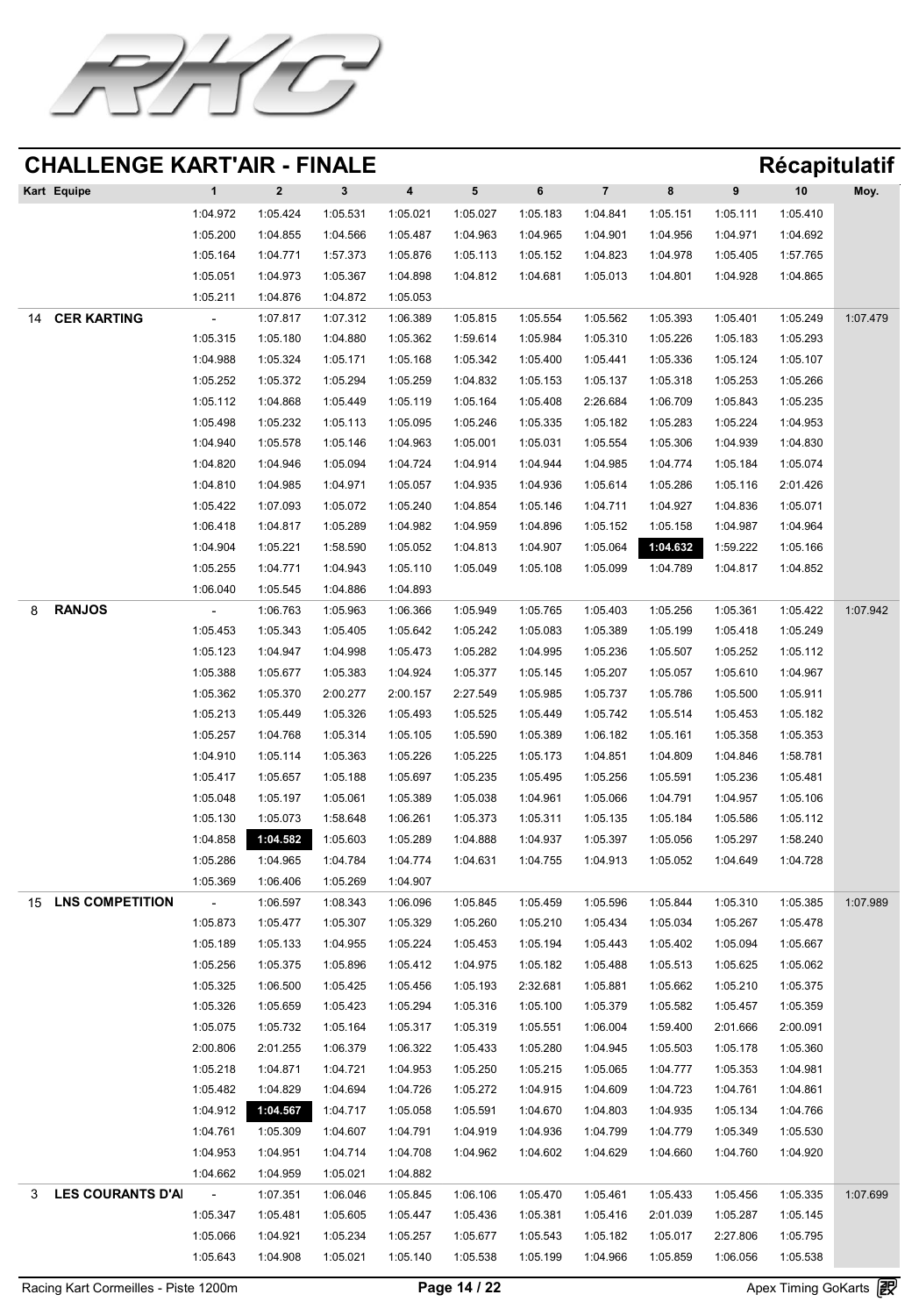## CHALLENGE KART'AIR - FINALE

**Récapitulatif**

| Kart | Equipe | 1 | 2 | 3 | 4 | 5 | 6 | 7 | 8 | 9 | 10 | Moy. |
|---|---|---|---|---|---|---|---|---|---|---|---|---|
| | | 1:04.972 | 1:05.424 | 1:05.531 | 1:05.021 | 1:05.027 | 1:05.183 | 1:04.841 | 1:05.151 | 1:05.111 | 1:05.410 | |
| | | 1:05.200 | 1:04.855 | 1:04.566 | 1:05.487 | 1:04.963 | 1:04.965 | 1:04.901 | 1:04.956 | 1:04.971 | 1:04.692 | |
| | | 1:05.164 | 1:04.771 | 1:57.373 | 1:05.876 | 1:05.113 | 1:05.152 | 1:04.823 | 1:04.978 | 1:05.405 | 1:57.765 | |
| | | 1:05.051 | 1:04.973 | 1:05.367 | 1:04.898 | 1:04.812 | 1:04.681 | 1:05.013 | 1:04.801 | 1:04.928 | 1:04.865 | |
| | | 1:05.211 | 1:04.876 | 1:04.872 | 1:05.053 | | | | | | | |
| 14 | **CER KARTING** | - | 1:07.817 | 1:07.312 | 1:06.389 | 1:05.815 | 1:05.554 | 1:05.562 | 1:05.393 | 1:05.401 | 1:05.249 | 1:07.479 |
| | | 1:05.315 | 1:05.180 | 1:04.880 | 1:05.362 | 1:59.614 | 1:05.984 | 1:05.310 | 1:05.226 | 1:05.183 | 1:05.293 | |
| | | 1:04.988 | 1:05.324 | 1:05.171 | 1:05.168 | 1:05.342 | 1:05.400 | 1:05.441 | 1:05.336 | 1:05.124 | 1:05.107 | |
| | | 1:05.252 | 1:05.372 | 1:05.294 | 1:05.259 | 1:04.832 | 1:05.153 | 1:05.137 | 1:05.318 | 1:05.253 | 1:05.266 | |
| | | 1:05.112 | 1:04.868 | 1:05.449 | 1:05.119 | 1:05.164 | 1:05.408 | 2:26.684 | 1:06.709 | 1:05.843 | 1:05.235 | |
| | | 1:05.498 | 1:05.232 | 1:05.113 | 1:05.095 | 1:05.246 | 1:05.335 | 1:05.182 | 1:05.283 | 1:05.224 | 1:04.953 | |
| | | 1:04.940 | 1:05.578 | 1:05.146 | 1:04.963 | 1:05.001 | 1:05.031 | 1:05.554 | 1:05.306 | 1:04.939 | 1:04.830 | |
| | | 1:04.820 | 1:04.946 | 1:05.094 | 1:04.724 | 1:04.914 | 1:04.944 | 1:04.985 | 1:04.774 | 1:05.184 | 1:05.074 | |
| | | 1:04.810 | 1:04.985 | 1:04.971 | 1:05.057 | 1:04.935 | 1:04.936 | 1:05.614 | 1:05.286 | 1:05.116 | 2:01.426 | |
| | | 1:05.422 | 1:07.093 | 1:05.072 | 1:05.240 | 1:04.854 | 1:05.146 | 1:04.711 | 1:04.927 | 1:04.836 | 1:05.071 | |
| | | 1:06.418 | 1:04.817 | 1:05.289 | 1:04.982 | 1:04.959 | 1:04.896 | 1:05.152 | 1:05.158 | 1:04.987 | 1:04.964 | |
| | | 1:04.904 | 1:05.221 | 1:58.590 | 1:05.052 | 1:04.813 | 1:04.907 | 1:05.064 | **1:04.632** | 1:59.222 | 1:05.166 | |
| | | 1:05.255 | 1:04.771 | 1:04.943 | 1:05.110 | 1:05.049 | 1:05.108 | 1:05.099 | 1:04.789 | 1:04.817 | 1:04.852 | |
| | | 1:06.040 | 1:05.545 | 1:04.886 | 1:04.893 | | | | | | | |
| 8 | **RANJOS** | - | 1:06.763 | 1:05.963 | 1:06.366 | 1:05.949 | 1:05.765 | 1:05.403 | 1:05.256 | 1:05.361 | 1:05.422 | 1:07.942 |
| | | 1:05.453 | 1:05.343 | 1:05.405 | 1:05.642 | 1:05.242 | 1:05.083 | 1:05.389 | 1:05.199 | 1:05.418 | 1:05.249 | |
| | | 1:05.123 | 1:04.947 | 1:04.998 | 1:05.473 | 1:05.282 | 1:04.995 | 1:05.236 | 1:05.507 | 1:05.252 | 1:05.112 | |
| | | 1:05.388 | 1:05.677 | 1:05.383 | 1:04.924 | 1:05.377 | 1:05.145 | 1:05.207 | 1:05.057 | 1:05.610 | 1:04.967 | |
| | | 1:05.362 | 1:05.370 | 2:00.277 | 2:00.157 | 2:27.549 | 1:05.985 | 1:05.737 | 1:05.786 | 1:05.500 | 1:05.911 | |
| | | 1:05.213 | 1:05.449 | 1:05.326 | 1:05.493 | 1:05.525 | 1:05.449 | 1:05.742 | 1:05.514 | 1:05.453 | 1:05.182 | |
| | | 1:05.257 | 1:04.768 | 1:05.314 | 1:05.105 | 1:05.590 | 1:05.389 | 1:06.182 | 1:05.161 | 1:05.358 | 1:05.353 | |
| | | 1:04.910 | 1:05.114 | 1:05.363 | 1:05.226 | 1:05.225 | 1:05.173 | 1:04.851 | 1:04.809 | 1:04.846 | 1:58.781 | |
| | | 1:05.417 | 1:05.657 | 1:05.188 | 1:05.697 | 1:05.235 | 1:05.495 | 1:05.256 | 1:05.591 | 1:05.236 | 1:05.481 | |
| | | 1:05.048 | 1:05.197 | 1:05.061 | 1:05.389 | 1:05.038 | 1:04.961 | 1:05.066 | 1:04.791 | 1:04.957 | 1:05.106 | |
| | | 1:05.130 | 1:05.073 | 1:58.648 | 1:06.261 | 1:05.373 | 1:05.311 | 1:05.135 | 1:05.184 | 1:05.586 | 1:05.112 | |
| | | 1:04.858 | **1:04.582** | 1:05.603 | 1:05.289 | 1:04.888 | 1:04.937 | 1:05.397 | 1:05.056 | 1:05.297 | 1:58.240 | |
| | | 1:05.286 | 1:04.965 | 1:04.784 | 1:04.774 | 1:04.631 | 1:04.755 | 1:04.913 | 1:05.052 | 1:04.649 | 1:04.728 | |
| | | 1:05.369 | 1:06.406 | 1:05.269 | 1:04.907 | | | | | | | |
| 15 | **LNS COMPETITION** | - | 1:06.597 | 1:08.343 | 1:06.096 | 1:05.845 | 1:05.459 | 1:05.596 | 1:05.844 | 1:05.310 | 1:05.385 | 1:07.989 |
| | | 1:05.873 | 1:05.477 | 1:05.307 | 1:05.329 | 1:05.260 | 1:05.210 | 1:05.434 | 1:05.034 | 1:05.267 | 1:05.478 | |
| | | 1:05.189 | 1:05.133 | 1:04.955 | 1:05.224 | 1:05.453 | 1:05.194 | 1:05.443 | 1:05.402 | 1:05.094 | 1:05.667 | |
| | | 1:05.256 | 1:05.375 | 1:05.896 | 1:05.412 | 1:04.975 | 1:05.182 | 1:05.488 | 1:05.513 | 1:05.625 | 1:05.062 | |
| | | 1:05.325 | 1:06.500 | 1:05.425 | 1:05.456 | 1:05.193 | 2:32.681 | 1:05.881 | 1:05.662 | 1:05.210 | 1:05.375 | |
| | | 1:05.326 | 1:05.659 | 1:05.423 | 1:05.294 | 1:05.316 | 1:05.100 | 1:05.379 | 1:05.582 | 1:05.457 | 1:05.359 | |
| | | 1:05.075 | 1:05.732 | 1:05.164 | 1:05.317 | 1:05.319 | 1:05.551 | 1:06.004 | 1:59.400 | 2:01.666 | 2:00.091 | |
| | | 2:00.806 | 2:01.255 | 1:06.379 | 1:06.322 | 1:05.433 | 1:05.280 | 1:04.945 | 1:05.503 | 1:05.178 | 1:05.360 | |
| | | 1:05.218 | 1:04.871 | 1:04.721 | 1:04.953 | 1:05.250 | 1:05.215 | 1:05.065 | 1:04.777 | 1:05.353 | 1:04.981 | |
| | | 1:05.482 | 1:04.829 | 1:04.694 | 1:04.726 | 1:05.272 | 1:04.915 | 1:04.609 | 1:04.723 | 1:04.761 | 1:04.861 | |
| | | 1:04.912 | **1:04.567** | 1:04.717 | 1:05.058 | 1:05.591 | 1:04.670 | 1:04.803 | 1:04.935 | 1:05.134 | 1:04.766 | |
| | | 1:04.761 | 1:05.309 | 1:04.607 | 1:04.791 | 1:04.919 | 1:04.936 | 1:04.799 | 1:04.779 | 1:05.349 | 1:05.530 | |
| | | 1:04.953 | 1:04.951 | 1:04.714 | 1:04.708 | 1:04.962 | 1:04.602 | 1:04.629 | 1:04.660 | 1:04.760 | 1:04.920 | |
| | | 1:04.662 | 1:04.959 | 1:05.021 | 1:04.882 | | | | | | | |
| 3 | **LES COURANTS D'AI** | - | 1:07.351 | 1:06.046 | 1:05.845 | 1:06.106 | 1:05.470 | 1:05.461 | 1:05.433 | 1:05.456 | 1:05.335 | 1:07.699 |
| | | 1:05.347 | 1:05.481 | 1:05.605 | 1:05.447 | 1:05.436 | 1:05.381 | 1:05.416 | 2:01.039 | 1:05.287 | 1:05.145 | |
| | | 1:05.066 | 1:04.921 | 1:05.234 | 1:05.257 | 1:05.677 | 1:05.543 | 1:05.182 | 1:05.017 | 2:27.806 | 1:05.795 | |
| | | 1:05.643 | 1:04.908 | 1:05.021 | 1:05.140 | 1:05.538 | 1:05.199 | 1:04.966 | 1:05.859 | 1:06.056 | 1:05.538 | |

Racing Kart Cormeilles - Piste 1200m

Apex Timing GoKarts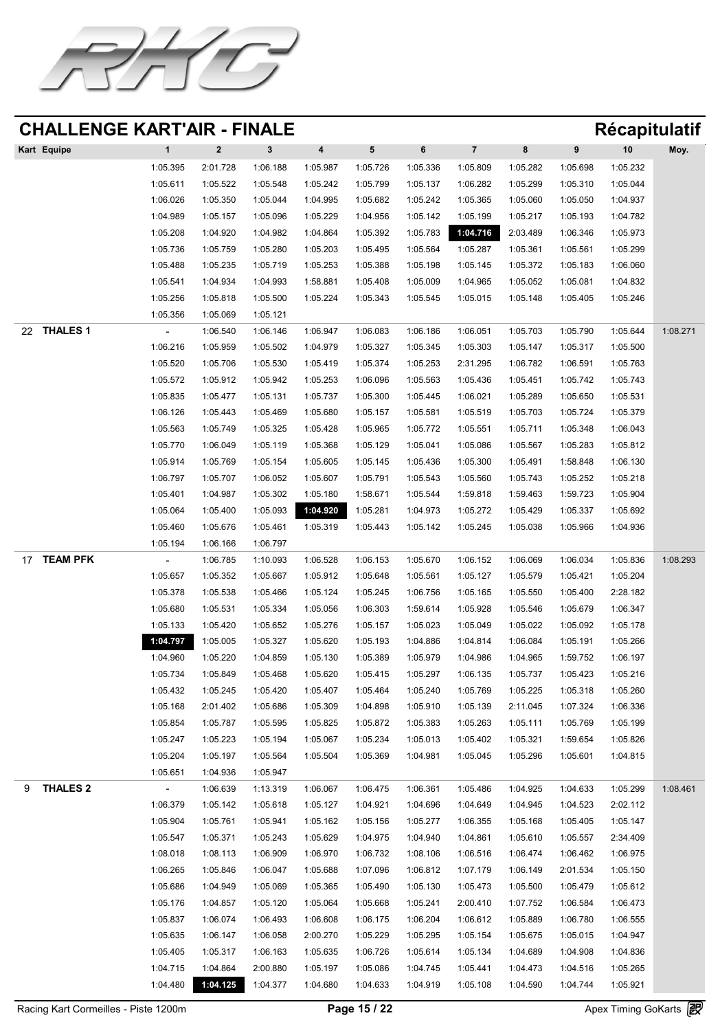# CHALLENGE KART'AIR - FINALE

## Récapitulatif

| Kart | Equipe | 1 | 2 | 3 | 4 | 5 | 6 | 7 | 8 | 9 | 10 | Moy. |
|---|---|---|---|---|---|---|---|---|---|---|---|---|
| | | 1:05.395 | 2:01.728 | 1:06.188 | 1:05.987 | 1:05.726 | 1:05.336 | 1:05.809 | 1:05.282 | 1:05.698 | 1:05.232 | |
| | | 1:05.611 | 1:05.522 | 1:05.548 | 1:05.242 | 1:05.799 | 1:05.137 | 1:06.282 | 1:05.299 | 1:05.310 | 1:05.044 | |
| | | 1:06.026 | 1:05.350 | 1:05.044 | 1:04.995 | 1:05.682 | 1:05.242 | 1:05.365 | 1:05.060 | 1:05.050 | 1:04.937 | |
| | | 1:04.989 | 1:05.157 | 1:05.096 | 1:05.229 | 1:04.956 | 1:05.142 | 1:05.199 | 1:05.217 | 1:05.193 | 1:04.782 | |
| | | 1:05.208 | 1:04.920 | 1:04.982 | 1:04.864 | 1:05.392 | 1:05.783 | **1:04.716** | 2:03.489 | 1:06.346 | 1:05.973 | |
| | | 1:05.736 | 1:05.759 | 1:05.280 | 1:05.203 | 1:05.495 | 1:05.564 | 1:05.287 | 1:05.361 | 1:05.561 | 1:05.299 | |
| | | 1:05.488 | 1:05.235 | 1:05.719 | 1:05.253 | 1:05.388 | 1:05.198 | 1:05.145 | 1:05.372 | 1:05.183 | 1:06.060 | |
| | | 1:05.541 | 1:04.934 | 1:04.993 | 1:58.881 | 1:05.408 | 1:05.009 | 1:04.965 | 1:05.052 | 1:05.081 | 1:04.832 | |
| | | 1:05.256 | 1:05.818 | 1:05.500 | 1:05.224 | 1:05.343 | 1:05.545 | 1:05.015 | 1:05.148 | 1:05.405 | 1:05.246 | |
| | | 1:05.356 | 1:05.069 | 1:05.121 | | | | | | | | |
| 22 | **THALES 1** | - | 1:06.540 | 1:06.146 | 1:06.947 | 1:06.083 | 1:06.186 | 1:06.051 | 1:05.703 | 1:05.790 | 1:05.644 | 1:08.271 |
| | | 1:06.216 | 1:05.959 | 1:05.502 | 1:04.979 | 1:05.327 | 1:05.345 | 1:05.303 | 1:05.147 | 1:05.317 | 1:05.500 | |
| | | 1:05.520 | 1:05.706 | 1:05.530 | 1:05.419 | 1:05.374 | 1:05.253 | 2:31.295 | 1:06.782 | 1:06.591 | 1:05.763 | |
| | | 1:05.572 | 1:05.912 | 1:05.942 | 1:05.253 | 1:06.096 | 1:05.563 | 1:05.436 | 1:05.451 | 1:05.742 | 1:05.743 | |
| | | 1:05.835 | 1:05.477 | 1:05.131 | 1:05.737 | 1:05.300 | 1:05.445 | 1:06.021 | 1:05.289 | 1:05.650 | 1:05.531 | |
| | | 1:06.126 | 1:05.443 | 1:05.469 | 1:05.680 | 1:05.157 | 1:05.581 | 1:05.519 | 1:05.703 | 1:05.724 | 1:05.379 | |
| | | 1:05.563 | 1:05.749 | 1:05.325 | 1:05.428 | 1:05.965 | 1:05.772 | 1:05.551 | 1:05.711 | 1:05.348 | 1:06.043 | |
| | | 1:05.770 | 1:06.049 | 1:05.119 | 1:05.368 | 1:05.129 | 1:05.041 | 1:05.086 | 1:05.567 | 1:05.283 | 1:05.812 | |
| | | 1:05.914 | 1:05.769 | 1:05.154 | 1:05.605 | 1:05.145 | 1:05.436 | 1:05.300 | 1:05.491 | 1:58.848 | 1:06.130 | |
| | | 1:06.797 | 1:05.707 | 1:06.052 | 1:05.607 | 1:05.791 | 1:05.543 | 1:05.560 | 1:05.743 | 1:05.252 | 1:05.218 | |
| | | 1:05.401 | 1:04.987 | 1:05.302 | 1:05.180 | 1:58.671 | 1:05.544 | 1:59.818 | 1:59.463 | 1:59.723 | 1:05.904 | |
| | | 1:05.064 | 1:05.400 | 1:05.093 | **1:04.920** | 1:05.281 | 1:04.973 | 1:05.272 | 1:05.429 | 1:05.337 | 1:05.692 | |
| | | 1:05.460 | 1:05.676 | 1:05.461 | 1:05.319 | 1:05.443 | 1:05.142 | 1:05.245 | 1:05.038 | 1:05.966 | 1:04.936 | |
| | | 1:05.194 | 1:06.166 | 1:06.797 | | | | | | | | |
| 17 | **TEAM PFK** | - | 1:06.785 | 1:10.093 | 1:06.528 | 1:06.153 | 1:05.670 | 1:06.152 | 1:06.069 | 1:06.034 | 1:05.836 | 1:08.293 |
| | | 1:05.657 | 1:05.352 | 1:05.667 | 1:05.912 | 1:05.648 | 1:05.561 | 1:05.127 | 1:05.579 | 1:05.421 | 1:05.204 | |
| | | 1:05.378 | 1:05.538 | 1:05.466 | 1:05.124 | 1:05.245 | 1:06.756 | 1:05.165 | 1:05.550 | 1:05.400 | 2:28.182 | |
| | | 1:05.680 | 1:05.531 | 1:05.334 | 1:05.056 | 1:06.303 | 1:59.614 | 1:05.928 | 1:05.546 | 1:05.679 | 1:06.347 | |
| | | 1:05.133 | 1:05.420 | 1:05.652 | 1:05.276 | 1:05.157 | 1:05.023 | 1:05.049 | 1:05.022 | 1:05.092 | 1:05.178 | |
| | | **1:04.797** | 1:05.005 | 1:05.327 | 1:05.620 | 1:05.193 | 1:04.886 | 1:04.814 | 1:06.084 | 1:05.191 | 1:05.266 | |
| | | 1:04.960 | 1:05.220 | 1:04.859 | 1:05.130 | 1:05.389 | 1:05.979 | 1:04.986 | 1:04.965 | 1:59.752 | 1:06.197 | |
| | | 1:05.734 | 1:05.849 | 1:05.468 | 1:05.620 | 1:05.415 | 1:05.297 | 1:06.135 | 1:05.737 | 1:05.423 | 1:05.216 | |
| | | 1:05.432 | 1:05.245 | 1:05.420 | 1:05.407 | 1:05.464 | 1:05.240 | 1:05.769 | 1:05.225 | 1:05.318 | 1:05.260 | |
| | | 1:05.168 | 2:01.402 | 1:05.686 | 1:05.309 | 1:04.898 | 1:05.910 | 1:05.139 | 2:11.045 | 1:07.324 | 1:06.336 | |
| | | 1:05.854 | 1:05.787 | 1:05.595 | 1:05.825 | 1:05.872 | 1:05.383 | 1:05.263 | 1:05.111 | 1:05.769 | 1:05.199 | |
| | | 1:05.247 | 1:05.223 | 1:05.194 | 1:05.067 | 1:05.234 | 1:05.013 | 1:05.402 | 1:05.321 | 1:59.654 | 1:05.826 | |
| | | 1:05.204 | 1:05.197 | 1:05.564 | 1:05.504 | 1:05.369 | 1:04.981 | 1:05.045 | 1:05.296 | 1:05.601 | 1:04.815 | |
| | | 1:05.651 | 1:04.936 | 1:05.947 | | | | | | | | |
| 9 | **THALES 2** | - | 1:06.639 | 1:13.319 | 1:06.067 | 1:06.475 | 1:06.361 | 1:05.486 | 1:04.925 | 1:04.633 | 1:05.299 | 1:08.461 |
| | | 1:06.379 | 1:05.142 | 1:05.618 | 1:05.127 | 1:04.921 | 1:04.696 | 1:04.649 | 1:04.945 | 1:04.523 | 2:02.112 | |
| | | 1:05.904 | 1:05.761 | 1:05.941 | 1:05.162 | 1:05.156 | 1:05.277 | 1:06.355 | 1:05.168 | 1:05.405 | 1:05.147 | |
| | | 1:05.547 | 1:05.371 | 1:05.243 | 1:05.629 | 1:04.975 | 1:04.940 | 1:04.861 | 1:05.610 | 1:05.557 | 2:34.409 | |
| | | 1:08.018 | 1:08.113 | 1:06.909 | 1:06.970 | 1:06.732 | 1:08.106 | 1:06.516 | 1:06.474 | 1:06.462 | 1:06.975 | |
| | | 1:06.265 | 1:05.846 | 1:06.047 | 1:05.688 | 1:07.096 | 1:06.812 | 1:07.179 | 1:06.149 | 2:01.534 | 1:05.150 | |
| | | 1:05.686 | 1:04.949 | 1:05.069 | 1:05.365 | 1:05.490 | 1:05.130 | 1:05.473 | 1:05.500 | 1:05.479 | 1:05.612 | |
| | | 1:05.176 | 1:04.857 | 1:05.120 | 1:05.064 | 1:05.668 | 1:05.241 | 2:00.410 | 1:07.752 | 1:06.584 | 1:06.473 | |
| | | 1:05.837 | 1:06.074 | 1:06.493 | 1:06.608 | 1:06.175 | 1:06.204 | 1:06.612 | 1:05.889 | 1:06.780 | 1:06.555 | |
| | | 1:05.635 | 1:06.147 | 1:06.058 | 2:00.270 | 1:05.229 | 1:05.295 | 1:05.154 | 1:05.675 | 1:05.015 | 1:04.947 | |
| | | 1:05.405 | 1:05.317 | 1:06.163 | 1:05.635 | 1:06.726 | 1:05.614 | 1:05.134 | 1:04.689 | 1:04.908 | 1:04.836 | |
| | | 1:04.715 | 1:04.864 | 2:00.880 | 1:05.197 | 1:05.086 | 1:04.745 | 1:05.441 | 1:04.473 | 1:04.516 | 1:05.265 | |
| | | 1:04.480 | **1:04.125** | 1:04.377 | 1:04.680 | 1:04.633 | 1:04.919 | 1:05.108 | 1:04.590 | 1:04.744 | 1:05.921 | |

Racing Kart Cormeilles - Piste 1200m

Apex Timing GoKarts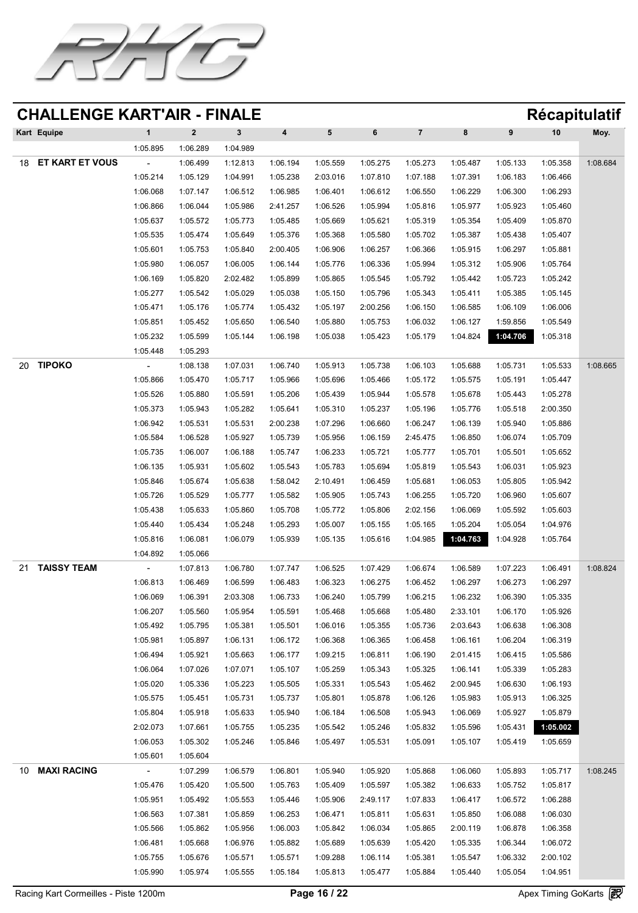## CHALLENGE KART'AIR - FINALE

### Récapitulatif

| Kart | Equipe | 1 | 2 | 3 | 4 | 5 | 6 | 7 | 8 | 9 | 10 | Moy. |
|---|---|---|---|---|---|---|---|---|---|---|---|---|
| | | 1:05.895 | 1:06.289 | 1:04.989 | | | | | | | | |
| 18 | **ET KART ET VOUS** | - | 1:06.499 | 1:12.813 | 1:06.194 | 1:05.559 | 1:05.275 | 1:05.273 | 1:05.487 | 1:05.133 | 1:05.358 | 1:08.684 |
| | | 1:05.214 | 1:05.129 | 1:04.991 | 1:05.238 | 2:03.016 | 1:07.810 | 1:07.188 | 1:07.391 | 1:06.183 | 1:06.466 | |
| | | 1:06.068 | 1:07.147 | 1:06.512 | 1:06.985 | 1:06.401 | 1:06.612 | 1:06.550 | 1:06.229 | 1:06.300 | 1:06.293 | |
| | | 1:06.866 | 1:06.044 | 1:05.986 | 2:41.257 | 1:06.526 | 1:05.994 | 1:05.816 | 1:05.977 | 1:05.923 | 1:05.460 | |
| | | 1:05.637 | 1:05.572 | 1:05.773 | 1:05.485 | 1:05.669 | 1:05.621 | 1:05.319 | 1:05.354 | 1:05.409 | 1:05.870 | |
| | | 1:05.535 | 1:05.474 | 1:05.649 | 1:05.376 | 1:05.368 | 1:05.580 | 1:05.702 | 1:05.387 | 1:05.438 | 1:05.407 | |
| | | 1:05.601 | 1:05.753 | 1:05.840 | 2:00.405 | 1:06.906 | 1:06.257 | 1:06.366 | 1:05.915 | 1:06.297 | 1:05.881 | |
| | | 1:05.980 | 1:06.057 | 1:06.005 | 1:06.144 | 1:05.776 | 1:06.336 | 1:05.994 | 1:05.312 | 1:05.906 | 1:05.764 | |
| | | 1:06.169 | 1:05.820 | 2:02.482 | 1:05.899 | 1:05.865 | 1:05.545 | 1:05.792 | 1:05.442 | 1:05.723 | 1:05.242 | |
| | | 1:05.277 | 1:05.542 | 1:05.029 | 1:05.038 | 1:05.150 | 1:05.796 | 1:05.343 | 1:05.411 | 1:05.385 | 1:05.145 | |
| | | 1:05.471 | 1:05.176 | 1:05.774 | 1:05.432 | 1:05.197 | 2:00.256 | 1:06.150 | 1:06.585 | 1:06.109 | 1:06.006 | |
| | | 1:05.851 | 1:05.452 | 1:05.650 | 1:06.540 | 1:05.880 | 1:05.753 | 1:06.032 | 1:06.127 | 1:59.856 | 1:05.549 | |
| | | 1:05.232 | 1:05.599 | 1:05.144 | 1:06.198 | 1:05.038 | 1:05.423 | 1:05.179 | 1:04.824 | **1:04.706** | 1:05.318 | |
| | | 1:05.448 | 1:05.293 | | | | | | | | | |
| 20 | **TIPOKO** | - | 1:08.138 | 1:07.031 | 1:06.740 | 1:05.913 | 1:05.738 | 1:06.103 | 1:05.688 | 1:05.731 | 1:05.533 | 1:08.665 |
| | | 1:05.866 | 1:05.470 | 1:05.717 | 1:05.966 | 1:05.696 | 1:05.466 | 1:05.172 | 1:05.575 | 1:05.191 | 1:05.447 | |
| | | 1:05.526 | 1:05.880 | 1:05.591 | 1:05.206 | 1:05.439 | 1:05.944 | 1:05.578 | 1:05.678 | 1:05.443 | 1:05.278 | |
| | | 1:05.373 | 1:05.943 | 1:05.282 | 1:05.641 | 1:05.310 | 1:05.237 | 1:05.196 | 1:05.776 | 1:05.518 | 2:00.350 | |
| | | 1:06.942 | 1:05.531 | 1:05.531 | 2:00.238 | 1:07.296 | 1:06.660 | 1:06.247 | 1:06.139 | 1:05.940 | 1:05.886 | |
| | | 1:05.584 | 1:06.528 | 1:05.927 | 1:05.739 | 1:05.956 | 1:06.159 | 2:45.475 | 1:06.850 | 1:06.074 | 1:05.709 | |
| | | 1:05.735 | 1:06.007 | 1:06.188 | 1:05.747 | 1:06.233 | 1:05.721 | 1:05.777 | 1:05.701 | 1:05.501 | 1:05.652 | |
| | | 1:06.135 | 1:05.931 | 1:05.602 | 1:05.543 | 1:05.783 | 1:05.694 | 1:05.819 | 1:05.543 | 1:06.031 | 1:05.923 | |
| | | 1:05.846 | 1:05.674 | 1:05.638 | 1:58.042 | 2:10.491 | 1:06.459 | 1:05.681 | 1:06.053 | 1:05.805 | 1:05.942 | |
| | | 1:05.726 | 1:05.529 | 1:05.777 | 1:05.582 | 1:05.905 | 1:05.743 | 1:06.255 | 1:05.720 | 1:06.960 | 1:05.607 | |
| | | 1:05.438 | 1:05.633 | 1:05.860 | 1:05.708 | 1:05.772 | 1:05.806 | 2:02.156 | 1:06.069 | 1:05.592 | 1:05.603 | |
| | | 1:05.440 | 1:05.434 | 1:05.248 | 1:05.293 | 1:05.007 | 1:05.155 | 1:05.165 | 1:05.204 | 1:05.054 | 1:04.976 | |
| | | 1:05.816 | 1:06.081 | 1:06.079 | 1:05.939 | 1:05.135 | 1:05.616 | 1:04.985 | **1:04.763** | 1:04.928 | 1:05.764 | |
| | | 1:04.892 | 1:05.066 | | | | | | | | | |
| 21 | **TAISSY TEAM** | - | 1:07.813 | 1:06.780 | 1:07.747 | 1:06.525 | 1:07.429 | 1:06.674 | 1:06.589 | 1:07.223 | 1:06.491 | 1:08.824 |
| | | 1:06.813 | 1:06.469 | 1:06.599 | 1:06.483 | 1:06.323 | 1:06.275 | 1:06.452 | 1:06.297 | 1:06.273 | 1:06.297 | |
| | | 1:06.069 | 1:06.391 | 2:03.308 | 1:06.733 | 1:06.240 | 1:05.799 | 1:06.215 | 1:06.232 | 1:06.390 | 1:05.335 | |
| | | 1:06.207 | 1:05.560 | 1:05.954 | 1:05.591 | 1:05.468 | 1:05.668 | 1:05.480 | 2:33.101 | 1:06.170 | 1:05.926 | |
| | | 1:05.492 | 1:05.795 | 1:05.381 | 1:05.501 | 1:06.016 | 1:05.355 | 1:05.736 | 2:03.643 | 1:06.638 | 1:06.308 | |
| | | 1:05.981 | 1:05.897 | 1:06.131 | 1:06.172 | 1:06.368 | 1:06.365 | 1:06.458 | 1:06.161 | 1:06.204 | 1:06.319 | |
| | | 1:06.494 | 1:05.921 | 1:05.663 | 1:06.177 | 1:09.215 | 1:06.811 | 1:06.190 | 2:01.415 | 1:06.415 | 1:05.586 | |
| | | 1:06.064 | 1:07.026 | 1:07.071 | 1:05.107 | 1:05.259 | 1:05.343 | 1:05.325 | 1:06.141 | 1:05.339 | 1:05.283 | |
| | | 1:05.020 | 1:05.336 | 1:05.223 | 1:05.505 | 1:05.331 | 1:05.543 | 1:05.462 | 2:00.945 | 1:06.630 | 1:06.193 | |
| | | 1:05.575 | 1:05.451 | 1:05.731 | 1:05.737 | 1:05.801 | 1:05.878 | 1:06.126 | 1:05.983 | 1:05.913 | 1:06.325 | |
| | | 1:05.804 | 1:05.918 | 1:05.633 | 1:05.940 | 1:06.184 | 1:06.508 | 1:05.943 | 1:06.069 | 1:05.927 | 1:05.879 | |
| | | 2:02.073 | 1:07.661 | 1:05.755 | 1:05.235 | 1:05.542 | 1:05.246 | 1:05.832 | 1:05.596 | 1:05.431 | **1:05.002** | |
| | | 1:06.053 | 1:05.302 | 1:05.246 | 1:05.846 | 1:05.497 | 1:05.531 | 1:05.091 | 1:05.107 | 1:05.419 | 1:05.659 | |
| | | 1:05.601 | 1:05.604 | | | | | | | | | |
| 10 | **MAXI RACING** | - | 1:07.299 | 1:06.579 | 1:06.801 | 1:05.940 | 1:05.920 | 1:05.868 | 1:06.060 | 1:05.893 | 1:05.717 | 1:08.245 |
| | | 1:05.476 | 1:05.420 | 1:05.500 | 1:05.763 | 1:05.409 | 1:05.597 | 1:05.382 | 1:06.633 | 1:05.752 | 1:05.817 | |
| | | 1:05.951 | 1:05.492 | 1:05.553 | 1:05.446 | 1:05.906 | 2:49.117 | 1:07.833 | 1:06.417 | 1:06.572 | 1:06.288 | |
| | | 1:06.563 | 1:07.381 | 1:05.859 | 1:06.253 | 1:06.471 | 1:05.811 | 1:05.631 | 1:05.850 | 1:06.088 | 1:06.030 | |
| | | 1:05.566 | 1:05.862 | 1:05.956 | 1:06.003 | 1:05.842 | 1:06.034 | 1:05.865 | 2:00.119 | 1:06.878 | 1:06.358 | |
| | | 1:06.481 | 1:05.668 | 1:06.976 | 1:05.882 | 1:05.689 | 1:05.639 | 1:05.420 | 1:05.335 | 1:06.344 | 1:06.072 | |
| | | 1:05.755 | 1:05.676 | 1:05.571 | 1:05.571 | 1:09.288 | 1:06.114 | 1:05.381 | 1:05.547 | 1:06.332 | 2:00.102 | |
| | | 1:05.990 | 1:05.974 | 1:05.555 | 1:05.184 | 1:05.813 | 1:05.477 | 1:05.884 | 1:05.440 | 1:05.054 | 1:04.951 | |

Racing Kart Cormeilles - Piste 1200m

Apex Timing GoKarts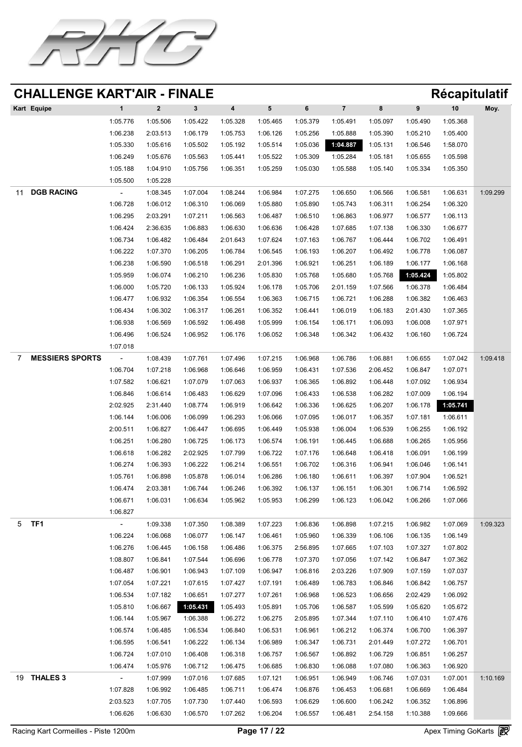## CHALLENGE KART'AIR - FINALE

**Récapitulatif**

| Kart | Equipe | 1 | 2 | 3 | 4 | 5 | 6 | 7 | 8 | 9 | 10 | Moy. |
|---|---|---|---|---|---|---|---|---|---|---|---|---|
| | | 1:05.776 | 1:05.506 | 1:05.422 | 1:05.328 | 1:05.465 | 1:05.379 | 1:05.491 | 1:05.097 | 1:05.490 | 1:05.368 | |
| | | 1:06.238 | 2:03.513 | 1:06.179 | 1:05.753 | 1:06.126 | 1:05.256 | 1:05.888 | 1:05.390 | 1:05.210 | 1:05.400 | |
| | | 1:05.330 | 1:05.616 | 1:05.502 | 1:05.192 | 1:05.514 | 1:05.036 | **1:04.887** | 1:05.131 | 1:06.546 | 1:58.070 | |
| | | 1:06.249 | 1:05.676 | 1:05.563 | 1:05.441 | 1:05.522 | 1:05.309 | 1:05.284 | 1:05.181 | 1:05.655 | 1:05.598 | |
| | | 1:05.188 | 1:04.910 | 1:05.756 | 1:06.351 | 1:05.259 | 1:05.030 | 1:05.588 | 1:05.140 | 1:05.334 | 1:05.350 | |
| | | 1:05.500 | 1:05.228 | | | | | | | | | |
| 11 | **DGB RACING** | - | 1:08.345 | 1:07.004 | 1:08.244 | 1:06.984 | 1:07.275 | 1:06.650 | 1:06.566 | 1:06.581 | 1:06.631 | 1:09.299 |
| | | 1:06.728 | 1:06.012 | 1:06.310 | 1:06.069 | 1:05.880 | 1:05.890 | 1:05.743 | 1:06.311 | 1:06.254 | 1:06.320 | |
| | | 1:06.295 | 2:03.291 | 1:07.211 | 1:06.563 | 1:06.487 | 1:06.510 | 1:06.863 | 1:06.977 | 1:06.577 | 1:06.113 | |
| | | 1:06.424 | 2:36.635 | 1:06.883 | 1:06.630 | 1:06.636 | 1:06.428 | 1:07.685 | 1:07.138 | 1:06.330 | 1:06.677 | |
| | | 1:06.734 | 1:06.482 | 1:06.484 | 2:01.643 | 1:07.624 | 1:07.163 | 1:06.767 | 1:06.444 | 1:06.702 | 1:06.491 | |
| | | 1:06.222 | 1:07.370 | 1:06.205 | 1:06.784 | 1:06.545 | 1:06.193 | 1:06.207 | 1:06.492 | 1:06.778 | 1:06.087 | |
| | | 1:06.238 | 1:06.590 | 1:06.518 | 1:06.291 | 2:01.396 | 1:06.921 | 1:06.251 | 1:06.189 | 1:06.177 | 1:06.168 | |
| | | 1:05.959 | 1:06.074 | 1:06.210 | 1:06.236 | 1:05.830 | 1:05.768 | 1:05.680 | 1:05.768 | **1:05.424** | 1:05.802 | |
| | | 1:06.000 | 1:05.720 | 1:06.133 | 1:05.924 | 1:06.178 | 1:05.706 | 2:01.159 | 1:07.566 | 1:06.378 | 1:06.484 | |
| | | 1:06.477 | 1:06.932 | 1:06.354 | 1:06.554 | 1:06.363 | 1:06.715 | 1:06.721 | 1:06.288 | 1:06.382 | 1:06.463 | |
| | | 1:06.434 | 1:06.302 | 1:06.317 | 1:06.261 | 1:06.352 | 1:06.441 | 1:06.019 | 1:06.183 | 2:01.430 | 1:07.365 | |
| | | 1:06.938 | 1:06.569 | 1:06.592 | 1:06.498 | 1:05.999 | 1:06.154 | 1:06.171 | 1:06.093 | 1:06.008 | 1:07.971 | |
| | | 1:06.496 | 1:06.524 | 1:06.952 | 1:06.176 | 1:06.052 | 1:06.348 | 1:06.342 | 1:06.432 | 1:06.160 | 1:06.724 | |
| | | 1:07.018 | | | | | | | | | | |
| 7 | **MESSIERS SPORTS** | - | 1:08.439 | 1:07.761 | 1:07.496 | 1:07.215 | 1:06.968 | 1:06.786 | 1:06.881 | 1:06.655 | 1:07.042 | 1:09.418 |
| | | 1:06.704 | 1:07.218 | 1:06.968 | 1:06.646 | 1:06.959 | 1:06.431 | 1:07.536 | 2:06.452 | 1:06.847 | 1:07.071 | |
| | | 1:07.582 | 1:06.621 | 1:07.079 | 1:07.063 | 1:06.937 | 1:06.365 | 1:06.892 | 1:06.448 | 1:07.092 | 1:06.934 | |
| | | 1:06.846 | 1:06.614 | 1:06.483 | 1:06.629 | 1:07.096 | 1:06.433 | 1:06.538 | 1:06.282 | 1:07.009 | 1:06.194 | |
| | | 2:02.925 | 2:31.440 | 1:08.774 | 1:06.919 | 1:06.642 | 1:06.336 | 1:06.625 | 1:06.207 | 1:06.178 | **1:05.741** | |
| | | 1:06.144 | 1:06.006 | 1:06.099 | 1:06.293 | 1:06.066 | 1:07.095 | 1:06.017 | 1:06.357 | 1:07.181 | 1:06.611 | |
| | | 2:00.511 | 1:06.827 | 1:06.447 | 1:06.695 | 1:06.449 | 1:05.938 | 1:06.004 | 1:06.539 | 1:06.255 | 1:06.192 | |
| | | 1:06.251 | 1:06.280 | 1:06.725 | 1:06.173 | 1:06.574 | 1:06.191 | 1:06.445 | 1:06.688 | 1:06.265 | 1:05.956 | |
| | | 1:06.618 | 1:06.282 | 2:02.925 | 1:07.799 | 1:06.722 | 1:07.176 | 1:06.648 | 1:06.418 | 1:06.091 | 1:06.199 | |
| | | 1:06.274 | 1:06.393 | 1:06.222 | 1:06.214 | 1:06.551 | 1:06.702 | 1:06.316 | 1:06.941 | 1:06.046 | 1:06.141 | |
| | | 1:05.761 | 1:06.898 | 1:05.878 | 1:06.014 | 1:06.286 | 1:06.180 | 1:06.611 | 1:06.397 | 1:07.904 | 1:06.521 | |
| | | 1:06.474 | 2:03.381 | 1:06.744 | 1:06.246 | 1:06.392 | 1:06.137 | 1:06.151 | 1:06.301 | 1:06.714 | 1:06.592 | |
| | | 1:06.671 | 1:06.031 | 1:06.634 | 1:05.962 | 1:05.953 | 1:06.299 | 1:06.123 | 1:06.042 | 1:06.266 | 1:07.066 | |
| | | 1:06.827 | | | | | | | | | | |
| 5 | **TF1** | - | 1:09.338 | 1:07.350 | 1:08.389 | 1:07.223 | 1:06.836 | 1:06.898 | 1:07.215 | 1:06.982 | 1:07.069 | 1:09.323 |
| | | 1:06.224 | 1:06.068 | 1:06.077 | 1:06.147 | 1:06.461 | 1:05.960 | 1:06.339 | 1:06.106 | 1:06.135 | 1:06.149 | |
| | | 1:06.276 | 1:06.445 | 1:06.158 | 1:06.486 | 1:06.375 | 2:56.895 | 1:07.665 | 1:07.103 | 1:07.327 | 1:07.802 | |
| | | 1:08.807 | 1:06.841 | 1:07.544 | 1:06.696 | 1:06.778 | 1:07.370 | 1:07.056 | 1:07.142 | 1:06.847 | 1:07.362 | |
| | | 1:06.487 | 1:06.901 | 1:06.943 | 1:07.109 | 1:06.947 | 1:06.816 | 2:03.226 | 1:07.909 | 1:07.159 | 1:07.037 | |
| | | 1:07.054 | 1:07.221 | 1:07.615 | 1:07.427 | 1:07.191 | 1:06.489 | 1:06.783 | 1:06.846 | 1:06.842 | 1:06.757 | |
| | | 1:06.534 | 1:07.182 | 1:06.651 | 1:07.277 | 1:07.261 | 1:06.968 | 1:06.523 | 1:06.656 | 2:02.429 | 1:06.092 | |
| | | 1:05.810 | 1:06.667 | **1:05.431** | 1:05.493 | 1:05.891 | 1:05.706 | 1:06.587 | 1:05.599 | 1:05.620 | 1:05.672 | |
| | | 1:06.144 | 1:05.967 | 1:06.388 | 1:06.272 | 1:06.275 | 2:05.895 | 1:07.344 | 1:07.110 | 1:06.410 | 1:07.476 | |
| | | 1:06.574 | 1:06.485 | 1:06.534 | 1:06.840 | 1:06.531 | 1:06.961 | 1:06.212 | 1:06.374 | 1:06.700 | 1:06.397 | |
| | | 1:06.595 | 1:06.541 | 1:06.222 | 1:06.134 | 1:06.989 | 1:06.347 | 1:06.731 | 2:01.449 | 1:07.272 | 1:06.701 | |
| | | 1:06.724 | 1:07.010 | 1:06.408 | 1:06.318 | 1:06.757 | 1:06.567 | 1:06.892 | 1:06.729 | 1:06.851 | 1:06.257 | |
| | | 1:06.474 | 1:05.976 | 1:06.712 | 1:06.475 | 1:06.685 | 1:06.830 | 1:06.088 | 1:07.080 | 1:06.363 | 1:06.920 | |
| 19 | **THALES 3** | - | 1:07.999 | 1:07.016 | 1:07.685 | 1:07.121 | 1:06.951 | 1:06.949 | 1:06.746 | 1:07.031 | 1:07.001 | 1:10.169 |
| | | 1:07.828 | 1:06.992 | 1:06.485 | 1:06.711 | 1:06.474 | 1:06.876 | 1:06.453 | 1:06.681 | 1:06.669 | 1:06.484 | |
| | | 2:03.523 | 1:07.705 | 1:07.730 | 1:07.440 | 1:06.593 | 1:06.629 | 1:06.600 | 1:06.242 | 1:06.352 | 1:06.896 | |
| | | 1:06.626 | 1:06.630 | 1:06.570 | 1:07.262 | 1:06.204 | 1:06.557 | 1:06.481 | 2:54.158 | 1:10.388 | 1:09.666 | |

Racing Kart Cormeilles - Piste 1200m

Apex Timing GoKarts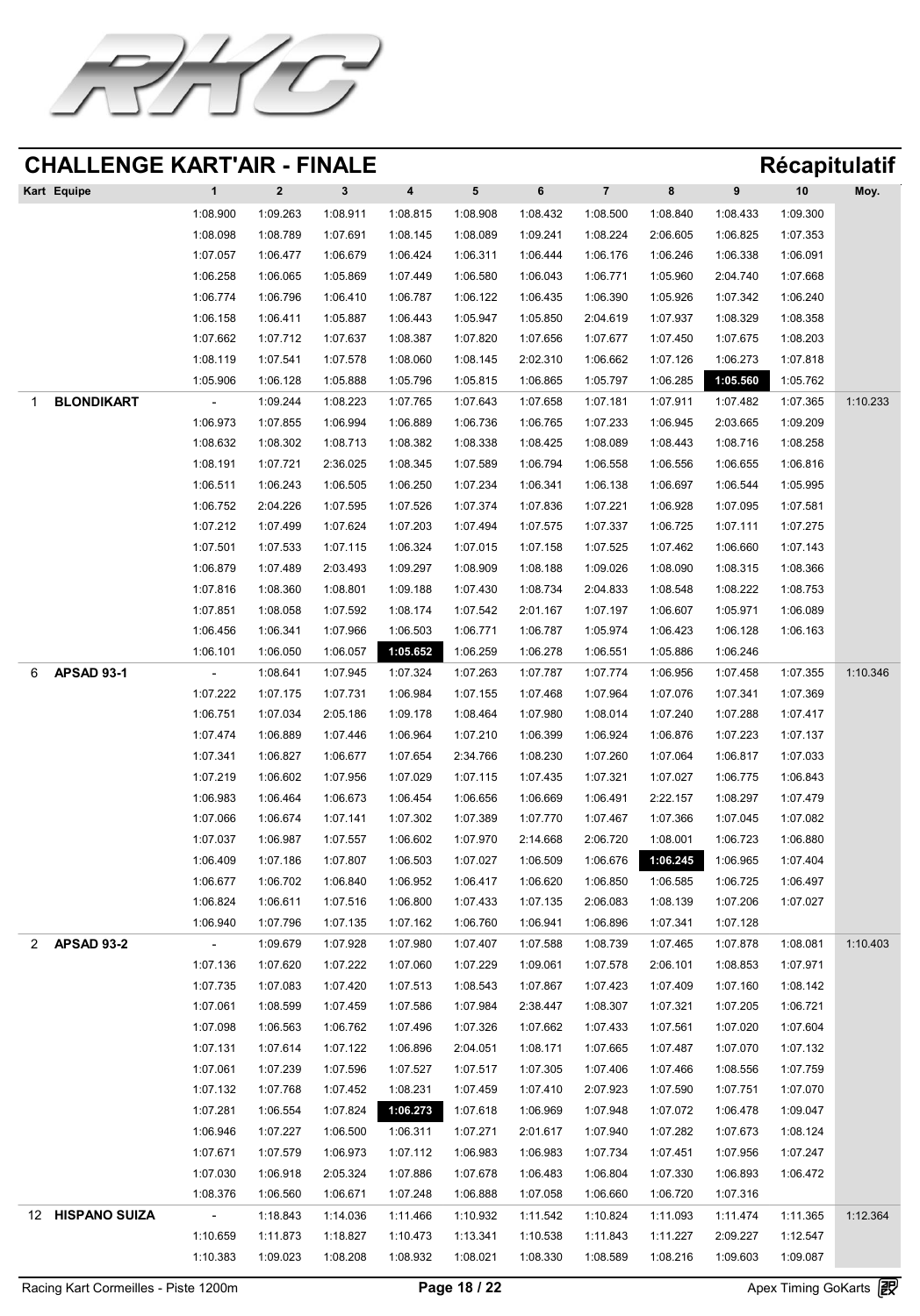## CHALLENGE KART'AIR - FINALE

**Récapitulatif**

| Kart | Equipe | 1 | 2 | 3 | 4 | 5 | 6 | 7 | 8 | 9 | 10 | Moy. |
|---|---|---|---|---|---|---|---|---|---|---|---|---|
| | | 1:08.900 | 1:09.263 | 1:08.911 | 1:08.815 | 1:08.908 | 1:08.432 | 1:08.500 | 1:08.840 | 1:08.433 | 1:09.300 | |
| | | 1:08.098 | 1:08.789 | 1:07.691 | 1:08.145 | 1:08.089 | 1:09.241 | 1:08.224 | 2:06.605 | 1:06.825 | 1:07.353 | |
| | | 1:07.057 | 1:06.477 | 1:06.679 | 1:06.424 | 1:06.311 | 1:06.444 | 1:06.176 | 1:06.246 | 1:06.338 | 1:06.091 | |
| | | 1:06.258 | 1:06.065 | 1:05.869 | 1:07.449 | 1:06.580 | 1:06.043 | 1:06.771 | 1:05.960 | 2:04.740 | 1:07.668 | |
| | | 1:06.774 | 1:06.796 | 1:06.410 | 1:06.787 | 1:06.122 | 1:06.435 | 1:06.390 | 1:05.926 | 1:07.342 | 1:06.240 | |
| | | 1:06.158 | 1:06.411 | 1:05.887 | 1:06.443 | 1:05.947 | 1:05.850 | 2:04.619 | 1:07.937 | 1:08.329 | 1:08.358 | |
| | | 1:07.662 | 1:07.712 | 1:07.637 | 1:08.387 | 1:07.820 | 1:07.656 | 1:07.677 | 1:07.450 | 1:07.675 | 1:08.203 | |
| | | 1:08.119 | 1:07.541 | 1:07.578 | 1:08.060 | 1:08.145 | 2:02.310 | 1:06.662 | 1:07.126 | 1:06.273 | 1:07.818 | |
| | | 1:05.906 | 1:06.128 | 1:05.888 | 1:05.796 | 1:05.815 | 1:06.865 | 1:05.797 | 1:06.285 | **1:05.560** | 1:05.762 | |
| 1 | **BLONDIKART** | - | 1:09.244 | 1:08.223 | 1:07.765 | 1:07.643 | 1:07.658 | 1:07.181 | 1:07.911 | 1:07.482 | 1:07.365 | 1:10.233 |
| | | 1:06.973 | 1:07.855 | 1:06.994 | 1:06.889 | 1:06.736 | 1:06.765 | 1:07.233 | 1:06.945 | 2:03.665 | 1:09.209 | |
| | | 1:08.632 | 1:08.302 | 1:08.713 | 1:08.382 | 1:08.338 | 1:08.425 | 1:08.089 | 1:08.443 | 1:08.716 | 1:08.258 | |
| | | 1:08.191 | 1:07.721 | 2:36.025 | 1:08.345 | 1:07.589 | 1:06.794 | 1:06.558 | 1:06.556 | 1:06.655 | 1:06.816 | |
| | | 1:06.511 | 1:06.243 | 1:06.505 | 1:06.250 | 1:07.234 | 1:06.341 | 1:06.138 | 1:06.697 | 1:06.544 | 1:05.995 | |
| | | 1:06.752 | 2:04.226 | 1:07.595 | 1:07.526 | 1:07.374 | 1:07.836 | 1:07.221 | 1:06.928 | 1:07.095 | 1:07.581 | |
| | | 1:07.212 | 1:07.499 | 1:07.624 | 1:07.203 | 1:07.494 | 1:07.575 | 1:07.337 | 1:06.725 | 1:07.111 | 1:07.275 | |
| | | 1:07.501 | 1:07.533 | 1:07.115 | 1:06.324 | 1:07.015 | 1:07.158 | 1:07.525 | 1:07.462 | 1:06.660 | 1:07.143 | |
| | | 1:06.879 | 1:07.489 | 2:03.493 | 1:09.297 | 1:08.909 | 1:08.188 | 1:09.026 | 1:08.090 | 1:08.315 | 1:08.366 | |
| | | 1:07.816 | 1:08.360 | 1:08.801 | 1:09.188 | 1:07.430 | 1:08.734 | 2:04.833 | 1:08.548 | 1:08.222 | 1:08.753 | |
| | | 1:07.851 | 1:08.058 | 1:07.592 | 1:08.174 | 1:07.542 | 2:01.167 | 1:07.197 | 1:06.607 | 1:05.971 | 1:06.089 | |
| | | 1:06.456 | 1:06.341 | 1:07.966 | 1:06.503 | 1:06.771 | 1:06.787 | 1:05.974 | 1:06.423 | 1:06.128 | 1:06.163 | |
| | | 1:06.101 | 1:06.050 | 1:06.057 | **1:05.652** | 1:06.259 | 1:06.278 | 1:06.551 | 1:05.886 | 1:06.246 | | |
| 6 | **APSAD 93-1** | - | 1:08.641 | 1:07.945 | 1:07.324 | 1:07.263 | 1:07.787 | 1:07.774 | 1:06.956 | 1:07.458 | 1:07.355 | 1:10.346 |
| | | 1:07.222 | 1:07.175 | 1:07.731 | 1:06.984 | 1:07.155 | 1:07.468 | 1:07.964 | 1:07.076 | 1:07.341 | 1:07.369 | |
| | | 1:06.751 | 1:07.034 | 2:05.186 | 1:09.178 | 1:08.464 | 1:07.980 | 1:08.014 | 1:07.240 | 1:07.288 | 1:07.417 | |
| | | 1:07.474 | 1:06.889 | 1:07.446 | 1:06.964 | 1:07.210 | 1:06.399 | 1:06.924 | 1:06.876 | 1:07.223 | 1:07.137 | |
| | | 1:07.341 | 1:06.827 | 1:06.677 | 1:07.654 | 2:34.766 | 1:08.230 | 1:07.260 | 1:07.064 | 1:06.817 | 1:07.033 | |
| | | 1:07.219 | 1:06.602 | 1:07.956 | 1:07.029 | 1:07.115 | 1:07.435 | 1:07.321 | 1:07.027 | 1:06.775 | 1:06.843 | |
| | | 1:06.983 | 1:06.464 | 1:06.673 | 1:06.454 | 1:06.656 | 1:06.669 | 1:06.491 | 2:22.157 | 1:08.297 | 1:07.479 | |
| | | 1:07.066 | 1:06.674 | 1:07.141 | 1:07.302 | 1:07.389 | 1:07.770 | 1:07.467 | 1:07.366 | 1:07.045 | 1:07.082 | |
| | | 1:07.037 | 1:06.987 | 1:07.557 | 1:06.602 | 1:07.970 | 2:14.668 | 2:06.720 | 1:08.001 | 1:06.723 | 1:06.880 | |
| | | 1:06.409 | 1:07.186 | 1:07.807 | 1:06.503 | 1:07.027 | 1:06.509 | 1:06.676 | **1:06.245** | 1:06.965 | 1:07.404 | |
| | | 1:06.677 | 1:06.702 | 1:06.840 | 1:06.952 | 1:06.417 | 1:06.620 | 1:06.850 | 1:06.585 | 1:06.725 | 1:06.497 | |
| | | 1:06.824 | 1:06.611 | 1:07.516 | 1:06.800 | 1:07.433 | 1:07.135 | 2:06.083 | 1:08.139 | 1:07.206 | 1:07.027 | |
| | | 1:06.940 | 1:07.796 | 1:07.135 | 1:07.162 | 1:06.760 | 1:06.941 | 1:06.896 | 1:07.341 | 1:07.128 | | |
| 2 | **APSAD 93-2** | - | 1:09.679 | 1:07.928 | 1:07.980 | 1:07.407 | 1:07.588 | 1:08.739 | 1:07.465 | 1:07.878 | 1:08.081 | 1:10.403 |
| | | 1:07.136 | 1:07.620 | 1:07.222 | 1:07.060 | 1:07.229 | 1:09.061 | 1:07.578 | 2:06.101 | 1:08.853 | 1:07.971 | |
| | | 1:07.735 | 1:07.083 | 1:07.420 | 1:07.513 | 1:08.543 | 1:07.867 | 1:07.423 | 1:07.409 | 1:07.160 | 1:08.142 | |
| | | 1:07.061 | 1:08.599 | 1:07.459 | 1:07.586 | 1:07.984 | 2:38.447 | 1:08.307 | 1:07.321 | 1:07.205 | 1:06.721 | |
| | | 1:07.098 | 1:06.563 | 1:06.762 | 1:07.496 | 1:07.326 | 1:07.662 | 1:07.433 | 1:07.561 | 1:07.020 | 1:07.604 | |
| | | 1:07.131 | 1:07.614 | 1:07.122 | 1:06.896 | 2:04.051 | 1:08.171 | 1:07.665 | 1:07.487 | 1:07.070 | 1:07.132 | |
| | | 1:07.061 | 1:07.239 | 1:07.596 | 1:07.527 | 1:07.517 | 1:07.305 | 1:07.406 | 1:07.466 | 1:08.556 | 1:07.759 | |
| | | 1:07.132 | 1:07.768 | 1:07.452 | 1:08.231 | 1:07.459 | 1:07.410 | 2:07.923 | 1:07.590 | 1:07.751 | 1:07.070 | |
| | | 1:07.281 | 1:06.554 | 1:07.824 | **1:06.273** | 1:07.618 | 1:06.969 | 1:07.948 | 1:07.072 | 1:06.478 | 1:09.047 | |
| | | 1:06.946 | 1:07.227 | 1:06.500 | 1:06.311 | 1:07.271 | 2:01.617 | 1:07.940 | 1:07.282 | 1:07.673 | 1:08.124 | |
| | | 1:07.671 | 1:07.579 | 1:06.973 | 1:07.112 | 1:06.983 | 1:06.983 | 1:07.734 | 1:07.451 | 1:07.956 | 1:07.247 | |
| | | 1:07.030 | 1:06.918 | 2:05.324 | 1:07.886 | 1:07.678 | 1:06.483 | 1:06.804 | 1:07.330 | 1:06.893 | 1:06.472 | |
| | | 1:08.376 | 1:06.560 | 1:06.671 | 1:07.248 | 1:06.888 | 1:07.058 | 1:06.660 | 1:06.720 | 1:07.316 | | |
| 12 | **HISPANO SUIZA** | - | 1:18.843 | 1:14.036 | 1:11.466 | 1:10.932 | 1:11.542 | 1:10.824 | 1:11.093 | 1:11.474 | 1:11.365 | 1:12.364 |
| | | 1:10.659 | 1:11.873 | 1:18.827 | 1:10.473 | 1:13.341 | 1:10.538 | 1:11.843 | 1:11.227 | 2:09.227 | 1:12.547 | |
| | | 1:10.383 | 1:09.023 | 1:08.208 | 1:08.932 | 1:08.021 | 1:08.330 | 1:08.589 | 1:08.216 | 1:09.603 | 1:09.087 | |

Racing Kart Cormeilles - Piste 1200m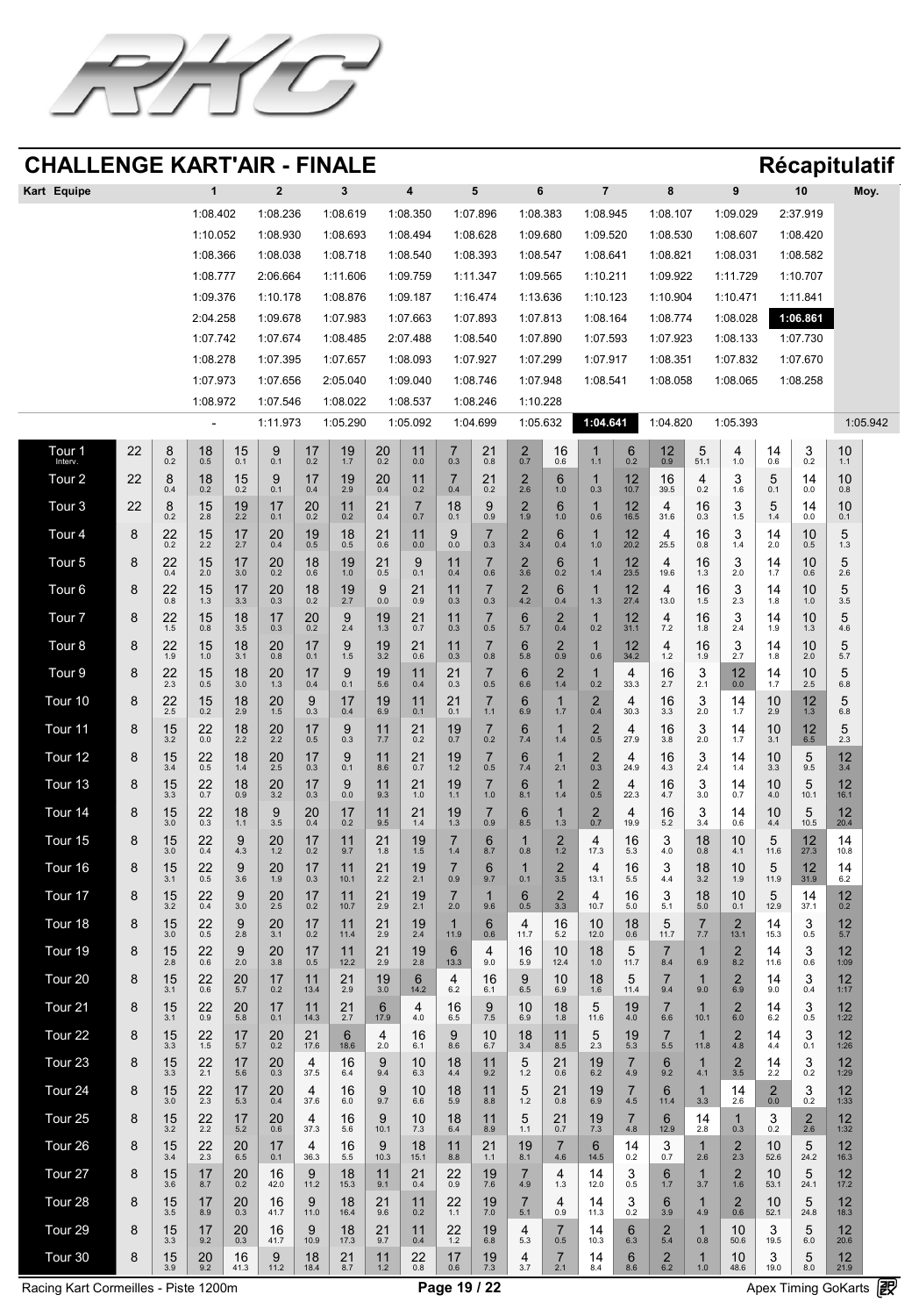## CHALLENGE KART'AIR - FINALE

**Récapitulatif**

| Kart Equipe | 1 | 2 | 3 | 4 | 5 | 6 | 7 | 8 | 9 | 10 | Moy. |
|---|---|---|---|---|---|---|---|---|---|---|---|
| | 1:08.402 | 1:08.236 | 1:08.619 | 1:08.350 | 1:07.896 | 1:08.383 | 1:08.945 | 1:08.107 | 1:09.029 | 2:37.919 | |
| | 1:10.052 | 1:08.930 | 1:08.693 | 1:08.494 | 1:08.628 | 1:09.680 | 1:09.520 | 1:08.530 | 1:08.607 | 1:08.420 | |
| | 1:08.366 | 1:08.038 | 1:08.718 | 1:08.540 | 1:08.393 | 1:08.547 | 1:08.641 | 1:08.821 | 1:08.031 | 1:08.582 | |
| | 1:08.777 | 2:06.664 | 1:11.606 | 1:09.759 | 1:11.347 | 1:09.565 | 1:10.211 | 1:09.922 | 1:11.729 | 1:10.707 | |
| | 1:09.376 | 1:10.178 | 1:08.876 | 1:09.187 | 1:16.474 | 1:13.636 | 1:10.123 | 1:10.904 | 1:10.471 | 1:11.841 | |
| | 2:04.258 | 1:09.678 | 1:07.983 | 1:07.663 | 1:07.893 | 1:07.813 | 1:08.164 | 1:08.774 | 1:08.028 | **1:06.861** | |
| | 1:07.742 | 1:07.674 | 1:08.485 | 2:07.488 | 1:08.540 | 1:07.890 | 1:07.593 | 1:07.923 | 1:08.133 | 1:07.730 | |
| | 1:08.278 | 1:07.395 | 1:07.657 | 1:08.093 | 1:07.927 | 1:07.299 | 1:07.917 | 1:08.351 | 1:07.832 | 1:07.670 | |
| | 1:07.973 | 1:07.656 | 2:05.040 | 1:09.040 | 1:08.746 | 1:07.948 | 1:08.541 | 1:08.058 | 1:08.065 | 1:08.258 | |
| | 1:08.972 | 1:07.546 | 1:08.022 | 1:08.537 | 1:08.246 | 1:10.228 | | | | | |
| | - | 1:11.973 | 1:05.290 | 1:05.092 | 1:04.699 | 1:05.632 | **1:04.641** | 1:04.820 | 1:05.393 | | 1:05.942 |

| Tour | Tête | | | | | | | | | | | | | | | | | | | | | | |
|---|---|---|---|---|---|---|---|---|---|---|---|---|---|---|---|---|---|---|---|---|---|---|---|
| Tour 1 (Interv.) | 22 | 8 (0.2) | 18 (0.5) | 15 (0.1) | 9 (0.1) | 17 (0.2) | 19 (1.7) | 20 (0.2) | 11 (0.0) | 7 (0.3) | 21 (0.8) | 2 (0.7) | 16 (0.6) | 1 (1.1) | 6 (0.2) | 12 (0.9) | 5 (51.1) | 4 (1.0) | 14 (0.6) | 3 (0.2) | 10 (1.1) |
| Tour 2 | 22 | 8 (0.4) | 18 (0.2) | 15 (0.2) | 9 (0.1) | 17 (0.4) | 19 (2.9) | 20 (0.4) | 11 (0.2) | 7 (0.4) | 21 (0.2) | 2 (2.6) | 6 (1.0) | 1 (0.3) | 12 (10.7) | 16 (39.5) | 4 (0.2) | 3 (1.6) | 5 (0.1) | 14 (0.0) | 10 (0.8) |
| Tour 3 | 22 | 8 (0.2) | 15 (2.8) | 19 (2.2) | 17 (0.1) | 20 (0.2) | 11 (0.2) | 21 (0.4) | 7 (0.7) | 18 (0.1) | 9 (0.9) | 2 (1.9) | 6 (1.0) | 1 (0.6) | 12 (16.5) | 4 (31.6) | 16 (0.3) | 3 (1.5) | 5 (1.4) | 14 (0.0) | 10 (0.1) |
| Tour 4 | 8 | 22 (0.2) | 15 (2.2) | 17 (2.7) | 20 (0.4) | 19 (0.5) | 18 (0.5) | 21 (0.6) | 11 (0.0) | 9 (0.1) | 7 (0.3) | 2 (3.4) | 6 (0.4) | 1 (1.0) | 12 (20.2) | 4 (25.5) | 16 (0.8) | 3 (1.4) | 14 (2.0) | 10 (0.5) | 5 (1.3) |
| Tour 5 | 8 | 22 (0.4) | 15 (2.0) | 17 (3.0) | 20 (0.2) | 18 (0.6) | 19 (1.0) | 21 (0.5) | 9 (0.1) | 11 (0.4) | 7 (0.6) | 2 (3.6) | 6 (0.2) | 1 (1.4) | 12 (23.5) | 4 (19.6) | 16 (1.3) | 3 (2.0) | 14 (1.7) | 10 (0.6) | 5 (2.6) |
| Tour 6 | 8 | 22 (0.8) | 15 (1.3) | 17 (3.3) | 20 (0.3) | 18 (0.2) | 19 (2.7) | 9 (0.0) | 21 (0.9) | 11 (0.3) | 7 (0.3) | 2 (4.2) | 6 (0.4) | 1 (1.3) | 12 (27.4) | 4 (13.0) | 16 (1.5) | 3 (2.3) | 14 (1.8) | 10 (1.0) | 5 (3.5) |
| Tour 7 | 8 | 22 (1.5) | 15 (0.8) | 18 (3.5) | 17 (0.3) | 20 (0.2) | 9 (2.4) | 19 (1.3) | 21 (0.7) | 11 (0.3) | 7 (0.5) | 6 (5.7) | 2 (0.4) | 1 (0.2) | 12 (31.1) | 4 (7.2) | 16 (1.8) | 3 (2.4) | 14 (1.9) | 10 (1.3) | 5 (4.6) |
| Tour 8 | 8 | 22 (1.9) | 15 (1.0) | 18 (3.1) | 20 (0.8) | 17 (0.1) | 9 (1.5) | 19 (3.2) | 21 (0.6) | 11 (0.3) | 7 (0.8) | 6 (5.8) | 2 (0.9) | 1 (0.6) | 12 (34.2) | 4 (1.2) | 16 (1.9) | 3 (2.7) | 14 (1.8) | 10 (2.0) | 5 (5.7) |
| Tour 9 | 8 | 22 (2.3) | 15 (0.5) | 18 (3.0) | 20 (1.3) | 17 (0.4) | 9 (0.1) | 19 (5.6) | 11 (0.4) | 21 (0.3) | 7 (0.5) | 6 (6.6) | 2 (1.4) | 1 (0.2) | 4 (33.3) | 16 (2.7) | 3 (2.1) | 12 (0.0) | 14 (1.7) | 10 (2.5) | 5 (6.8) |
| Tour 10 | 8 | 22 (2.5) | 15 (0.2) | 18 (2.9) | 20 (1.5) | 9 (0.3) | 17 (0.4) | 19 (6.9) | 11 (0.1) | 21 (0.1) | 7 (1.1) | 6 (6.9) | 1 (1.7) | 2 (0.4) | 4 (30.3) | 16 (3.3) | 3 (2.0) | 14 (1.7) | 10 (2.9) | 12 (1.3) | 5 (6.8) |
| Tour 11 | 8 | 15 (3.2) | 22 (0.0) | 18 (2.2) | 20 (2.2) | 17 (0.5) | 9 (0.3) | 11 (7.7) | 21 (0.2) | 19 (0.7) | 7 (0.2) | 6 (7.4) | 1 (1.4) | 2 (0.5) | 4 (27.9) | 16 (3.8) | 3 (2.0) | 14 (1.7) | 10 (3.1) | 12 (6.5) | 5 (2.3) |
| Tour 12 | 8 | 15 (3.4) | 22 (0.5) | 18 (1.4) | 20 (2.5) | 17 (0.3) | 9 (0.1) | 11 (8.6) | 21 (0.7) | 19 (1.2) | 7 (0.5) | 6 (7.4) | 1 (2.1) | 2 (0.3) | 4 (24.9) | 16 (4.3) | 3 (2.4) | 14 (1.4) | 10 (3.3) | 5 (9.5) | 12 (3.4) |
| Tour 13 | 8 | 15 (3.3) | 22 (0.7) | 18 (0.9) | 20 (3.2) | 17 (0.3) | 9 (0.0) | 11 (9.3) | 21 (1.0) | 19 (1.1) | 7 (1.0) | 6 (8.1) | 1 (1.4) | 2 (0.5) | 4 (22.3) | 16 (4.7) | 3 (3.0) | 14 (0.7) | 10 (4.0) | 5 (10.1) | 12 (16.1) |
| Tour 14 | 8 | 15 (3.0) | 22 (0.3) | 18 (1.1) | 9 (3.5) | 20 (0.4) | 17 (0.2) | 11 (9.5) | 21 (1.4) | 19 (1.3) | 7 (0.9) | 6 (8.5) | 1 (1.3) | 2 (0.7) | 4 (19.9) | 16 (5.2) | 3 (3.4) | 14 (0.6) | 10 (4.4) | 5 (10.5) | 12 (20.4) |
| Tour 15 | 8 | 15 (3.0) | 22 (0.4) | 9 (4.3) | 20 (1.2) | 17 (0.2) | 11 (9.7) | 21 (1.8) | 19 (1.5) | 7 (1.4) | 6 (8.7) | 1 (0.8) | 2 (1.2) | 4 (17.3) | 16 (5.3) | 3 (4.0) | 18 (0.8) | 10 (4.1) | 5 (11.6) | 12 (27.3) | 14 (10.8) |
| Tour 16 | 8 | 15 (3.1) | 22 (0.5) | 9 (3.6) | 20 (1.9) | 17 (0.3) | 11 (10.1) | 21 (2.2) | 19 (2.1) | 7 (0.9) | 6 (9.7) | 1 (0.1) | 2 (3.5) | 4 (13.1) | 16 (5.5) | 3 (4.4) | 18 (3.2) | 10 (1.9) | 5 (11.9) | 12 (31.9) | 14 (6.2) |
| Tour 17 | 8 | 15 (3.2) | 22 (0.4) | 9 (3.0) | 20 (2.5) | 17 (0.2) | 11 (10.7) | 21 (2.9) | 19 (2.1) | 7 (2.0) | 1 (9.6) | 6 (0.5) | 2 (3.3) | 4 (10.7) | 16 (5.0) | 3 (5.1) | 18 (5.0) | 10 (0.1) | 5 (12.9) | 14 (37.1) | 12 (0.2) |
| Tour 18 | 8 | 15 (3.0) | 22 (0.5) | 9 (2.8) | 20 (3.1) | 17 (0.2) | 11 (11.4) | 21 (2.9) | 19 (2.4) | 1 (11.9) | 6 (0.6) | 4 (11.7) | 16 (5.2) | 10 (12.0) | 18 (0.6) | 5 (11.7) | 7 (7.7) | 2 (13.1) | 14 (15.3) | 3 (0.5) | 12 (5.7) |
| Tour 19 | 8 | 15 (2.8) | 22 (0.6) | 9 (2.0) | 20 (3.8) | 17 (0.5) | 11 (12.2) | 21 (2.9) | 19 (2.8) | 6 (13.3) | 4 (9.0) | 16 (5.9) | 10 (12.4) | 18 (1.0) | 5 (11.7) | 7 (8.4) | 1 (6.9) | 2 (8.2) | 14 (11.6) | 3 (0.6) | 12 (1:09) |
| Tour 20 | 8 | 15 (3.1) | 22 (0.6) | 20 (5.7) | 17 (0.2) | 11 (13.4) | 21 (2.9) | 19 (3.0) | 6 (14.2) | 4 (6.2) | 16 (6.1) | 9 (6.5) | 10 (6.9) | 18 (1.6) | 5 (11.4) | 7 (9.4) | 1 (9.0) | 2 (6.9) | 14 (9.0) | 3 (0.4) | 12 (1:17) |
| Tour 21 | 8 | 15 (3.1) | 22 (0.9) | 20 (5.8) | 17 (0.1) | 11 (14.3) | 21 (2.7) | 6 (17.9) | 4 (4.0) | 16 (6.5) | 9 (7.5) | 10 (6.9) | 18 (1.8) | 5 (11.6) | 19 (4.0) | 7 (6.6) | 1 (10.1) | 2 (6.0) | 14 (6.2) | 3 (0.5) | 12 (1:22) |
| Tour 22 | 8 | 15 (3.3) | 22 (1.5) | 17 (5.7) | 20 (0.2) | 21 (17.6) | 6 (18.6) | 4 (2.0) | 16 (6.1) | 9 (8.6) | 10 (6.7) | 18 (3.4) | 11 (8.5) | 5 (2.3) | 19 (5.3) | 7 (5.5) | 1 (11.8) | 2 (4.8) | 14 (4.4) | 3 (0.1) | 12 (1:26) |
| Tour 23 | 8 | 15 (3.3) | 22 (2.1) | 17 (5.6) | 20 (0.3) | 4 (37.5) | 16 (6.4) | 9 (9.4) | 10 (6.3) | 18 (4.4) | 11 (9.2) | 5 (1.2) | 21 (0.6) | 19 (6.2) | 7 (4.9) | 6 (9.2) | 1 (4.1) | 2 (3.5) | 14 (2.2) | 3 (0.2) | 12 (1:29) |
| Tour 24 | 8 | 15 (3.0) | 22 (2.3) | 17 (5.3) | 20 (0.4) | 4 (37.6) | 16 (6.0) | 9 (9.7) | 10 (6.6) | 18 (5.9) | 11 (8.8) | 5 (1.2) | 21 (0.8) | 19 (6.9) | 7 (4.5) | 6 (11.4) | 1 (3.3) | 14 (2.6) | 2 (0.0) | 3 (0.2) | 12 (1:33) |
| Tour 25 | 8 | 15 (3.2) | 22 (2.2) | 17 (5.2) | 20 (0.6) | 4 (37.3) | 16 (5.6) | 9 (10.1) | 10 (7.3) | 18 (6.4) | 11 (8.9) | 5 (1.1) | 21 (0.7) | 19 (7.3) | 7 (4.8) | 6 (12.9) | 14 (2.8) | 1 (0.3) | 3 (0.2) | 2 (2.6) | 12 (1:32) |
| Tour 26 | 8 | 15 (3.4) | 22 (2.3) | 20 (6.5) | 17 (0.1) | 4 (36.3) | 16 (5.5) | 9 (10.3) | 18 (15.1) | 11 (8.8) | 21 (1.1) | 19 (8.1) | 7 (4.6) | 6 (14.5) | 14 (0.2) | 3 (0.7) | 1 (2.6) | 2 (2.3) | 10 (52.6) | 5 (24.2) | 12 (16.3) |
| Tour 27 | 8 | 15 (3.6) | 17 (8.7) | 20 (0.2) | 16 (42.0) | 9 (11.2) | 18 (15.3) | 11 (9.1) | 21 (0.4) | 22 (0.9) | 19 (7.6) | 7 (4.9) | 4 (1.3) | 14 (12.0) | 3 (0.5) | 6 (1.7) | 1 (3.7) | 2 (1.6) | 10 (53.1) | 5 (24.1) | 12 (17.2) |
| Tour 28 | 8 | 15 (3.5) | 17 (8.9) | 20 (0.3) | 16 (41.7) | 9 (11.0) | 18 (16.4) | 21 (9.6) | 11 (0.2) | 22 (1.1) | 19 (7.0) | 7 (5.1) | 4 (0.9) | 14 (11.3) | 3 (0.2) | 6 (3.9) | 1 (4.9) | 2 (0.6) | 10 (52.1) | 5 (24.8) | 12 (18.3) |
| Tour 29 | 8 | 15 (3.3) | 17 (9.2) | 20 (0.3) | 16 (41.7) | 9 (10.9) | 18 (17.3) | 21 (9.7) | 11 (0.4) | 22 (1.2) | 19 (6.8) | 4 (5.3) | 7 (0.5) | 14 (10.3) | 6 (6.3) | 2 (5.4) | 1 (0.8) | 10 (50.6) | 3 (19.5) | 5 (6.0) | 12 (20.6) |
| Tour 30 | 8 | 15 (3.9) | 20 (9.2) | 16 (41.3) | 9 (11.2) | 18 (18.4) | 21 (8.7) | 11 (1.2) | 22 (0.8) | 17 (0.6) | 19 (7.3) | 4 (3.7) | 7 (2.1) | 14 (8.4) | 6 (8.6) | 2 (6.2) | 1 (1.0) | 10 (48.6) | 3 (19.0) | 5 (8.0) | 12 (21.9) |

Racing Kart Cormeilles - Piste 1200m — Apex Timing GoKarts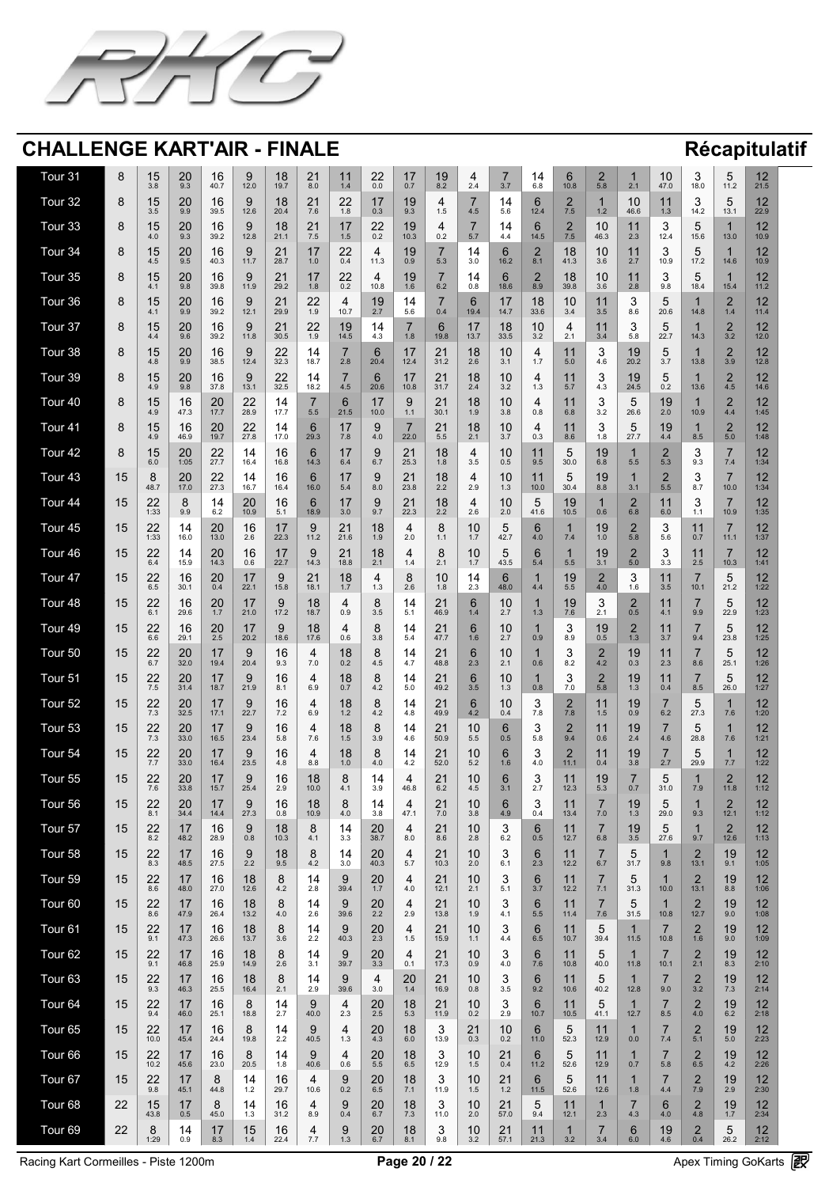## CHALLENGE KART'AIR - FINALE

**Récapitulatif**

| Tour | Leader | P1 | P2 | P3 | P4 | P5 | P6 | P7 | P8 | P9 | P10 | P11 | P12 | P13 | P14 | P15 | P16 | P17 | P18 | P19 | P20 | P21 | P22 |
|---|---|---|---|---|---|---|---|---|---|---|---|---|---|---|---|---|---|---|---|---|---|---|---|
| Tour 31 | 8 | 15 3.8 | 20 9.3 | 16 40.7 | 9 12.0 | 18 19.7 | 21 8.0 | 11 1.4 | 22 0.0 | 17 0.7 | 19 8.2 | 4 2.4 | 7 3.7 | 14 6.8 | 6 10.8 | 2 5.8 | 1 2.1 | 10 47.0 | 3 18.0 | 5 11.2 | 12 21.5 |
| Tour 32 | 8 | 15 3.5 | 20 9.9 | 16 39.5 | 9 12.6 | 18 20.4 | 21 7.6 | 22 1.8 | 17 0.3 | 19 9.3 | 4 1.5 | 7 4.5 | 14 5.6 | 6 12.4 | 2 7.5 | 1 1.2 | 10 46.6 | 11 1.3 | 3 14.2 | 5 13.1 | 12 22.9 |
| Tour 33 | 8 | 15 4.0 | 20 9.3 | 16 39.2 | 9 12.8 | 18 21.1 | 21 7.5 | 17 1.5 | 22 0.2 | 19 10.3 | 4 0.2 | 7 5.7 | 14 4.4 | 6 14.5 | 2 7.5 | 10 46.3 | 11 2.3 | 3 12.4 | 5 15.6 | 1 13.0 | 12 10.9 |
| Tour 34 | 8 | 15 4.5 | 20 9.5 | 16 40.3 | 9 11.7 | 21 28.7 | 17 1.0 | 22 0.4 | 4 11.3 | 19 0.9 | 7 5.3 | 14 3.0 | 6 16.2 | 2 8.1 | 18 41.3 | 10 3.6 | 11 2.7 | 3 10.9 | 5 17.2 | 1 14.6 | 12 10.9 |
| Tour 35 | 8 | 15 4.1 | 20 9.8 | 16 39.8 | 9 11.9 | 21 29.2 | 17 1.8 | 22 0.2 | 4 10.8 | 19 1.6 | 7 6.2 | 14 0.8 | 6 18.6 | 2 8.9 | 18 39.8 | 10 3.6 | 11 2.8 | 3 9.8 | 5 18.4 | 1 15.4 | 12 11.2 |
| Tour 36 | 8 | 15 4.1 | 20 9.9 | 16 39.2 | 9 12.1 | 21 29.9 | 22 1.9 | 4 10.7 | 19 2.7 | 14 5.6 | 7 0.4 | 6 19.4 | 17 14.7 | 18 33.6 | 10 3.4 | 11 3.5 | 3 8.6 | 5 20.6 | 1 14.8 | 2 1.4 | 12 11.4 |
| Tour 37 | 8 | 15 4.4 | 20 9.6 | 16 39.2 | 9 11.8 | 21 30.5 | 22 1.9 | 19 14.5 | 14 4.3 | 7 1.8 | 6 19.8 | 17 13.7 | 18 33.5 | 10 3.2 | 4 2.1 | 11 3.4 | 3 5.8 | 5 22.7 | 1 14.3 | 2 3.2 | 12 12.0 |
| Tour 38 | 8 | 15 4.8 | 20 9.9 | 16 38.5 | 9 12.4 | 22 32.3 | 14 18.7 | 7 2.8 | 6 20.4 | 17 12.4 | 21 31.2 | 18 2.6 | 10 3.1 | 4 1.7 | 11 5.0 | 3 4.6 | 19 20.2 | 5 3.7 | 1 13.8 | 2 3.9 | 12 12.8 |
| Tour 39 | 8 | 15 4.9 | 20 9.8 | 16 37.8 | 9 13.1 | 22 32.5 | 14 18.2 | 7 4.5 | 6 20.6 | 17 10.8 | 21 31.7 | 18 2.4 | 10 3.2 | 4 1.3 | 11 5.7 | 3 4.3 | 19 24.5 | 5 0.2 | 1 13.6 | 2 4.5 | 12 14.6 |
| Tour 40 | 8 | 15 4.9 | 16 47.3 | 20 17.7 | 22 28.9 | 14 17.7 | 7 5.5 | 6 21.5 | 17 10.0 | 9 1.1 | 21 30.1 | 18 1.9 | 10 3.8 | 4 0.8 | 11 6.8 | 3 3.2 | 5 26.6 | 19 2.0 | 1 10.9 | 2 4.4 | 12 1:45 |
| Tour 41 | 8 | 15 4.9 | 16 46.9 | 20 19.7 | 22 27.8 | 14 17.0 | 6 29.3 | 17 7.8 | 9 4.0 | 7 22.0 | 21 5.5 | 18 2.1 | 10 3.7 | 4 0.3 | 11 8.6 | 3 1.8 | 5 27.7 | 19 4.4 | 1 8.5 | 2 5.0 | 12 1:48 |
| Tour 42 | 8 | 15 6.0 | 20 1:05 | 22 27.7 | 14 16.4 | 16 16.8 | 6 14.3 | 17 6.4 | 9 6.7 | 21 25.3 | 18 1.8 | 4 3.5 | 10 0.5 | 11 9.5 | 5 30.0 | 19 6.8 | 1 5.5 | 2 5.3 | 3 9.3 | 7 7.4 | 12 1:34 |
| Tour 43 | 15 | 8 48.7 | 20 17.0 | 22 27.3 | 14 16.7 | 16 16.4 | 6 16.0 | 17 5.4 | 9 8.0 | 21 23.8 | 18 2.2 | 4 2.9 | 10 1.3 | 11 10.0 | 5 30.4 | 19 8.8 | 1 3.1 | 2 5.5 | 3 8.7 | 7 10.0 | 12 1:34 |
| Tour 44 | 15 | 22 1:33 | 8 9.9 | 14 6.2 | 20 10.9 | 16 5.1 | 6 18.9 | 17 3.0 | 9 9.7 | 21 22.3 | 18 2.2 | 4 2.6 | 10 2.0 | 5 41.6 | 19 10.5 | 1 0.6 | 2 6.8 | 11 6.0 | 3 1.1 | 7 10.9 | 12 1:35 |
| Tour 45 | 15 | 22 1:33 | 14 16.0 | 20 13.0 | 16 2.6 | 17 22.3 | 9 11.2 | 21 21.6 | 18 1.9 | 4 2.0 | 8 1.1 | 10 1.7 | 5 42.7 | 6 4.0 | 1 7.4 | 19 1.0 | 2 5.8 | 3 5.6 | 11 0.7 | 7 11.1 | 12 1:37 |
| Tour 46 | 15 | 22 6.4 | 14 15.9 | 20 14.3 | 16 0.6 | 17 22.7 | 9 14.3 | 21 18.8 | 18 2.1 | 4 1.4 | 8 2.1 | 10 1.7 | 5 43.5 | 6 5.4 | 1 5.5 | 19 3.1 | 2 5.0 | 3 3.3 | 11 2.5 | 7 10.3 | 12 1:41 |
| Tour 47 | 15 | 22 6.5 | 16 30.1 | 20 0.4 | 17 22.1 | 9 15.8 | 21 18.1 | 18 1.7 | 4 1.3 | 8 2.6 | 10 1.8 | 14 2.3 | 6 48.0 | 1 4.4 | 19 5.5 | 2 4.0 | 3 1.6 | 11 3.5 | 7 10.1 | 5 21.2 | 12 1:22 |
| Tour 48 | 15 | 22 6.1 | 16 29.6 | 20 1.7 | 17 21.0 | 9 17.2 | 18 18.7 | 4 0.9 | 8 3.5 | 14 5.1 | 21 46.9 | 6 1.4 | 10 2.7 | 1 1.3 | 19 7.6 | 3 2.1 | 2 0.5 | 11 4.1 | 7 9.9 | 5 22.9 | 12 1:23 |
| Tour 49 | 15 | 22 6.6 | 16 29.1 | 20 2.5 | 17 20.2 | 9 18.6 | 18 17.6 | 4 0.6 | 8 3.8 | 14 5.4 | 21 47.7 | 6 1.6 | 10 2.7 | 1 0.9 | 3 8.9 | 19 0.5 | 2 1.3 | 11 3.7 | 7 9.4 | 5 23.8 | 12 1:25 |
| Tour 50 | 15 | 22 6.7 | 20 32.0 | 17 19.4 | 9 20.4 | 16 9.3 | 4 7.0 | 18 0.2 | 8 4.5 | 14 4.7 | 21 48.8 | 6 2.3 | 10 2.1 | 1 0.6 | 3 8.2 | 2 4.2 | 19 0.3 | 11 2.3 | 7 8.6 | 5 25.1 | 12 1:26 |
| Tour 51 | 15 | 22 7.5 | 20 31.4 | 17 18.7 | 9 21.9 | 16 8.1 | 4 6.9 | 18 0.7 | 8 4.2 | 14 5.0 | 21 49.2 | 6 3.5 | 10 1.3 | 1 0.8 | 3 7.0 | 2 5.8 | 19 1.3 | 11 0.4 | 7 8.5 | 5 26.0 | 12 1:27 |
| Tour 52 | 15 | 22 7.3 | 20 32.5 | 17 17.1 | 9 22.7 | 16 7.2 | 4 6.9 | 18 1.2 | 8 4.2 | 14 4.8 | 21 49.9 | 6 4.2 | 10 0.4 | 3 7.8 | 2 7.8 | 11 1.5 | 19 0.9 | 7 6.2 | 5 27.3 | 1 7.6 | 12 1:20 |
| Tour 53 | 15 | 22 7.3 | 20 33.0 | 17 16.5 | 9 23.4 | 16 5.8 | 4 7.6 | 18 1.5 | 8 3.9 | 14 4.6 | 21 50.9 | 10 5.5 | 6 0.5 | 3 5.8 | 2 9.4 | 11 0.6 | 19 2.4 | 7 4.6 | 5 28.8 | 1 7.6 | 12 1:21 |
| Tour 54 | 15 | 22 7.7 | 20 33.0 | 17 16.4 | 9 23.5 | 16 4.8 | 4 8.8 | 18 1.0 | 8 4.0 | 14 4.2 | 21 52.0 | 10 5.2 | 6 1.6 | 3 4.0 | 2 11.1 | 11 0.4 | 19 3.8 | 7 2.7 | 5 29.9 | 1 7.7 | 12 1:22 |
| Tour 55 | 15 | 22 7.6 | 20 33.8 | 17 15.7 | 9 25.4 | 16 2.9 | 18 10.0 | 8 4.1 | 14 3.9 | 4 46.8 | 21 6.2 | 10 4.5 | 6 3.1 | 3 2.7 | 11 12.3 | 19 5.3 | 7 0.7 | 5 31.0 | 1 7.9 | 2 11.8 | 12 1:12 |
| Tour 56 | 15 | 22 8.1 | 20 34.4 | 17 14.4 | 9 27.3 | 16 0.8 | 18 10.9 | 8 4.0 | 14 3.8 | 4 47.1 | 21 7.0 | 10 3.8 | 6 4.9 | 3 0.4 | 11 13.4 | 7 7.0 | 19 1.3 | 5 29.0 | 1 9.3 | 2 12.1 | 12 1:12 |
| Tour 57 | 15 | 22 8.2 | 17 48.2 | 16 28.9 | 9 0.8 | 18 10.3 | 8 4.1 | 14 3.3 | 20 38.7 | 4 8.0 | 21 8.6 | 10 2.8 | 3 6.2 | 6 0.5 | 11 12.7 | 7 6.8 | 19 3.5 | 5 27.6 | 1 9.7 | 2 12.6 | 12 1:13 |
| Tour 58 | 15 | 22 8.3 | 17 48.5 | 16 27.5 | 9 2.2 | 18 9.5 | 8 4.2 | 14 3.0 | 20 40.3 | 4 5.7 | 21 10.3 | 10 2.0 | 3 6.1 | 6 2.3 | 11 12.2 | 7 6.7 | 5 31.7 | 1 9.8 | 2 13.1 | 19 9.1 | 12 1:05 |
| Tour 59 | 15 | 22 8.6 | 17 48.0 | 16 27.0 | 18 12.6 | 8 4.2 | 14 2.8 | 9 39.4 | 20 1.7 | 4 4.0 | 21 12.1 | 10 2.1 | 3 5.1 | 6 3.7 | 11 12.2 | 7 7.1 | 5 31.3 | 1 10.0 | 2 13.1 | 19 8.8 | 12 1:06 |
| Tour 60 | 15 | 22 8.6 | 17 47.9 | 16 26.4 | 18 13.2 | 8 4.0 | 14 2.6 | 9 39.6 | 20 2.2 | 4 2.9 | 21 13.8 | 10 1.9 | 3 4.1 | 6 5.5 | 11 11.4 | 7 7.6 | 5 31.5 | 1 10.8 | 2 12.7 | 19 9.0 | 12 1:08 |
| Tour 61 | 15 | 22 9.1 | 17 47.3 | 16 26.6 | 18 13.7 | 8 3.6 | 14 2.2 | 9 40.3 | 20 2.3 | 4 1.5 | 21 15.9 | 10 1.1 | 3 4.4 | 6 6.5 | 11 10.7 | 5 39.4 | 1 11.5 | 7 10.8 | 2 1.6 | 19 9.0 | 12 1:09 |
| Tour 62 | 15 | 22 9.1 | 17 46.8 | 16 25.9 | 18 14.9 | 8 2.6 | 14 3.1 | 9 39.7 | 20 3.3 | 4 0.1 | 21 17.3 | 10 0.9 | 3 4.0 | 6 7.6 | 11 10.8 | 5 40.0 | 1 11.8 | 7 10.1 | 2 2.1 | 19 8.3 | 12 2:10 |
| Tour 63 | 15 | 22 9.3 | 17 46.3 | 16 25.5 | 18 16.4 | 8 2.1 | 14 2.9 | 9 39.6 | 4 3.0 | 20 1.4 | 21 16.9 | 10 0.8 | 3 3.5 | 6 9.2 | 11 10.6 | 5 40.2 | 1 12.8 | 7 9.0 | 2 3.2 | 19 7.3 | 12 2:14 |
| Tour 64 | 15 | 22 9.4 | 17 46.0 | 16 25.1 | 8 18.8 | 14 2.7 | 9 40.0 | 4 2.3 | 20 2.5 | 18 5.3 | 21 11.9 | 10 0.2 | 3 2.9 | 6 10.7 | 11 10.5 | 5 41.1 | 1 12.7 | 7 8.5 | 2 4.0 | 19 6.2 | 12 2:18 |
| Tour 65 | 15 | 22 10.0 | 17 45.4 | 16 24.4 | 8 19.8 | 14 2.2 | 9 40.5 | 4 1.3 | 20 4.3 | 18 6.0 | 3 13.9 | 21 0.3 | 10 0.2 | 6 11.0 | 5 52.3 | 11 12.9 | 1 0.0 | 7 7.4 | 2 5.1 | 19 5.0 | 12 2:23 |
| Tour 66 | 15 | 22 10.2 | 17 45.6 | 16 23.0 | 8 20.5 | 14 1.8 | 9 40.6 | 4 0.6 | 20 5.5 | 18 6.5 | 3 12.9 | 10 1.5 | 21 0.4 | 6 11.2 | 5 52.6 | 11 12.9 | 1 0.7 | 7 5.8 | 2 6.5 | 19 4.2 | 12 2:26 |
| Tour 67 | 15 | 22 9.8 | 17 45.1 | 8 44.8 | 14 1.2 | 16 29.7 | 4 10.6 | 9 0.2 | 20 6.5 | 18 7.1 | 3 11.9 | 10 1.5 | 21 1.2 | 6 11.5 | 5 52.6 | 11 12.6 | 1 1.8 | 7 4.4 | 2 7.9 | 19 2.9 | 12 2:30 |
| Tour 68 | 22 | 15 43.8 | 17 0.5 | 8 45.0 | 14 1.3 | 16 31.2 | 4 8.9 | 9 0.4 | 20 6.7 | 18 7.3 | 3 11.0 | 10 2.0 | 21 57.0 | 5 9.4 | 11 12.1 | 1 2.3 | 7 4.3 | 6 4.0 | 2 4.8 | 19 1.7 | 12 2:34 |
| Tour 69 | 22 | 8 1:29 | 14 0.9 | 17 8.3 | 15 1.4 | 16 22.4 | 4 7.7 | 9 1.3 | 20 6.7 | 18 8.1 | 3 9.8 | 10 3.2 | 21 57.1 | 11 21.3 | 1 3.2 | 7 3.4 | 6 6.0 | 19 4.6 | 2 0.4 | 5 26.2 | 12 2:12 |

Racing Kart Cormeilles - Piste 1200m

Apex Timing GoKarts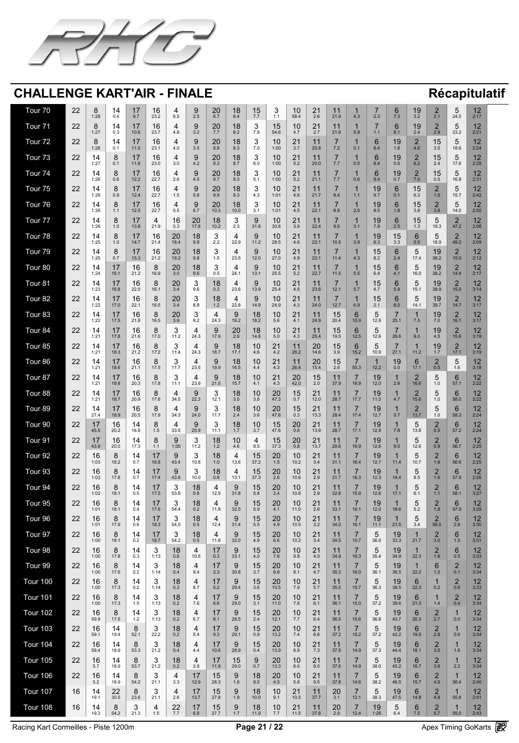## CHALLENGE KART'AIR - FINALE

**Récapitulatif**

| Tour | Nb | P1 | P2 | P3 | P4 | P5 | P6 | P7 | P8 | P9 | P10 | P11 | P12 | P13 | P14 | P15 | P16 | P17 | P18 | P19 | P20 | P21 |
|---|---|---|---|---|---|---|---|---|---|---|---|---|---|---|---|---|---|---|---|---|---|---|
| Tour 70 | 22 | 8 1:28 | 14 0.4 | 17 9.7 | 16 23.2 | 4 6.5 | 9 2.5 | 20 6.7 | 18 8.4 | 15 7.7 | 3 1.1 | 10 58.4 | 21 2.6 | 11 21.9 | 1 4.3 | 7 2.3 | 6 7.3 | 19 3.2 | 2 2.1 | 5 24.5 | 12 2:17 |
| Tour 71 | 22 | 8 1:27 | 14 0.3 | 17 10.6 | 16 23.7 | 4 4.8 | 9 3.2 | 20 7.7 | 18 8.2 | 3 7.9 | 15 54.6 | 10 4.7 | 21 2.7 | 11 21.8 | 1 5.9 | 7 1.1 | 6 8.1 | 19 2.4 | 2 2.9 | 5 23.2 | 12 2:21 |
| Tour 72 | 22 | 8 1:26 | 14 0.1 | 17 11.5 | 16 23.1 | 4 4.0 | 9 3.5 | 20 8.8 | 18 8.3 | 3 7.0 | 10 1:00 | 21 3.7 | 11 20.8 | 7 7.2 | 1 0.1 | 6 8.4 | 19 1.8 | 2 4.6 | 15 3.5 | 5 18.6 | 12 2:24 |
| Tour 73 | 22 | 14 1:27 | 8 0.1 | 17 11.8 | 16 23.0 | 4 3.0 | 9 4.2 | 20 9.3 | 18 8.7 | 3 6.0 | 10 1:00 | 21 5.2 | 11 20.0 | 7 7.7 | 1 0.5 | 6 8.4 | 19 0.5 | 2 6.2 | 15 2.4 | 5 17.6 | 12 2:28 |
| Tour 74 | 22 | 14 1:26 | 8 0.6 | 17 12.2 | 16 22.7 | 4 2.6 | 9 4.5 | 20 9.7 | 18 9.3 | 3 5.1 | 10 1:00 | 21 5.2 | 11 21.1 | 7 7.7 | 1 0.6 | 6 9.4 | 19 0.7 | 2 7.0 | 15 0.5 | 5 16.8 | 12 2:31 |
| Tour 75 | 22 | 14 1:26 | 8 0.9 | 17 12.4 | 16 22.7 | 4 1.5 | 9 5.8 | 20 9.9 | 18 9.3 | 3 4.3 | 10 1:01 | 21 4.6 | 11 21.7 | 7 8.4 | 1 1.1 | 19 9.7 | 6 0.1 | 15 6.3 | 2 1.5 | 5 15.7 | 12 2:42 |
| Tour 76 | 22 | 14 1:26 | 8 1.1 | 17 12.5 | 16 22.7 | 4 0.5 | 9 6.7 | 20 10.3 | 18 10.0 | 3 3.1 | 10 1:01 | 21 4.5 | 11 22.1 | 7 8.8 | 1 2.0 | 19 8.5 | 6 1.8 | 15 3.8 | 2 3.6 | 5 14.0 | 12 2:50 |
| Tour 77 | 22 | 14 1:26 | 8 1.0 | 17 13.8 | 4 21.9 | 16 0.3 | 20 17.8 | 18 10.2 | 3 2.3 | 9 31.6 | 10 30.8 | 21 3.9 | 11 22.4 | 7 9.6 | 1 3.1 | 19 7.8 | 6 2.5 | 15 1.3 | 5 19.3 | 2 47.2 | 12 2:06 |
| Tour 78 | 22 | 14 1:25 | 8 1.0 | 17 14.7 | 16 21.4 | 20 18.4 | 18 9.9 | 3 2.2 | 4 22.9 | 9 11.2 | 10 28.5 | 21 4.6 | 11 22.1 | 7 10.5 | 1 3.9 | 19 6.3 | 15 3.3 | 6 0.5 | 5 18.9 | 2 49.2 | 12 2:09 |
| Tour 79 | 22 | 14 1:25 | 8 0.7 | 17 15.3 | 16 21.2 | 20 19.2 | 18 9.8 | 3 1.5 | 4 23.5 | 9 12.0 | 10 27.0 | 21 4.9 | 11 22.1 | 7 11.4 | 1 4.3 | 15 8.2 | 6 2.4 | 5 17.4 | 19 36.2 | 2 15.0 | 12 2:12 |
| Tour 80 | 22 | 14 1:24 | 17 16.1 | 16 21.2 | 8 16.9 | 20 3.0 | 18 9.6 | 3 0.5 | 4 24.1 | 9 13.1 | 10 25.5 | 21 5.2 | 11 22.7 | 7 11.5 | 1 5.5 | 15 6.4 | 6 4.1 | 5 16.0 | 19 38.2 | 2 14.4 | 12 2:17 |
| Tour 81 | 22 | 14 1:23 | 17 16.8 | 16 22.0 | 8 16.1 | 20 3.4 | 3 9.6 | 18 0.3 | 4 23.6 | 9 13.9 | 10 25.4 | 21 4.5 | 11 23.6 | 7 12.1 | 1 5.7 | 15 4.7 | 6 5.9 | 5 15.1 | 19 38.9 | 2 15.0 | 12 3:14 |
| Tour 82 | 22 | 14 1:22 | 17 17.0 | 16 22.1 | 8 16.5 | 20 3.4 | 3 8.8 | 18 1.2 | 4 22.8 | 9 14.9 | 10 24.9 | 21 4.3 | 11 24.0 | 7 12.7 | 1 6.9 | 15 2.1 | 6 8.0 | 5 14.1 | 19 39.7 | 2 14.7 | 12 3:17 |
| Tour 83 | 22 | 14 1:22 | 17 17.5 | 16 21.8 | 8 16.5 | 20 3.9 | 3 8.2 | 4 24.3 | 9 16.2 | 18 18.2 | 10 5.6 | 21 4.1 | 11 24.9 | 15 20.4 | 6 10.9 | 5 12.9 | 7 25.1 | 1 7.5 | 19 7.0 | 2 16.1 | 12 3:17 |
| Tour 84 | 22 | 14 1:21 | 17 17.8 | 16 21.6 | 8 17.0 | 3 11.2 | 4 24.3 | 9 17.9 | 20 2.6 | 18 14.8 | 10 5.0 | 21 4.3 | 11 25.4 | 15 19.5 | 6 12.5 | 5 12.6 | 7 26.6 | 1 9.0 | 19 4.5 | 2 15.6 | 12 3:19 |
| Tour 85 | 22 | 14 1:21 | 17 18.3 | 16 21.2 | 8 17.2 | 3 11.4 | 4 24.3 | 9 18.7 | 18 17.1 | 10 4.6 | 21 4.2 | 11 26.2 | 20 14.6 | 15 3.9 | 6 15.2 | 5 10.9 | 7 27.1 | 1 11.2 | 19 1.7 | 2 17.1 | 12 3:19 |
| Tour 86 | 22 | 14 1:21 | 17 18.6 | 16 21.1 | 8 17.5 | 3 11.7 | 4 23.5 | 9 19.9 | 18 16.5 | 10 4.4 | 21 4.3 | 11 26.4 | 20 15.4 | 15 2.6 | 7 55.3 | 1 12.2 | 19 0.0 | 6 17.1 | 2 0.5 | 5 1.6 | 12 3:18 |
| Tour 87 | 22 | 14 1:21 | 17 18.8 | 16 20.3 | 8 17.8 | 3 11.1 | 4 23.9 | 9 21.5 | 18 15.7 | 10 4.1 | 21 4.3 | 20 42.0 | 15 2.0 | 11 37.9 | 7 18.9 | 19 12.0 | 1 2.6 | 2 16.6 | 5 1.0 | 6 57.1 | 12 2:22 |
| Tour 88 | 22 | 14 1:21 | 17 18.7 | 16 20.9 | 8 17.6 | 4 34.5 | 9 22.3 | 3 12.1 | 18 3.0 | 10 3.8 | 20 47.3 | 15 0.7 | 21 12.0 | 11 28.7 | 7 17.7 | 19 11.5 | 1 4.7 | 2 15.6 | 5 1.0 | 6 58.0 | 12 2:22 |
| Tour 89 | 22 | 14 27.4 | 17 18.9 | 16 20.5 | 8 17.9 | 4 34.3 | 9 24.0 | 3 11.7 | 18 2.4 | 10 3.6 | 20 47.6 | 15 0.3 | 21 13.3 | 11 28.4 | 7 17.4 | 19 12.7 | 1 5.7 | 2 13.7 | 5 1.0 | 6 58.3 | 12 2:24 |
| Tour 90 | 22 | 17 45.5 | 16 20.2 | 14 16.8 | 8 1.5 | 4 33.5 | 9 25.9 | 3 11.1 | 18 1.7 | 10 3.7 | 15 47.6 | 20 0.6 | 21 13.9 | 11 28.7 | 7 17.1 | 19 12.8 | 1 7.8 | 5 13.8 | 2 0.5 | 6 57.2 | 12 2:24 |
| Tour 91 | 22 | 17 43.9 | 16 20.0 | 14 17.3 | 8 1.1 | 9 1:00 | 3 11.2 | 18 1.2 | 10 4.6 | 4 9.5 | 15 37.3 | 20 0.8 | 21 13.7 | 11 29.6 | 7 16.9 | 19 12.6 | 1 9.5 | 5 12.6 | 2 0.9 | 6 56.7 | 12 2:25 |
| Tour 92 | 22 | 16 1:03 | 8 18.2 | 14 0.7 | 17 16.8 | 9 43.4 | 3 10.8 | 18 1.0 | 4 13.6 | 15 37.2 | 20 1.5 | 10 10.2 | 21 3.4 | 11 31.1 | 7 16.4 | 19 12.7 | 1 11.4 | 5 10.7 | 2 1.6 | 6 56.6 | 12 2:25 |
| Tour 93 | 22 | 16 1:03 | 8 17.8 | 14 0.7 | 17 17.4 | 9 43.8 | 3 10.0 | 18 0.8 | 4 13.1 | 15 37.3 | 20 2.6 | 10 10.6 | 21 2.9 | 11 31.7 | 7 16.3 | 19 12.3 | 1 14.4 | 5 8.5 | 2 1.6 | 6 57.9 | 12 2:26 |
| Tour 94 | 22 | 16 1:02 | 8 18.1 | 14 0.5 | 17 17.5 | 3 53.8 | 18 0.6 | 4 12.5 | 9 31.8 | 15 5.8 | 20 3.4 | 10 10.8 | 21 2.9 | 11 32.6 | 7 15.9 | 19 12.6 | 1 17.1 | 5 6.1 | 2 1.1 | 6 58.1 | 12 3:27 |
| Tour 95 | 22 | 16 1:01 | 8 18.1 | 14 0.4 | 17 17.6 | 3 54.4 | 18 0.2 | 4 11.8 | 9 32.5 | 15 5.9 | 20 4.1 | 10 11.0 | 21 2.6 | 11 33.1 | 7 16.1 | 19 12.0 | 1 18.6 | 5 5.2 | 2 1.8 | 6 57.9 | 12 3:29 |
| Tour 96 | 22 | 16 1:01 | 8 17.9 | 14 0.6 | 17 18.3 | 3 54.0 | 18 0.5 | 4 12.4 | 9 31.4 | 15 5.5 | 20 4.9 | 10 10.5 | 21 3.2 | 11 34.0 | 7 16.1 | 19 11.1 | 1 21.5 | 5 3.4 | 2 56.5 | 6 2.8 | 12 3:30 |
| Tour 97 | 22 | 16 1:00 | 8 18.1 | 14 0.2 | 17 18.7 | 3 54.2 | 18 0.5 | 4 11.6 | 9 32.0 | 15 4.9 | 20 6.6 | 10 10.2 | 21 3.4 | 11 34.5 | 7 15.7 | 5 36.0 | 19 33.3 | 1 21.7 | 2 3.0 | 6 1.5 | 12 3:31 |
| Tour 98 | 22 | 16 1:00 | 8 17.8 | 14 0.3 | 3 1:13 | 18 0.6 | 4 10.5 | 17 0.3 | 9 33.1 | 15 4.0 | 20 7.6 | 10 9.8 | 21 4.0 | 11 34.9 | 7 16.3 | 5 35.4 | 19 34.9 | 1 22.3 | 2 1.8 | 6 0.5 | 12 3:33 |
| Tour 99 | 22 | 16 1:00 | 8 17.6 | 14 0.2 | 3 1:14 | 18 0.4 | 4 9.4 | 17 3.3 | 9 30.8 | 15 3.7 | 20 9.8 | 10 8.1 | 21 4.7 | 11 35.3 | 7 16.0 | 5 36.1 | 19 36.5 | 1 22.2 | 6 1.0 | 2 0.1 | 12 3:34 |
| Tour 100 | 22 | 16 1:00 | 8 17.3 | 14 0.2 | 3 1:14 | 18 0.3 | 4 8.7 | 17 5.2 | 9 29.4 | 15 3.6 | 20 10.5 | 10 7.9 | 21 5.7 | 11 35.5 | 7 15.7 | 5 36.3 | 19 38.5 | 6 22.3 | 1 0.2 | 2 0.6 | 12 3:33 |
| Tour 101 | 22 | 16 1:00 | 8 17.3 | 14 1.5 | 3 1:13 | 18 0.2 | 4 7.6 | 17 6.6 | 9 29.0 | 15 3.1 | 20 11.0 | 10 7.8 | 21 6.1 | 11 36.1 | 7 15.0 | 5 37.2 | 19 39.6 | 6 21.3 | 1 1.4 | 2 0.4 | 12 3:34 |
| Tour 102 | 22 | 16 59.9 | 8 17.5 | 14 1.2 | 3 1:13 | 18 0.2 | 4 6.7 | 17 8.1 | 9 28.5 | 15 2.4 | 20 12.1 | 10 7.7 | 21 6.4 | 11 36.5 | 7 15.6 | 5 36.8 | 19 40.7 | 6 20.3 | 2 2.7 | 1 0.0 | 12 3:34 |
| Tour 103 | 22 | 16 59.1 | 14 19.4 | 8 52.1 | 3 22.2 | 18 0.2 | 4 5.4 | 17 9.3 | 9 29.1 | 15 0.9 | 20 13.2 | 10 7.4 | 21 6.6 | 11 37.2 | 7 15.2 | 5 37.2 | 19 42.2 | 6 19.5 | 2 2.9 | 1 0.6 | 12 3:34 |
| Tour 104 | 22 | 16 59.4 | 14 18.9 | 8 53.3 | 3 21.2 | 18 0.4 | 4 4.4 | 17 10.6 | 9 28.9 | 15 0.4 | 20 13.9 | 10 6.9 | 21 7.3 | 11 37.5 | 7 14.9 | 5 37.3 | 19 44.4 | 6 18.1 | 2 3.0 | 1 1.6 | 12 3:34 |
| Tour 105 | 22 | 16 5.7 | 14 18.9 | 8 53.7 | 3 21.2 | 18 0.2 | 4 3.9 | 17 11.9 | 15 29.0 | 9 0.7 | 20 13.3 | 10 6.6 | 21 8.0 | 11 37.6 | 7 14.9 | 5 38.0 | 19 45.2 | 6 16.7 | 2 3.6 | 1 2.2 | 12 3:34 |
| Tour 106 | 22 | 16 5.2 | 14 18.9 | 8 54.2 | 3 21.1 | 4 3.3 | 17 12.9 | 15 28.3 | 9 1.6 | 18 9.0 | 20 4.5 | 10 5.8 | 21 9.5 | 11 37.6 | 7 14.6 | 5 38.2 | 19 46.5 | 6 15.7 | 2 4.0 | 1 56.4 | 12 2:40 |
| Tour 107 | 16 | 14 19.1 | 22 30.5 | 8 23.6 | 3 21.1 | 4 2.6 | 17 13.7 | 15 27.8 | 9 1.9 | 18 10.0 | 10 9.1 | 21 10.5 | 11 37.7 | 20 3.1 | 7 12.1 | 5 38.3 | 19 47.5 | 6 14.8 | 2 4.8 | 1 55.8 | 12 2:41 |
| Tour 108 | 16 | 14 19.3 | 8 54.2 | 3 21.3 | 4 1.5 | 22 7.7 | 17 6.8 | 15 27.7 | 9 1.7 | 18 11.9 | 10 7.7 | 21 11.5 | 11 37.8 | 20 2.9 | 7 12.4 | 19 1:26 | 5 6.4 | 6 7.5 | 2 5.7 | 1 55.0 | 12 2:43 |

Racing Kart Cormeilles - Piste 1200m

Apex Timing GoKarts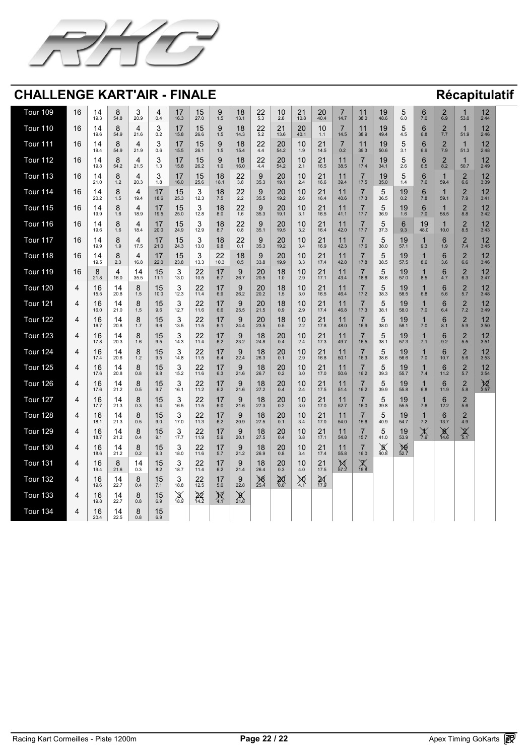# CHALLENGE KART'AIR - FINALE

## Récapitulatif

| | | | | | | | | | | | | | | | | | | | | | |
|---|---|---|---|---|---|---|---|---|---|---|---|---|---|---|---|---|---|---|---|---|---|
| Tour 109 | 16 | 14 19.3 | 8 54.8 | 3 20.9 | 4 0.4 | 17 16.3 | 15 27.0 | 9 1.5 | 18 13.1 | 22 5.3 | 10 2.8 | 21 10.8 | 20 40.4 | 7 14.7 | 11 38.0 | 19 48.6 | 5 6.0 | 6 7.0 | 2 6.9 | 1 53.0 | 12 2:44 |
| Tour 110 | 16 | 14 19.6 | 8 54.9 | 4 21.6 | 3 0.2 | 17 15.8 | 15 26.6 | 9 1.5 | 18 14.3 | 22 5.2 | 21 13.6 | 20 40.1 | 10 1.1 | 7 14.5 | 11 38.9 | 19 49.4 | 5 4.5 | 6 6.8 | 2 7.7 | 1 51.9 | 12 2:46 |
| Tour 111 | 16 | 14 19.4 | 8 54.9 | 4 21.9 | 3 0.6 | 17 15.5 | 15 26.1 | 9 1.5 | 18 15.4 | 22 4.4 | 20 54.2 | 10 1.9 | 21 14.5 | 7 0.2 | 11 39.3 | 19 50.6 | 5 3.1 | 6 6.9 | 2 7.9 | 1 51.3 | 12 2:48 |
| Tour 112 | 16 | 14 19.8 | 8 54.2 | 4 21.5 | 3 1.3 | 17 15.8 | 15 26.2 | 9 1.0 | 18 16.0 | 22 4.4 | 20 54.2 | 10 2.1 | 21 16.5 | 11 38.5 | 7 17.4 | 19 34.1 | 5 2.6 | 6 6.5 | 2 8.2 | 1 50.7 | 12 2:49 |
| Tour 113 | 16 | 14 21.0 | 8 1.2 | 4 20.3 | 3 1.8 | 17 16.0 | 15 25.6 | 18 18.1 | 22 3.8 | 9 35.3 | 20 19.1 | 10 2.4 | 21 16.6 | 11 39.4 | 7 17.5 | 19 35.0 | 5 1.4 | 6 7.6 | 1 59.4 | 2 6.6 | 12 3:39 |
| Tour 114 | 16 | 14 20.2 | 8 1.5 | 4 19.4 | 17 18.6 | 15 25.3 | 3 12.3 | 18 7.5 | 22 2.2 | 9 35.5 | 20 19.2 | 10 2.6 | 21 16.4 | 11 40.6 | 7 17.3 | 5 36.5 | 19 0.2 | 6 7.8 | 1 59.1 | 2 7.9 | 12 3:41 |
| Tour 115 | 16 | 14 19.9 | 8 1.6 | 4 18.9 | 17 19.5 | 15 25.0 | 3 12.8 | 18 8.0 | 22 1.6 | 9 35.3 | 20 19.1 | 10 3.1 | 21 16.5 | 11 41.1 | 7 17.7 | 5 36.9 | 19 1.6 | 6 7.0 | 1 58.5 | 2 8.8 | 12 3:42 |
| Tour 116 | 16 | 14 19.6 | 8 1.6 | 4 18.4 | 17 20.0 | 15 24.9 | 3 12.9 | 18 8.7 | 22 0.8 | 9 35.1 | 20 19.5 | 10 3.2 | 21 16.4 | 11 42.0 | 7 17.7 | 5 37.3 | 6 9.3 | 19 48.0 | 1 10.0 | 2 8.5 | 12 3:43 |
| Tour 117 | 16 | 14 19.9 | 8 1.9 | 4 17.5 | 17 21.0 | 15 24.3 | 3 13.0 | 18 9.8 | 22 0.1 | 9 35.3 | 20 19.2 | 10 3.4 | 21 16.9 | 11 42.3 | 7 17.6 | 5 38.0 | 19 57.1 | 1 9.3 | 6 1.9 | 2 7.4 | 12 3:45 |
| Tour 118 | 16 | 14 19.5 | 8 2.3 | 4 16.8 | 17 22.0 | 15 23.8 | 3 13.3 | 22 10.3 | 18 0.5 | 9 33.8 | 20 19.9 | 10 3.3 | 21 17.4 | 11 42.8 | 7 17.8 | 5 38.5 | 19 57.5 | 1 8.6 | 6 3.6 | 2 6.6 | 12 3:46 |
| Tour 119 | 16 | 8 21.8 | 4 16.0 | 14 35.5 | 15 11.1 | 3 13.0 | 22 10.5 | 17 6.7 | 9 26.7 | 20 20.5 | 18 1.0 | 10 2.9 | 21 17.1 | 11 43.4 | 7 18.6 | 5 38.6 | 19 57.0 | 1 8.5 | 6 4.7 | 2 6.3 | 12 3:47 |
| Tour 120 | 4 | 16 15.5 | 14 20.8 | 8 1.5 | 15 10.0 | 3 12.3 | 22 11.4 | 17 6.9 | 9 26.2 | 20 20.2 | 18 1.5 | 10 3.0 | 21 16.5 | 11 46.4 | 7 17.2 | 5 38.3 | 19 58.5 | 1 6.8 | 6 5.6 | 2 5.7 | 12 3:48 |
| Tour 121 | 4 | 16 16.0 | 14 21.0 | 8 1.5 | 15 9.6 | 3 12.7 | 22 11.6 | 17 6.6 | 9 25.5 | 20 21.5 | 18 0.9 | 10 2.9 | 21 17.4 | 11 46.8 | 7 17.3 | 5 38.1 | 19 58.0 | 1 7.0 | 6 6.4 | 2 7.2 | 12 3:49 |
| Tour 122 | 4 | 16 16.7 | 14 20.8 | 8 1.7 | 15 9.6 | 3 13.5 | 22 11.5 | 17 6.1 | 9 24.4 | 20 23.5 | 18 0.5 | 10 2.2 | 21 17.8 | 11 48.0 | 7 16.9 | 5 38.0 | 19 58.1 | 1 7.0 | 6 8.1 | 2 5.9 | 12 3:50 |
| Tour 123 | 4 | 16 17.8 | 14 20.3 | 8 1.6 | 15 9.5 | 3 14.3 | 22 11.4 | 17 6.2 | 9 23.2 | 18 24.8 | 20 0.4 | 10 2.4 | 21 17.3 | 11 49.7 | 7 16.5 | 5 38.1 | 19 57.3 | 1 7.1 | 6 9.2 | 2 5.5 | 12 3:51 |
| Tour 124 | 4 | 16 17.4 | 14 20.6 | 8 1.2 | 15 9.5 | 3 14.8 | 22 11.5 | 17 6.4 | 9 22.4 | 18 26.3 | 20 0.1 | 10 2.9 | 21 16.8 | 11 50.1 | 7 16.3 | 5 38.6 | 19 56.6 | 1 7.0 | 6 10.7 | 2 5.6 | 12 3:53 |
| Tour 125 | 4 | 16 17.6 | 14 20.8 | 8 0.8 | 15 9.8 | 3 15.2 | 22 11.6 | 17 6.3 | 9 21.6 | 18 26.7 | 20 0.2 | 10 3.0 | 21 17.0 | 11 50.6 | 7 16.2 | 5 39.3 | 19 55.7 | 1 7.4 | 6 11.2 | 2 5.7 | 12 3:54 |
| Tour 126 | 4 | 16 17.6 | 14 21.2 | 8 0.5 | 15 9.7 | 3 16.1 | 22 11.2 | 17 6.2 | 9 21.6 | 18 27.2 | 20 0.4 | 10 2.4 | 21 17.5 | 11 51.4 | 7 16.2 | 5 39.9 | 19 55.8 | 1 6.8 | 6 11.9 | 2 5.8 | ~~12~~ 3:57 |
| Tour 127 | 4 | 16 17.7 | 14 21.3 | 8 0.3 | 15 9.4 | 3 16.5 | 22 11.5 | 17 6.0 | 9 21.6 | 18 27.3 | 20 0.2 | 10 3.0 | 21 17.0 | 11 52.7 | 7 16.0 | 5 39.8 | 19 55.5 | 1 7.6 | 6 12.2 | 2 5.6 | |
| Tour 128 | 4 | 16 18.1 | 14 21.3 | 8 0.5 | 15 9.0 | 3 17.0 | 22 11.3 | 17 6.2 | 9 20.9 | 18 27.5 | 20 0.1 | 10 3.4 | 21 17.0 | 11 54.0 | 7 15.6 | 5 40.9 | 19 54.7 | 1 7.2 | 6 13.7 | 2 4.9 | |
| Tour 129 | 4 | 16 18.7 | 14 21.2 | 8 0.4 | 15 9.1 | 3 17.7 | 22 11.9 | 17 5.9 | 9 20.1 | 18 27.5 | 20 0.4 | 10 3.8 | 21 17.1 | 11 54.8 | 7 15.7 | 5 41.0 | 19 53.9 | ~~1~~ 7.9 | ~~6~~ 14.6 | ~~2~~ 5.1 | |
| Tour 130 | 4 | 16 18.6 | 14 21.2 | 8 0.2 | 15 9.3 | 3 18.0 | 22 11.6 | 17 5.7 | 9 21.2 | 18 26.9 | 20 0.8 | 10 3.4 | 21 17.4 | 11 55.8 | 7 16.0 | ~~5~~ 40.8 | ~~19~~ 52.7 | | | | |
| Tour 131 | 4 | 16 19.4 | 8 21.6 | 14 0.3 | 15 8.2 | 3 18.7 | 22 11.4 | 17 6.2 | 9 21.4 | 18 26.4 | 20 0.3 | 10 4.0 | 21 17.5 | ~~11~~ 57.2 | ~~7~~ 15.8 | | | | | | |
| Tour 132 | 4 | 16 19.6 | 14 22.7 | 8 0.4 | 15 7.1 | 3 18.8 | 22 12.5 | 17 5.0 | 9 22.8 | ~~18~~ 25.4 | ~~20~~ 0.0 | ~~10~~ 4.1 | ~~21~~ 17.9 | | | | | | | | |
| Tour 133 | 4 | 16 19.8 | 14 22.7 | 8 0.8 | 15 6.9 | ~~3~~ 18.9 | ~~22~~ 14.2 | ~~17~~ 4.1 | ~~9~~ 21.8 | | | | | | | | | | | | |
| Tour 134 | 4 | 16 20.4 | 14 22.5 | 8 0.8 | 15 6.9 | | | | | | | | | | | | | | | | |